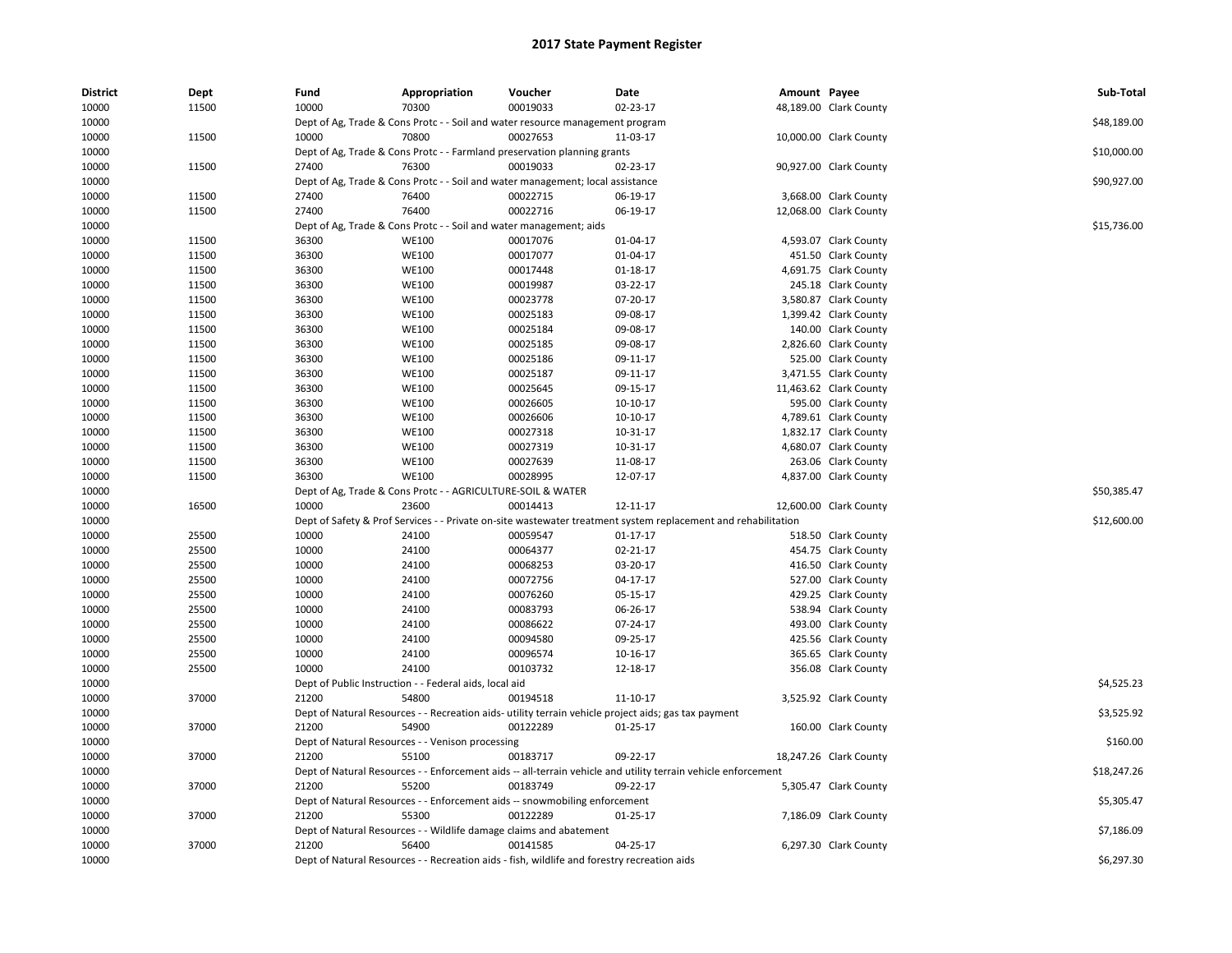# 2017 State Payment Register

| District | Dept | Fund | Appropriation | Voucher | Date | Amount | Payee | Sub-Total |
|---|---|---|---|---|---|---|---|---|
| 10000 | 11500 | 10000 | 70300 | 00019033 | 02-23-17 | 48,189.00 | Clark County | |
| 10000 | | Dept of Ag, Trade & Cons Protc - - Soil and water resource management program | | | | | | $48,189.00 |
| 10000 | 11500 | 10000 | 70800 | 00027653 | 11-03-17 | 10,000.00 | Clark County | |
| 10000 | | Dept of Ag, Trade & Cons Protc - - Farmland preservation planning grants | | | | | | $10,000.00 |
| 10000 | 11500 | 27400 | 76300 | 00019033 | 02-23-17 | 90,927.00 | Clark County | |
| 10000 | | Dept of Ag, Trade & Cons Protc - - Soil and water management; local assistance | | | | | | $90,927.00 |
| 10000 | 11500 | 27400 | 76400 | 00022715 | 06-19-17 | 3,668.00 | Clark County | |
| 10000 | 11500 | 27400 | 76400 | 00022716 | 06-19-17 | 12,068.00 | Clark County | |
| 10000 | | Dept of Ag, Trade & Cons Protc - - Soil and water management; aids | | | | | | $15,736.00 |
| 10000 | 11500 | 36300 | WE100 | 00017076 | 01-04-17 | 4,593.07 | Clark County | |
| 10000 | 11500 | 36300 | WE100 | 00017077 | 01-04-17 | 451.50 | Clark County | |
| 10000 | 11500 | 36300 | WE100 | 00017448 | 01-18-17 | 4,691.75 | Clark County | |
| 10000 | 11500 | 36300 | WE100 | 00019987 | 03-22-17 | 245.18 | Clark County | |
| 10000 | 11500 | 36300 | WE100 | 00023778 | 07-20-17 | 3,580.87 | Clark County | |
| 10000 | 11500 | 36300 | WE100 | 00025183 | 09-08-17 | 1,399.42 | Clark County | |
| 10000 | 11500 | 36300 | WE100 | 00025184 | 09-08-17 | 140.00 | Clark County | |
| 10000 | 11500 | 36300 | WE100 | 00025185 | 09-08-17 | 2,826.60 | Clark County | |
| 10000 | 11500 | 36300 | WE100 | 00025186 | 09-11-17 | 525.00 | Clark County | |
| 10000 | 11500 | 36300 | WE100 | 00025187 | 09-11-17 | 3,471.55 | Clark County | |
| 10000 | 11500 | 36300 | WE100 | 00025645 | 09-15-17 | 11,463.62 | Clark County | |
| 10000 | 11500 | 36300 | WE100 | 00026605 | 10-10-17 | 595.00 | Clark County | |
| 10000 | 11500 | 36300 | WE100 | 00026606 | 10-10-17 | 4,789.61 | Clark County | |
| 10000 | 11500 | 36300 | WE100 | 00027318 | 10-31-17 | 1,832.17 | Clark County | |
| 10000 | 11500 | 36300 | WE100 | 00027319 | 10-31-17 | 4,680.07 | Clark County | |
| 10000 | 11500 | 36300 | WE100 | 00027639 | 11-08-17 | 263.06 | Clark County | |
| 10000 | 11500 | 36300 | WE100 | 00028995 | 12-07-17 | 4,837.00 | Clark County | |
| 10000 | | Dept of Ag, Trade & Cons Protc - - AGRICULTURE-SOIL & WATER | | | | | | $50,385.47 |
| 10000 | 16500 | 10000 | 23600 | 00014413 | 12-11-17 | 12,600.00 | Clark County | |
| 10000 | | Dept of Safety & Prof Services - - Private on-site wastewater treatment system replacement and rehabilitation | | | | | | $12,600.00 |
| 10000 | 25500 | 10000 | 24100 | 00059547 | 01-17-17 | 518.50 | Clark County | |
| 10000 | 25500 | 10000 | 24100 | 00064377 | 02-21-17 | 454.75 | Clark County | |
| 10000 | 25500 | 10000 | 24100 | 00068253 | 03-20-17 | 416.50 | Clark County | |
| 10000 | 25500 | 10000 | 24100 | 00072756 | 04-17-17 | 527.00 | Clark County | |
| 10000 | 25500 | 10000 | 24100 | 00076260 | 05-15-17 | 429.25 | Clark County | |
| 10000 | 25500 | 10000 | 24100 | 00083793 | 06-26-17 | 538.94 | Clark County | |
| 10000 | 25500 | 10000 | 24100 | 00086622 | 07-24-17 | 493.00 | Clark County | |
| 10000 | 25500 | 10000 | 24100 | 00094580 | 09-25-17 | 425.56 | Clark County | |
| 10000 | 25500 | 10000 | 24100 | 00096574 | 10-16-17 | 365.65 | Clark County | |
| 10000 | 25500 | 10000 | 24100 | 00103732 | 12-18-17 | 356.08 | Clark County | |
| 10000 | | Dept of Public Instruction - - Federal aids, local aid | | | | | | $4,525.23 |
| 10000 | 37000 | 21200 | 54800 | 00194518 | 11-10-17 | 3,525.92 | Clark County | |
| 10000 | | Dept of Natural Resources - - Recreation aids- utility terrain vehicle project aids; gas tax payment | | | | | | $3,525.92 |
| 10000 | 37000 | 21200 | 54900 | 00122289 | 01-25-17 | 160.00 | Clark County | |
| 10000 | | Dept of Natural Resources - - Venison processing | | | | | | $160.00 |
| 10000 | 37000 | 21200 | 55100 | 00183717 | 09-22-17 | 18,247.26 | Clark County | |
| 10000 | | Dept of Natural Resources - - Enforcement aids -- all-terrain vehicle and utility terrain vehicle enforcement | | | | | | $18,247.26 |
| 10000 | 37000 | 21200 | 55200 | 00183749 | 09-22-17 | 5,305.47 | Clark County | |
| 10000 | | Dept of Natural Resources - - Enforcement aids -- snowmobiling enforcement | | | | | | $5,305.47 |
| 10000 | 37000 | 21200 | 55300 | 00122289 | 01-25-17 | 7,186.09 | Clark County | |
| 10000 | | Dept of Natural Resources - - Wildlife damage claims and abatement | | | | | | $7,186.09 |
| 10000 | 37000 | 21200 | 56400 | 00141585 | 04-25-17 | 6,297.30 | Clark County | |
| 10000 | | Dept of Natural Resources - - Recreation aids - fish, wildlife and forestry recreation aids | | | | | | $6,297.30 |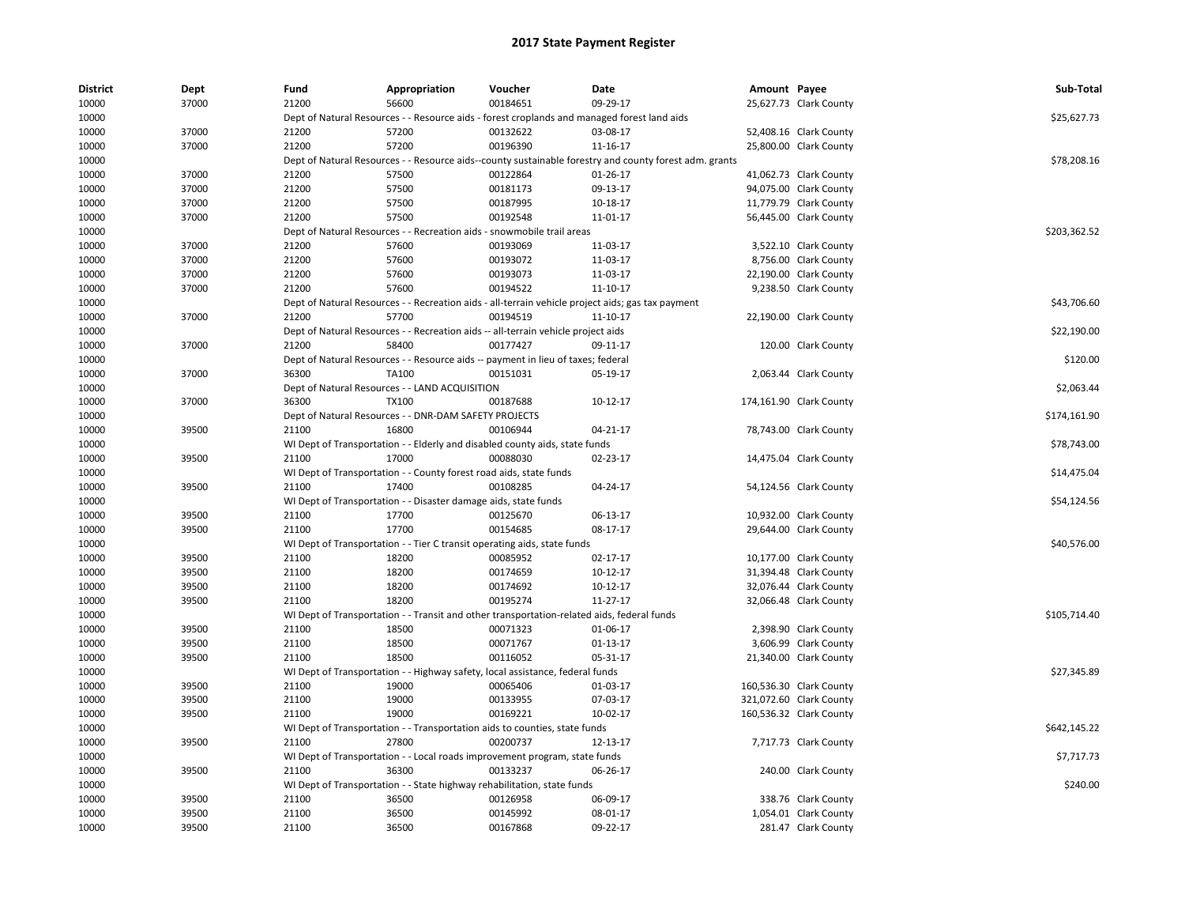# 2017 State Payment Register

| District | Dept | Fund | Appropriation | Voucher | Date | Amount | Payee | Sub-Total |
|---|---|---|---|---|---|---|---|---|
| 10000 | 37000 | 21200 | 56600 | 00184651 | 09-29-17 | 25,627.73 | Clark County | |
| 10000 | | Dept of Natural Resources - - Resource aids - forest croplands and managed forest land aids | | | | | | $25,627.73 |
| 10000 | 37000 | 21200 | 57200 | 00132622 | 03-08-17 | 52,408.16 | Clark County | |
| 10000 | 37000 | 21200 | 57200 | 00196390 | 11-16-17 | 25,800.00 | Clark County | |
| 10000 | | Dept of Natural Resources - - Resource aids--county sustainable forestry and county forest adm. grants | | | | | | $78,208.16 |
| 10000 | 37000 | 21200 | 57500 | 00122864 | 01-26-17 | 41,062.73 | Clark County | |
| 10000 | 37000 | 21200 | 57500 | 00181173 | 09-13-17 | 94,075.00 | Clark County | |
| 10000 | 37000 | 21200 | 57500 | 00187995 | 10-18-17 | 11,779.79 | Clark County | |
| 10000 | 37000 | 21200 | 57500 | 00192548 | 11-01-17 | 56,445.00 | Clark County | |
| 10000 | | Dept of Natural Resources - - Recreation aids - snowmobile trail areas | | | | | | $203,362.52 |
| 10000 | 37000 | 21200 | 57600 | 00193069 | 11-03-17 | 3,522.10 | Clark County | |
| 10000 | 37000 | 21200 | 57600 | 00193072 | 11-03-17 | 8,756.00 | Clark County | |
| 10000 | 37000 | 21200 | 57600 | 00193073 | 11-03-17 | 22,190.00 | Clark County | |
| 10000 | 37000 | 21200 | 57600 | 00194522 | 11-10-17 | 9,238.50 | Clark County | |
| 10000 | | Dept of Natural Resources - - Recreation aids - all-terrain vehicle project aids; gas tax payment | | | | | | $43,706.60 |
| 10000 | 37000 | 21200 | 57700 | 00194519 | 11-10-17 | 22,190.00 | Clark County | |
| 10000 | | Dept of Natural Resources - - Recreation aids -- all-terrain vehicle project aids | | | | | | $22,190.00 |
| 10000 | 37000 | 21200 | 58400 | 00177427 | 09-11-17 | 120.00 | Clark County | |
| 10000 | | Dept of Natural Resources - - Resource aids -- payment in lieu of taxes; federal | | | | | | $120.00 |
| 10000 | 37000 | 36300 | TA100 | 00151031 | 05-19-17 | 2,063.44 | Clark County | |
| 10000 | | Dept of Natural Resources - - LAND ACQUISITION | | | | | | $2,063.44 |
| 10000 | 37000 | 36300 | TX100 | 00187688 | 10-12-17 | 174,161.90 | Clark County | |
| 10000 | | Dept of Natural Resources - - DNR-DAM SAFETY PROJECTS | | | | | | $174,161.90 |
| 10000 | 39500 | 21100 | 16800 | 00106944 | 04-21-17 | 78,743.00 | Clark County | |
| 10000 | | WI Dept of Transportation - - Elderly and disabled county aids, state funds | | | | | | $78,743.00 |
| 10000 | 39500 | 21100 | 17000 | 00088030 | 02-23-17 | 14,475.04 | Clark County | |
| 10000 | | WI Dept of Transportation - - County forest road aids, state funds | | | | | | $14,475.04 |
| 10000 | 39500 | 21100 | 17400 | 00108285 | 04-24-17 | 54,124.56 | Clark County | |
| 10000 | | WI Dept of Transportation - - Disaster damage aids, state funds | | | | | | $54,124.56 |
| 10000 | 39500 | 21100 | 17700 | 00125670 | 06-13-17 | 10,932.00 | Clark County | |
| 10000 | 39500 | 21100 | 17700 | 00154685 | 08-17-17 | 29,644.00 | Clark County | |
| 10000 | | WI Dept of Transportation - - Tier C transit operating aids, state funds | | | | | | $40,576.00 |
| 10000 | 39500 | 21100 | 18200 | 00085952 | 02-17-17 | 10,177.00 | Clark County | |
| 10000 | 39500 | 21100 | 18200 | 00174659 | 10-12-17 | 31,394.48 | Clark County | |
| 10000 | 39500 | 21100 | 18200 | 00174692 | 10-12-17 | 32,076.44 | Clark County | |
| 10000 | 39500 | 21100 | 18200 | 00195274 | 11-27-17 | 32,066.48 | Clark County | |
| 10000 | | WI Dept of Transportation - - Transit and other transportation-related aids, federal funds | | | | | | $105,714.40 |
| 10000 | 39500 | 21100 | 18500 | 00071323 | 01-06-17 | 2,398.90 | Clark County | |
| 10000 | 39500 | 21100 | 18500 | 00071767 | 01-13-17 | 3,606.99 | Clark County | |
| 10000 | 39500 | 21100 | 18500 | 00116052 | 05-31-17 | 21,340.00 | Clark County | |
| 10000 | | WI Dept of Transportation - - Highway safety, local assistance, federal funds | | | | | | $27,345.89 |
| 10000 | 39500 | 21100 | 19000 | 00065406 | 01-03-17 | 160,536.30 | Clark County | |
| 10000 | 39500 | 21100 | 19000 | 00133955 | 07-03-17 | 321,072.60 | Clark County | |
| 10000 | 39500 | 21100 | 19000 | 00169221 | 10-02-17 | 160,536.32 | Clark County | |
| 10000 | | WI Dept of Transportation - - Transportation aids to counties, state funds | | | | | | $642,145.22 |
| 10000 | 39500 | 21100 | 27800 | 00200737 | 12-13-17 | 7,717.73 | Clark County | |
| 10000 | | WI Dept of Transportation - - Local roads improvement program, state funds | | | | | | $7,717.73 |
| 10000 | 39500 | 21100 | 36300 | 00133237 | 06-26-17 | 240.00 | Clark County | |
| 10000 | | WI Dept of Transportation - - State highway rehabilitation, state funds | | | | | | $240.00 |
| 10000 | 39500 | 21100 | 36500 | 00126958 | 06-09-17 | 338.76 | Clark County | |
| 10000 | 39500 | 21100 | 36500 | 00145992 | 08-01-17 | 1,054.01 | Clark County | |
| 10000 | 39500 | 21100 | 36500 | 00167868 | 09-22-17 | 281.47 | Clark County | |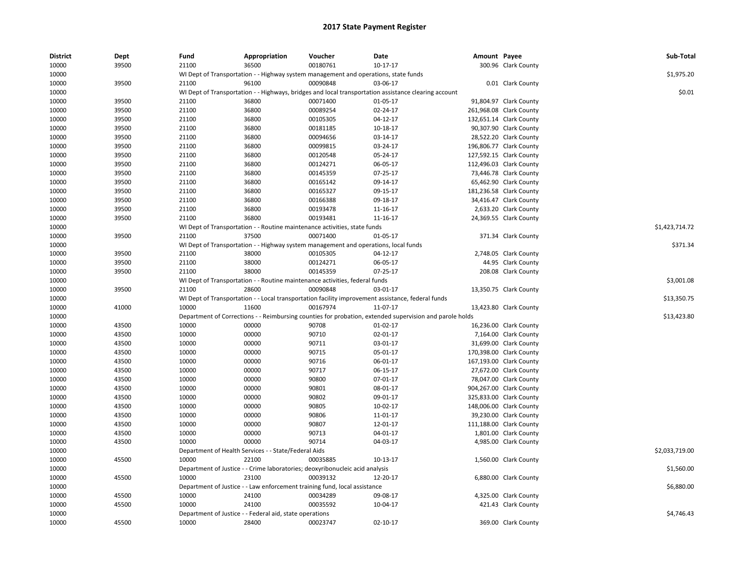# 2017 State Payment Register

| District | Dept | Fund | Appropriation | Voucher | Date | Amount | Payee | Sub-Total |
|---|---|---|---|---|---|---|---|---|
| 10000 | 39500 | 21100 | 36500 | 00180761 | 10-17-17 | 300.96 | Clark County | |
| 10000 | | WI Dept of Transportation - - Highway system management and operations, state funds | | | | | | $1,975.20 |
| 10000 | 39500 | 21100 | 96100 | 00090848 | 03-06-17 | 0.01 | Clark County | |
| 10000 | | WI Dept of Transportation - - Highways, bridges and local transportation assistance clearing account | | | | | | $0.01 |
| 10000 | 39500 | 21100 | 36800 | 00071400 | 01-05-17 | 91,804.97 | Clark County | |
| 10000 | 39500 | 21100 | 36800 | 00089254 | 02-24-17 | 261,968.08 | Clark County | |
| 10000 | 39500 | 21100 | 36800 | 00105305 | 04-12-17 | 132,651.14 | Clark County | |
| 10000 | 39500 | 21100 | 36800 | 00181185 | 10-18-17 | 90,307.90 | Clark County | |
| 10000 | 39500 | 21100 | 36800 | 00094656 | 03-14-17 | 28,522.20 | Clark County | |
| 10000 | 39500 | 21100 | 36800 | 00099815 | 03-24-17 | 196,806.77 | Clark County | |
| 10000 | 39500 | 21100 | 36800 | 00120548 | 05-24-17 | 127,592.15 | Clark County | |
| 10000 | 39500 | 21100 | 36800 | 00124271 | 06-05-17 | 112,496.03 | Clark County | |
| 10000 | 39500 | 21100 | 36800 | 00145359 | 07-25-17 | 73,446.78 | Clark County | |
| 10000 | 39500 | 21100 | 36800 | 00165142 | 09-14-17 | 65,462.90 | Clark County | |
| 10000 | 39500 | 21100 | 36800 | 00165327 | 09-15-17 | 181,236.58 | Clark County | |
| 10000 | 39500 | 21100 | 36800 | 00166388 | 09-18-17 | 34,416.47 | Clark County | |
| 10000 | 39500 | 21100 | 36800 | 00193478 | 11-16-17 | 2,633.20 | Clark County | |
| 10000 | 39500 | 21100 | 36800 | 00193481 | 11-16-17 | 24,369.55 | Clark County | |
| 10000 | | WI Dept of Transportation - - Routine maintenance activities, state funds | | | | | | $1,423,714.72 |
| 10000 | 39500 | 21100 | 37500 | 00071400 | 01-05-17 | 371.34 | Clark County | |
| 10000 | | WI Dept of Transportation - - Highway system management and operations, local funds | | | | | | $371.34 |
| 10000 | 39500 | 21100 | 38000 | 00105305 | 04-12-17 | 2,748.05 | Clark County | |
| 10000 | 39500 | 21100 | 38000 | 00124271 | 06-05-17 | 44.95 | Clark County | |
| 10000 | 39500 | 21100 | 38000 | 00145359 | 07-25-17 | 208.08 | Clark County | |
| 10000 | | WI Dept of Transportation - - Routine maintenance activities, federal funds | | | | | | $3,001.08 |
| 10000 | 39500 | 21100 | 28600 | 00090848 | 03-01-17 | 13,350.75 | Clark County | |
| 10000 | | WI Dept of Transportation - - Local transportation facility improvement assistance, federal funds | | | | | | $13,350.75 |
| 10000 | 41000 | 10000 | 11600 | 00167974 | 11-07-17 | 13,423.80 | Clark County | |
| 10000 | | Department of Corrections - - Reimbursing counties for probation, extended supervision and parole holds | | | | | | $13,423.80 |
| 10000 | 43500 | 10000 | 00000 | 90708 | 01-02-17 | 16,236.00 | Clark County | |
| 10000 | 43500 | 10000 | 00000 | 90710 | 02-01-17 | 7,164.00 | Clark County | |
| 10000 | 43500 | 10000 | 00000 | 90711 | 03-01-17 | 31,699.00 | Clark County | |
| 10000 | 43500 | 10000 | 00000 | 90715 | 05-01-17 | 170,398.00 | Clark County | |
| 10000 | 43500 | 10000 | 00000 | 90716 | 06-01-17 | 167,193.00 | Clark County | |
| 10000 | 43500 | 10000 | 00000 | 90717 | 06-15-17 | 27,672.00 | Clark County | |
| 10000 | 43500 | 10000 | 00000 | 90800 | 07-01-17 | 78,047.00 | Clark County | |
| 10000 | 43500 | 10000 | 00000 | 90801 | 08-01-17 | 904,267.00 | Clark County | |
| 10000 | 43500 | 10000 | 00000 | 90802 | 09-01-17 | 325,833.00 | Clark County | |
| 10000 | 43500 | 10000 | 00000 | 90805 | 10-02-17 | 148,006.00 | Clark County | |
| 10000 | 43500 | 10000 | 00000 | 90806 | 11-01-17 | 39,230.00 | Clark County | |
| 10000 | 43500 | 10000 | 00000 | 90807 | 12-01-17 | 111,188.00 | Clark County | |
| 10000 | 43500 | 10000 | 00000 | 90713 | 04-01-17 | 1,801.00 | Clark County | |
| 10000 | 43500 | 10000 | 00000 | 90714 | 04-03-17 | 4,985.00 | Clark County | |
| 10000 | | Department of Health Services - - State/Federal Aids | | | | | | $2,033,719.00 |
| 10000 | 45500 | 10000 | 22100 | 00035885 | 10-13-17 | 1,560.00 | Clark County | |
| 10000 | | Department of Justice - - Crime laboratories; deoxyribonucleic acid analysis | | | | | | $1,560.00 |
| 10000 | 45500 | 10000 | 23100 | 00039132 | 12-20-17 | 6,880.00 | Clark County | |
| 10000 | | Department of Justice - - Law enforcement training fund, local assistance | | | | | | $6,880.00 |
| 10000 | 45500 | 10000 | 24100 | 00034289 | 09-08-17 | 4,325.00 | Clark County | |
| 10000 | 45500 | 10000 | 24100 | 00035592 | 10-04-17 | 421.43 | Clark County | |
| 10000 | | Department of Justice - - Federal aid, state operations | | | | | | $4,746.43 |
| 10000 | 45500 | 10000 | 28400 | 00023747 | 02-10-17 | 369.00 | Clark County | |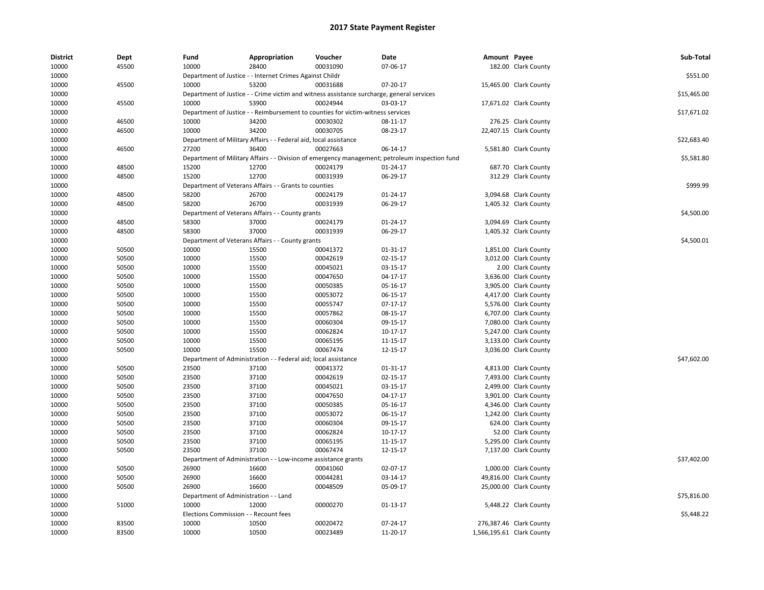# 2017 State Payment Register

| District | Dept | Fund | Appropriation | Voucher | Date | Amount | Payee | Sub-Total |
|---|---|---|---|---|---|---|---|---|
| 10000 | 45500 | 10000 | 28400 | 00031090 | 07-06-17 | 182.00 | Clark County | |
| 10000 | | Department of Justice - - Internet Crimes Against Childr | | | | | | $551.00 |
| 10000 | 45500 | 10000 | 53200 | 00031688 | 07-20-17 | 15,465.00 | Clark County | |
| 10000 | | Department of Justice - - Crime victim and witness assistance surcharge, general services | | | | | | $15,465.00 |
| 10000 | 45500 | 10000 | 53900 | 00024944 | 03-03-17 | 17,671.02 | Clark County | |
| 10000 | | Department of Justice - - Reimbursement to counties for victim-witness services | | | | | | $17,671.02 |
| 10000 | 46500 | 10000 | 34200 | 00030302 | 08-11-17 | 276.25 | Clark County | |
| 10000 | 46500 | 10000 | 34200 | 00030705 | 08-23-17 | 22,407.15 | Clark County | |
| 10000 | | Department of Military Affairs - - Federal aid, local assistance | | | | | | $22,683.40 |
| 10000 | 46500 | 27200 | 36400 | 00027663 | 06-14-17 | 5,581.80 | Clark County | |
| 10000 | | Department of Military Affairs - - Division of emergency management; petroleum inspection fund | | | | | | $5,581.80 |
| 10000 | 48500 | 15200 | 12700 | 00024179 | 01-24-17 | 687.70 | Clark County | |
| 10000 | 48500 | 15200 | 12700 | 00031939 | 06-29-17 | 312.29 | Clark County | |
| 10000 | | Department of Veterans Affairs - - Grants to counties | | | | | | $999.99 |
| 10000 | 48500 | 58200 | 26700 | 00024179 | 01-24-17 | 3,094.68 | Clark County | |
| 10000 | 48500 | 58200 | 26700 | 00031939 | 06-29-17 | 1,405.32 | Clark County | |
| 10000 | | Department of Veterans Affairs - - County grants | | | | | | $4,500.00 |
| 10000 | 48500 | 58300 | 37000 | 00024179 | 01-24-17 | 3,094.69 | Clark County | |
| 10000 | 48500 | 58300 | 37000 | 00031939 | 06-29-17 | 1,405.32 | Clark County | |
| 10000 | | Department of Veterans Affairs - - County grants | | | | | | $4,500.01 |
| 10000 | 50500 | 10000 | 15500 | 00041372 | 01-31-17 | 1,851.00 | Clark County | |
| 10000 | 50500 | 10000 | 15500 | 00042619 | 02-15-17 | 3,012.00 | Clark County | |
| 10000 | 50500 | 10000 | 15500 | 00045021 | 03-15-17 | 2.00 | Clark County | |
| 10000 | 50500 | 10000 | 15500 | 00047650 | 04-17-17 | 3,636.00 | Clark County | |
| 10000 | 50500 | 10000 | 15500 | 00050385 | 05-16-17 | 3,905.00 | Clark County | |
| 10000 | 50500 | 10000 | 15500 | 00053072 | 06-15-17 | 4,417.00 | Clark County | |
| 10000 | 50500 | 10000 | 15500 | 00055747 | 07-17-17 | 5,576.00 | Clark County | |
| 10000 | 50500 | 10000 | 15500 | 00057862 | 08-15-17 | 6,707.00 | Clark County | |
| 10000 | 50500 | 10000 | 15500 | 00060304 | 09-15-17 | 7,080.00 | Clark County | |
| 10000 | 50500 | 10000 | 15500 | 00062824 | 10-17-17 | 5,247.00 | Clark County | |
| 10000 | 50500 | 10000 | 15500 | 00065195 | 11-15-17 | 3,133.00 | Clark County | |
| 10000 | 50500 | 10000 | 15500 | 00067474 | 12-15-17 | 3,036.00 | Clark County | |
| 10000 | | Department of Administration - - Federal aid; local assistance | | | | | | $47,602.00 |
| 10000 | 50500 | 23500 | 37100 | 00041372 | 01-31-17 | 4,813.00 | Clark County | |
| 10000 | 50500 | 23500 | 37100 | 00042619 | 02-15-17 | 7,493.00 | Clark County | |
| 10000 | 50500 | 23500 | 37100 | 00045021 | 03-15-17 | 2,499.00 | Clark County | |
| 10000 | 50500 | 23500 | 37100 | 00047650 | 04-17-17 | 3,901.00 | Clark County | |
| 10000 | 50500 | 23500 | 37100 | 00050385 | 05-16-17 | 4,346.00 | Clark County | |
| 10000 | 50500 | 23500 | 37100 | 00053072 | 06-15-17 | 1,242.00 | Clark County | |
| 10000 | 50500 | 23500 | 37100 | 00060304 | 09-15-17 | 624.00 | Clark County | |
| 10000 | 50500 | 23500 | 37100 | 00062824 | 10-17-17 | 52.00 | Clark County | |
| 10000 | 50500 | 23500 | 37100 | 00065195 | 11-15-17 | 5,295.00 | Clark County | |
| 10000 | 50500 | 23500 | 37100 | 00067474 | 12-15-17 | 7,137.00 | Clark County | |
| 10000 | | Department of Administration - - Low-income assistance grants | | | | | | $37,402.00 |
| 10000 | 50500 | 26900 | 16600 | 00041060 | 02-07-17 | 1,000.00 | Clark County | |
| 10000 | 50500 | 26900 | 16600 | 00044281 | 03-14-17 | 49,816.00 | Clark County | |
| 10000 | 50500 | 26900 | 16600 | 00048509 | 05-09-17 | 25,000.00 | Clark County | |
| 10000 | | Department of Administration - - Land | | | | | | $75,816.00 |
| 10000 | 51000 | 10000 | 12000 | 00000270 | 01-13-17 | 5,448.22 | Clark County | |
| 10000 | | Elections Commission - - Recount fees | | | | | | $5,448.22 |
| 10000 | 83500 | 10000 | 10500 | 00020472 | 07-24-17 | 276,387.46 | Clark County | |
| 10000 | 83500 | 10000 | 10500 | 00023489 | 11-20-17 | 1,566,195.61 | Clark County | |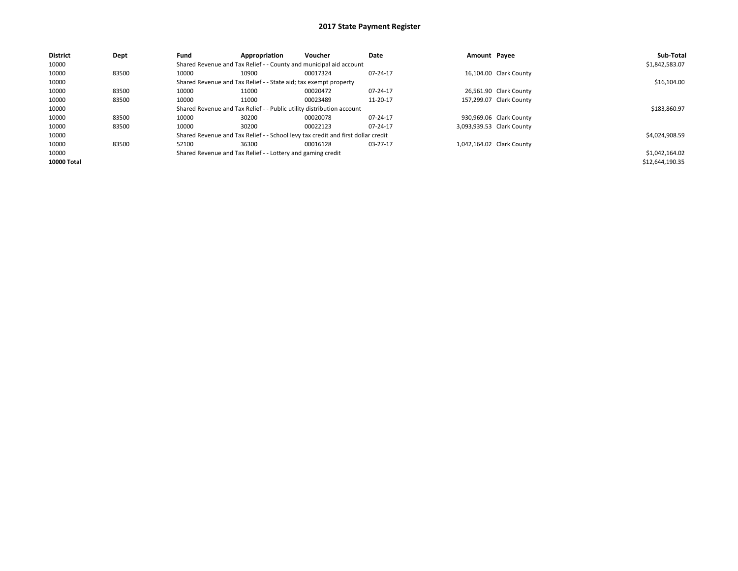# 2017 State Payment Register

| District | Dept | Fund | Appropriation | Voucher | Date | Amount | Payee | Sub-Total |
|---|---|---|---|---|---|---|---|---|
| 10000 | | Shared Revenue and Tax Relief - - County and municipal aid account | | | | | | $1,842,583.07 |
| 10000 | 83500 | 10000 | 10900 | 00017324 | 07-24-17 | 16,104.00 | Clark County | |
| 10000 | | Shared Revenue and Tax Relief - - State aid; tax exempt property | | | | | | $16,104.00 |
| 10000 | 83500 | 10000 | 11000 | 00020472 | 07-24-17 | 26,561.90 | Clark County | |
| 10000 | 83500 | 10000 | 11000 | 00023489 | 11-20-17 | 157,299.07 | Clark County | |
| 10000 | | Shared Revenue and Tax Relief - - Public utility distribution account | | | | | | $183,860.97 |
| 10000 | 83500 | 10000 | 30200 | 00020078 | 07-24-17 | 930,969.06 | Clark County | |
| 10000 | 83500 | 10000 | 30200 | 00022123 | 07-24-17 | 3,093,939.53 | Clark County | |
| 10000 | | Shared Revenue and Tax Relief - - School levy tax credit and first dollar credit | | | | | | $4,024,908.59 |
| 10000 | 83500 | 52100 | 36300 | 00016128 | 03-27-17 | 1,042,164.02 | Clark County | |
| 10000 | | Shared Revenue and Tax Relief - - Lottery and gaming credit | | | | | | $1,042,164.02 |
| **10000 Total** | | | | | | | | $12,644,190.35 |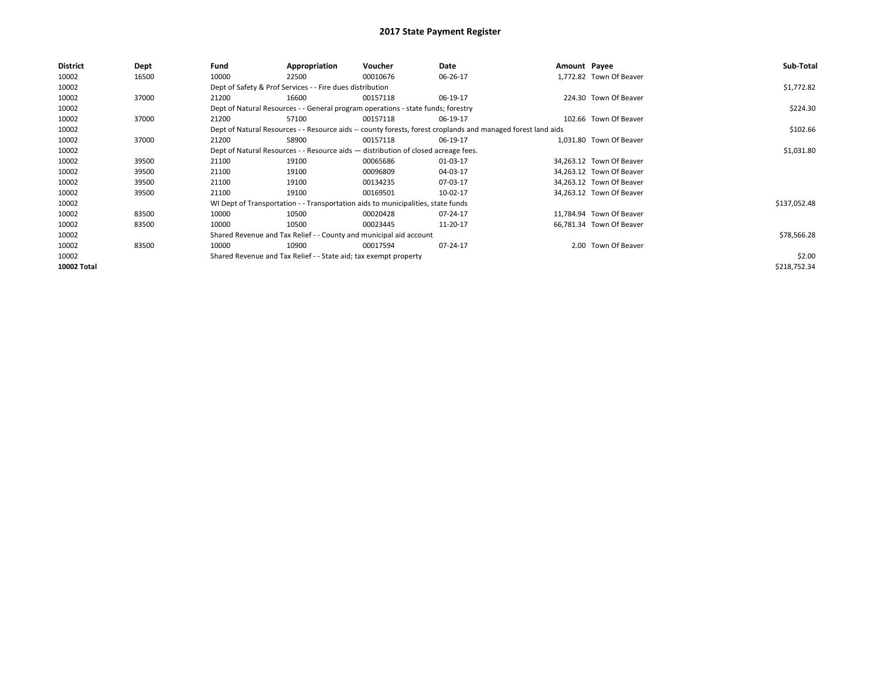# 2017 State Payment Register

| District | Dept | Fund | Appropriation | Voucher | Date | Amount | Payee | Sub-Total |
|---|---|---|---|---|---|---|---|---|
| 10002 | 16500 | 10000 | 22500 | 00010676 | 06-26-17 | 1,772.82 | Town Of Beaver | |
| 10002 | | Dept of Safety & Prof Services - - Fire dues distribution | | | | | | $1,772.82 |
| 10002 | 37000 | 21200 | 16600 | 00157118 | 06-19-17 | 224.30 | Town Of Beaver | |
| 10002 | | Dept of Natural Resources - - General program operations - state funds; forestry | | | | | | $224.30 |
| 10002 | 37000 | 21200 | 57100 | 00157118 | 06-19-17 | 102.66 | Town Of Beaver | |
| 10002 | | Dept of Natural Resources - - Resource aids -- county forests, forest croplands and managed forest land aids | | | | | | $102.66 |
| 10002 | 37000 | 21200 | 58900 | 00157118 | 06-19-17 | 1,031.80 | Town Of Beaver | |
| 10002 | | Dept of Natural Resources - - Resource aids — distribution of closed acreage fees. | | | | | | $1,031.80 |
| 10002 | 39500 | 21100 | 19100 | 00065686 | 01-03-17 | 34,263.12 | Town Of Beaver | |
| 10002 | 39500 | 21100 | 19100 | 00096809 | 04-03-17 | 34,263.12 | Town Of Beaver | |
| 10002 | 39500 | 21100 | 19100 | 00134235 | 07-03-17 | 34,263.12 | Town Of Beaver | |
| 10002 | 39500 | 21100 | 19100 | 00169501 | 10-02-17 | 34,263.12 | Town Of Beaver | |
| 10002 | | WI Dept of Transportation - - Transportation aids to municipalities, state funds | | | | | | $137,052.48 |
| 10002 | 83500 | 10000 | 10500 | 00020428 | 07-24-17 | 11,784.94 | Town Of Beaver | |
| 10002 | 83500 | 10000 | 10500 | 00023445 | 11-20-17 | 66,781.34 | Town Of Beaver | |
| 10002 | | Shared Revenue and Tax Relief - - County and municipal aid account | | | | | | $78,566.28 |
| 10002 | 83500 | 10000 | 10900 | 00017594 | 07-24-17 | 2.00 | Town Of Beaver | |
| 10002 | | Shared Revenue and Tax Relief - - State aid; tax exempt property | | | | | | $2.00 |
| **10002 Total** | | | | | | | | $218,752.34 |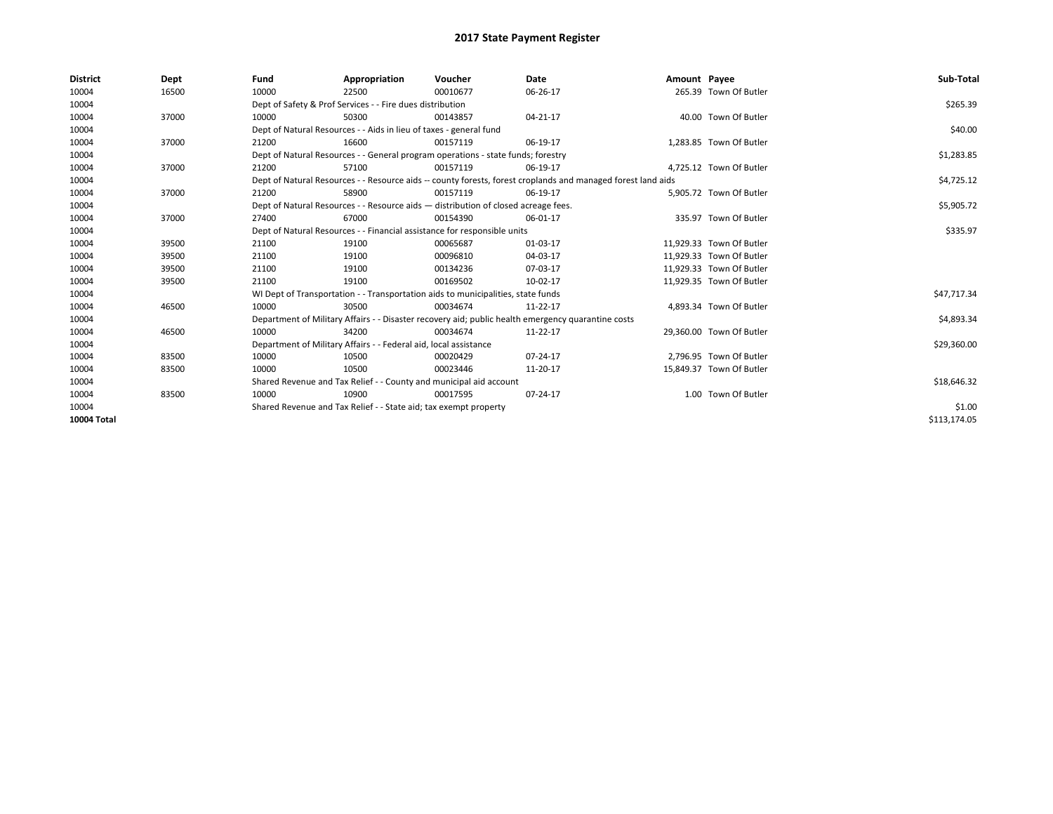# 2017 State Payment Register

| District | Dept | Fund | Appropriation | Voucher | Date | Amount | Payee | Sub-Total |
|---|---|---|---|---|---|---|---|---|
| 10004 | 16500 | 10000 | 22500 | 00010677 | 06-26-17 | 265.39 | Town Of Butler | |
| 10004 | | Dept of Safety & Prof Services - - Fire dues distribution | | | | | | $265.39 |
| 10004 | 37000 | 10000 | 50300 | 00143857 | 04-21-17 | 40.00 | Town Of Butler | |
| 10004 | | Dept of Natural Resources - - Aids in lieu of taxes - general fund | | | | | | $40.00 |
| 10004 | 37000 | 21200 | 16600 | 00157119 | 06-19-17 | 1,283.85 | Town Of Butler | |
| 10004 | | Dept of Natural Resources - - General program operations - state funds; forestry | | | | | | $1,283.85 |
| 10004 | 37000 | 21200 | 57100 | 00157119 | 06-19-17 | 4,725.12 | Town Of Butler | |
| 10004 | | Dept of Natural Resources - - Resource aids -- county forests, forest croplands and managed forest land aids | | | | | | $4,725.12 |
| 10004 | 37000 | 21200 | 58900 | 00157119 | 06-19-17 | 5,905.72 | Town Of Butler | |
| 10004 | | Dept of Natural Resources - - Resource aids — distribution of closed acreage fees. | | | | | | $5,905.72 |
| 10004 | 37000 | 27400 | 67000 | 00154390 | 06-01-17 | 335.97 | Town Of Butler | |
| 10004 | | Dept of Natural Resources - - Financial assistance for responsible units | | | | | | $335.97 |
| 10004 | 39500 | 21100 | 19100 | 00065687 | 01-03-17 | 11,929.33 | Town Of Butler | |
| 10004 | 39500 | 21100 | 19100 | 00096810 | 04-03-17 | 11,929.33 | Town Of Butler | |
| 10004 | 39500 | 21100 | 19100 | 00134236 | 07-03-17 | 11,929.33 | Town Of Butler | |
| 10004 | 39500 | 21100 | 19100 | 00169502 | 10-02-17 | 11,929.35 | Town Of Butler | |
| 10004 | | WI Dept of Transportation - - Transportation aids to municipalities, state funds | | | | | | $47,717.34 |
| 10004 | 46500 | 10000 | 30500 | 00034674 | 11-22-17 | 4,893.34 | Town Of Butler | |
| 10004 | | Department of Military Affairs - - Disaster recovery aid; public health emergency quarantine costs | | | | | | $4,893.34 |
| 10004 | 46500 | 10000 | 34200 | 00034674 | 11-22-17 | 29,360.00 | Town Of Butler | |
| 10004 | | Department of Military Affairs - - Federal aid, local assistance | | | | | | $29,360.00 |
| 10004 | 83500 | 10000 | 10500 | 00020429 | 07-24-17 | 2,796.95 | Town Of Butler | |
| 10004 | 83500 | 10000 | 10500 | 00023446 | 11-20-17 | 15,849.37 | Town Of Butler | |
| 10004 | | Shared Revenue and Tax Relief - - County and municipal aid account | | | | | | $18,646.32 |
| 10004 | 83500 | 10000 | 10900 | 00017595 | 07-24-17 | 1.00 | Town Of Butler | |
| 10004 | | Shared Revenue and Tax Relief - - State aid; tax exempt property | | | | | | $1.00 |
| **10004 Total** | | | | | | | | $113,174.05 |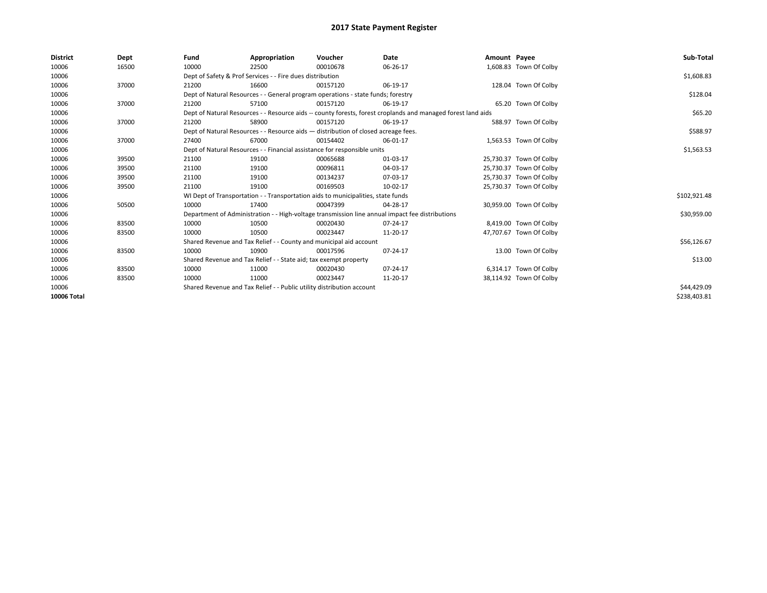# 2017 State Payment Register

| District | Dept | Fund | Appropriation | Voucher | Date | Amount | Payee | Sub-Total |
|---|---|---|---|---|---|---|---|---|
| 10006 | 16500 | 10000 | 22500 | 00010678 | 06-26-17 | 1,608.83 | Town Of Colby | |
| 10006 | | Dept of Safety & Prof Services - - Fire dues distribution | | | | | | $1,608.83 |
| 10006 | 37000 | 21200 | 16600 | 00157120 | 06-19-17 | 128.04 | Town Of Colby | |
| 10006 | | Dept of Natural Resources - - General program operations - state funds; forestry | | | | | | $128.04 |
| 10006 | 37000 | 21200 | 57100 | 00157120 | 06-19-17 | 65.20 | Town Of Colby | |
| 10006 | | Dept of Natural Resources - - Resource aids -- county forests, forest croplands and managed forest land aids | | | | | | $65.20 |
| 10006 | 37000 | 21200 | 58900 | 00157120 | 06-19-17 | 588.97 | Town Of Colby | |
| 10006 | | Dept of Natural Resources - - Resource aids — distribution of closed acreage fees. | | | | | | $588.97 |
| 10006 | 37000 | 27400 | 67000 | 00154402 | 06-01-17 | 1,563.53 | Town Of Colby | |
| 10006 | | Dept of Natural Resources - - Financial assistance for responsible units | | | | | | $1,563.53 |
| 10006 | 39500 | 21100 | 19100 | 00065688 | 01-03-17 | 25,730.37 | Town Of Colby | |
| 10006 | 39500 | 21100 | 19100 | 00096811 | 04-03-17 | 25,730.37 | Town Of Colby | |
| 10006 | 39500 | 21100 | 19100 | 00134237 | 07-03-17 | 25,730.37 | Town Of Colby | |
| 10006 | 39500 | 21100 | 19100 | 00169503 | 10-02-17 | 25,730.37 | Town Of Colby | |
| 10006 | | WI Dept of Transportation - - Transportation aids to municipalities, state funds | | | | | | $102,921.48 |
| 10006 | 50500 | 10000 | 17400 | 00047399 | 04-28-17 | 30,959.00 | Town Of Colby | |
| 10006 | | Department of Administration - - High-voltage transmission line annual impact fee distributions | | | | | | $30,959.00 |
| 10006 | 83500 | 10000 | 10500 | 00020430 | 07-24-17 | 8,419.00 | Town Of Colby | |
| 10006 | 83500 | 10000 | 10500 | 00023447 | 11-20-17 | 47,707.67 | Town Of Colby | |
| 10006 | | Shared Revenue and Tax Relief - - County and municipal aid account | | | | | | $56,126.67 |
| 10006 | 83500 | 10000 | 10900 | 00017596 | 07-24-17 | 13.00 | Town Of Colby | |
| 10006 | | Shared Revenue and Tax Relief - - State aid; tax exempt property | | | | | | $13.00 |
| 10006 | 83500 | 10000 | 11000 | 00020430 | 07-24-17 | 6,314.17 | Town Of Colby | |
| 10006 | 83500 | 10000 | 11000 | 00023447 | 11-20-17 | 38,114.92 | Town Of Colby | |
| 10006 | | Shared Revenue and Tax Relief - - Public utility distribution account | | | | | | $44,429.09 |
| **10006 Total** | | | | | | | | $238,403.81 |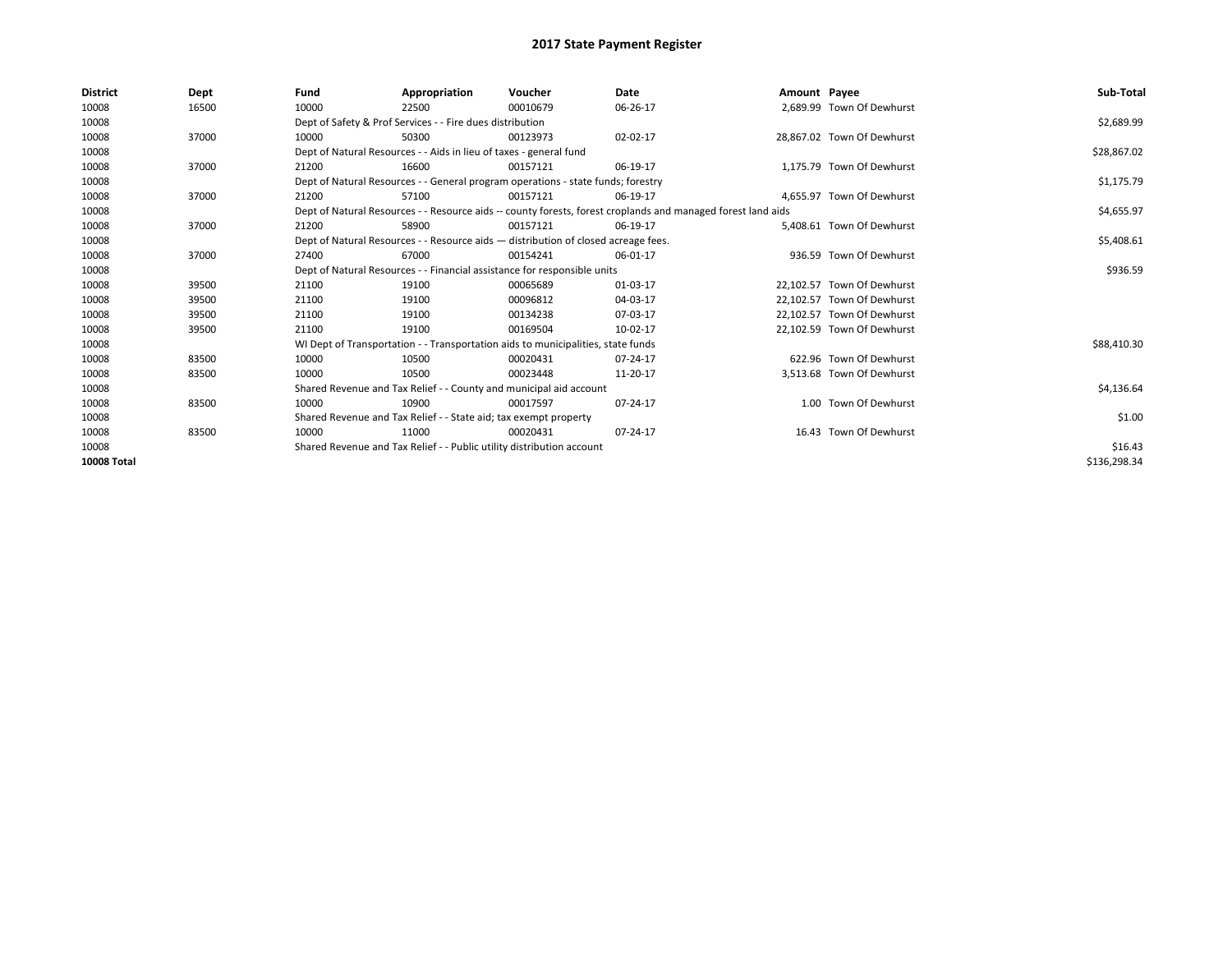# 2017 State Payment Register

| District | Dept | Fund | Appropriation | Voucher | Date | Amount | Payee | Sub-Total |
|---|---|---|---|---|---|---|---|---|
| 10008 | 16500 | 10000 | 22500 | 00010679 | 06-26-17 | 2,689.99 | Town Of Dewhurst | |
| 10008 | | Dept of Safety & Prof Services - - Fire dues distribution | | | | | | $2,689.99 |
| 10008 | 37000 | 10000 | 50300 | 00123973 | 02-02-17 | 28,867.02 | Town Of Dewhurst | |
| 10008 | | Dept of Natural Resources - - Aids in lieu of taxes - general fund | | | | | | $28,867.02 |
| 10008 | 37000 | 21200 | 16600 | 00157121 | 06-19-17 | 1,175.79 | Town Of Dewhurst | |
| 10008 | | Dept of Natural Resources - - General program operations - state funds; forestry | | | | | | $1,175.79 |
| 10008 | 37000 | 21200 | 57100 | 00157121 | 06-19-17 | 4,655.97 | Town Of Dewhurst | |
| 10008 | | Dept of Natural Resources - - Resource aids -- county forests, forest croplands and managed forest land aids | | | | | | $4,655.97 |
| 10008 | 37000 | 21200 | 58900 | 00157121 | 06-19-17 | 5,408.61 | Town Of Dewhurst | |
| 10008 | | Dept of Natural Resources - - Resource aids — distribution of closed acreage fees. | | | | | | $5,408.61 |
| 10008 | 37000 | 27400 | 67000 | 00154241 | 06-01-17 | 936.59 | Town Of Dewhurst | |
| 10008 | | Dept of Natural Resources - - Financial assistance for responsible units | | | | | | $936.59 |
| 10008 | 39500 | 21100 | 19100 | 00065689 | 01-03-17 | 22,102.57 | Town Of Dewhurst | |
| 10008 | 39500 | 21100 | 19100 | 00096812 | 04-03-17 | 22,102.57 | Town Of Dewhurst | |
| 10008 | 39500 | 21100 | 19100 | 00134238 | 07-03-17 | 22,102.57 | Town Of Dewhurst | |
| 10008 | 39500 | 21100 | 19100 | 00169504 | 10-02-17 | 22,102.59 | Town Of Dewhurst | |
| 10008 | | WI Dept of Transportation - - Transportation aids to municipalities, state funds | | | | | | $88,410.30 |
| 10008 | 83500 | 10000 | 10500 | 00020431 | 07-24-17 | 622.96 | Town Of Dewhurst | |
| 10008 | 83500 | 10000 | 10500 | 00023448 | 11-20-17 | 3,513.68 | Town Of Dewhurst | |
| 10008 | | Shared Revenue and Tax Relief - - County and municipal aid account | | | | | | $4,136.64 |
| 10008 | 83500 | 10000 | 10900 | 00017597 | 07-24-17 | 1.00 | Town Of Dewhurst | |
| 10008 | | Shared Revenue and Tax Relief - - State aid; tax exempt property | | | | | | $1.00 |
| 10008 | 83500 | 10000 | 11000 | 00020431 | 07-24-17 | 16.43 | Town Of Dewhurst | |
| 10008 | | Shared Revenue and Tax Relief - - Public utility distribution account | | | | | | $16.43 |
| **10008 Total** | | | | | | | | $136,298.34 |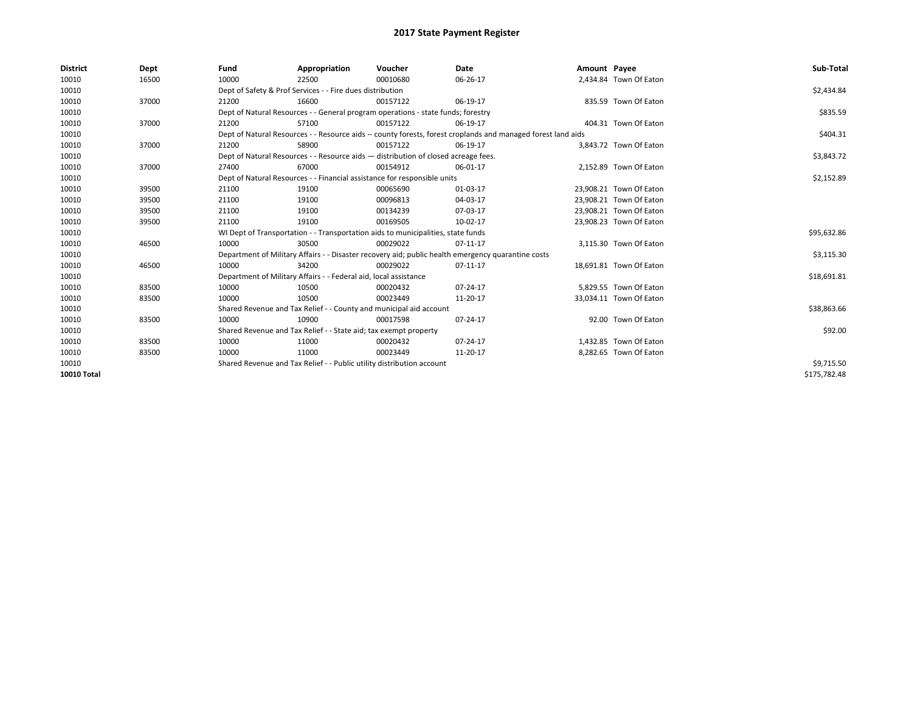# 2017 State Payment Register

| District | Dept | Fund | Appropriation | Voucher | Date | Amount | Payee | Sub-Total |
|---|---|---|---|---|---|---|---|---|
| 10010 | 16500 | 10000 | 22500 | 00010680 | 06-26-17 | 2,434.84 | Town Of Eaton | |
| 10010 | | Dept of Safety & Prof Services - - Fire dues distribution | | | | | | $2,434.84 |
| 10010 | 37000 | 21200 | 16600 | 00157122 | 06-19-17 | 835.59 | Town Of Eaton | |
| 10010 | | Dept of Natural Resources - - General program operations - state funds; forestry | | | | | | $835.59 |
| 10010 | 37000 | 21200 | 57100 | 00157122 | 06-19-17 | 404.31 | Town Of Eaton | |
| 10010 | | Dept of Natural Resources - - Resource aids -- county forests, forest croplands and managed forest land aids | | | | | | $404.31 |
| 10010 | 37000 | 21200 | 58900 | 00157122 | 06-19-17 | 3,843.72 | Town Of Eaton | |
| 10010 | | Dept of Natural Resources - - Resource aids — distribution of closed acreage fees. | | | | | | $3,843.72 |
| 10010 | 37000 | 27400 | 67000 | 00154912 | 06-01-17 | 2,152.89 | Town Of Eaton | |
| 10010 | | Dept of Natural Resources - - Financial assistance for responsible units | | | | | | $2,152.89 |
| 10010 | 39500 | 21100 | 19100 | 00065690 | 01-03-17 | 23,908.21 | Town Of Eaton | |
| 10010 | 39500 | 21100 | 19100 | 00096813 | 04-03-17 | 23,908.21 | Town Of Eaton | |
| 10010 | 39500 | 21100 | 19100 | 00134239 | 07-03-17 | 23,908.21 | Town Of Eaton | |
| 10010 | 39500 | 21100 | 19100 | 00169505 | 10-02-17 | 23,908.23 | Town Of Eaton | |
| 10010 | | WI Dept of Transportation - - Transportation aids to municipalities, state funds | | | | | | $95,632.86 |
| 10010 | 46500 | 10000 | 30500 | 00029022 | 07-11-17 | 3,115.30 | Town Of Eaton | |
| 10010 | | Department of Military Affairs - - Disaster recovery aid; public health emergency quarantine costs | | | | | | $3,115.30 |
| 10010 | 46500 | 10000 | 34200 | 00029022 | 07-11-17 | 18,691.81 | Town Of Eaton | |
| 10010 | | Department of Military Affairs - - Federal aid, local assistance | | | | | | $18,691.81 |
| 10010 | 83500 | 10000 | 10500 | 00020432 | 07-24-17 | 5,829.55 | Town Of Eaton | |
| 10010 | 83500 | 10000 | 10500 | 00023449 | 11-20-17 | 33,034.11 | Town Of Eaton | |
| 10010 | | Shared Revenue and Tax Relief - - County and municipal aid account | | | | | | $38,863.66 |
| 10010 | 83500 | 10000 | 10900 | 00017598 | 07-24-17 | 92.00 | Town Of Eaton | |
| 10010 | | Shared Revenue and Tax Relief - - State aid; tax exempt property | | | | | | $92.00 |
| 10010 | 83500 | 10000 | 11000 | 00020432 | 07-24-17 | 1,432.85 | Town Of Eaton | |
| 10010 | 83500 | 10000 | 11000 | 00023449 | 11-20-17 | 8,282.65 | Town Of Eaton | |
| 10010 | | Shared Revenue and Tax Relief - - Public utility distribution account | | | | | | $9,715.50 |
| **10010 Total** | | | | | | | | $175,782.48 |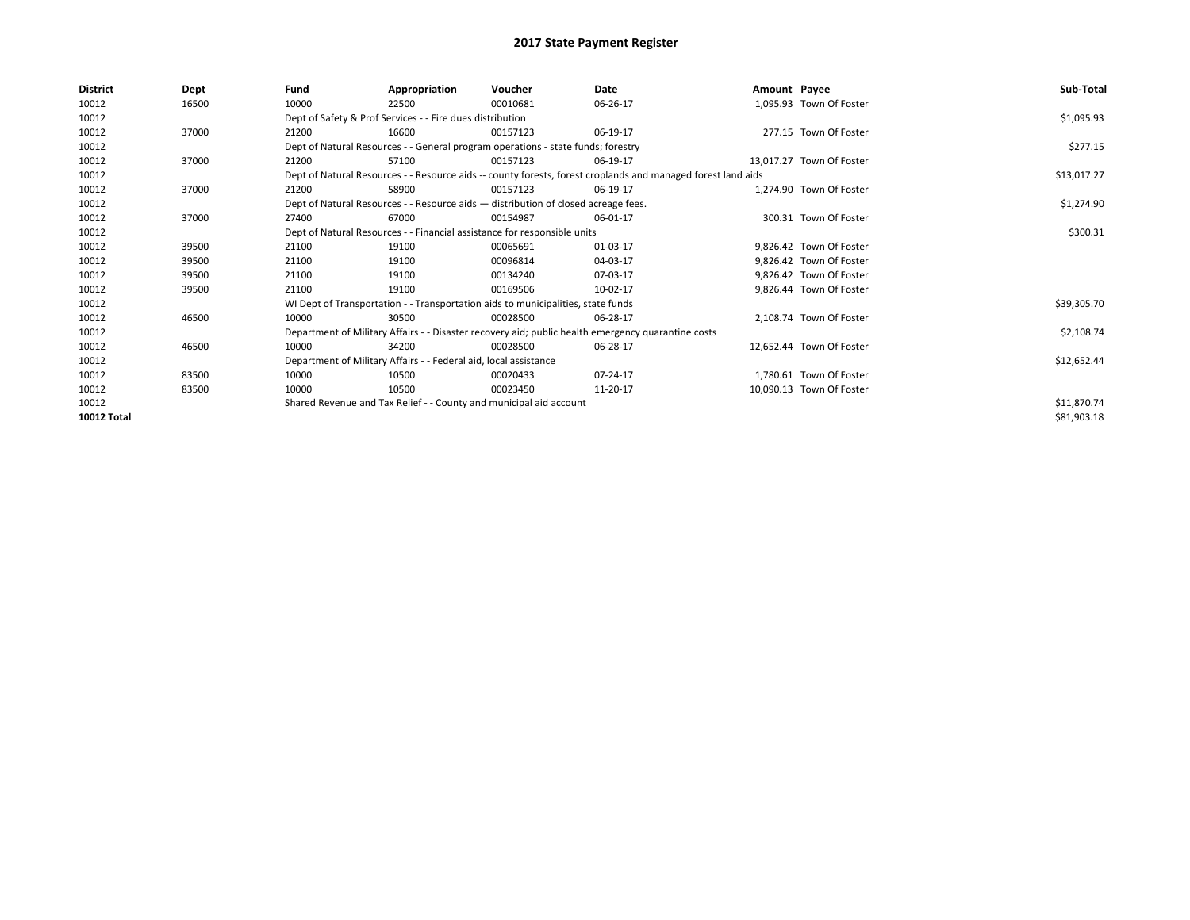# 2017 State Payment Register

| District | Dept | Fund | Appropriation | Voucher | Date | Amount | Payee | Sub-Total |
|---|---|---|---|---|---|---|---|---|
| 10012 | 16500 | 10000 | 22500 | 00010681 | 06-26-17 | 1,095.93 | Town Of Foster | |
| 10012 | | Dept of Safety & Prof Services - - Fire dues distribution | | | | | | $1,095.93 |
| 10012 | 37000 | 21200 | 16600 | 00157123 | 06-19-17 | 277.15 | Town Of Foster | |
| 10012 | | Dept of Natural Resources - - General program operations - state funds; forestry | | | | | | $277.15 |
| 10012 | 37000 | 21200 | 57100 | 00157123 | 06-19-17 | 13,017.27 | Town Of Foster | |
| 10012 | | Dept of Natural Resources - - Resource aids -- county forests, forest croplands and managed forest land aids | | | | | | $13,017.27 |
| 10012 | 37000 | 21200 | 58900 | 00157123 | 06-19-17 | 1,274.90 | Town Of Foster | |
| 10012 | | Dept of Natural Resources - - Resource aids — distribution of closed acreage fees. | | | | | | $1,274.90 |
| 10012 | 37000 | 27400 | 67000 | 00154987 | 06-01-17 | 300.31 | Town Of Foster | |
| 10012 | | Dept of Natural Resources - - Financial assistance for responsible units | | | | | | $300.31 |
| 10012 | 39500 | 21100 | 19100 | 00065691 | 01-03-17 | 9,826.42 | Town Of Foster | |
| 10012 | 39500 | 21100 | 19100 | 00096814 | 04-03-17 | 9,826.42 | Town Of Foster | |
| 10012 | 39500 | 21100 | 19100 | 00134240 | 07-03-17 | 9,826.42 | Town Of Foster | |
| 10012 | 39500 | 21100 | 19100 | 00169506 | 10-02-17 | 9,826.44 | Town Of Foster | |
| 10012 | | WI Dept of Transportation - - Transportation aids to municipalities, state funds | | | | | | $39,305.70 |
| 10012 | 46500 | 10000 | 30500 | 00028500 | 06-28-17 | 2,108.74 | Town Of Foster | |
| 10012 | | Department of Military Affairs - - Disaster recovery aid; public health emergency quarantine costs | | | | | | $2,108.74 |
| 10012 | 46500 | 10000 | 34200 | 00028500 | 06-28-17 | 12,652.44 | Town Of Foster | |
| 10012 | | Department of Military Affairs - - Federal aid, local assistance | | | | | | $12,652.44 |
| 10012 | 83500 | 10000 | 10500 | 00020433 | 07-24-17 | 1,780.61 | Town Of Foster | |
| 10012 | 83500 | 10000 | 10500 | 00023450 | 11-20-17 | 10,090.13 | Town Of Foster | |
| 10012 | | Shared Revenue and Tax Relief - - County and municipal aid account | | | | | | $11,870.74 |
| **10012 Total** | | | | | | | | $81,903.18 |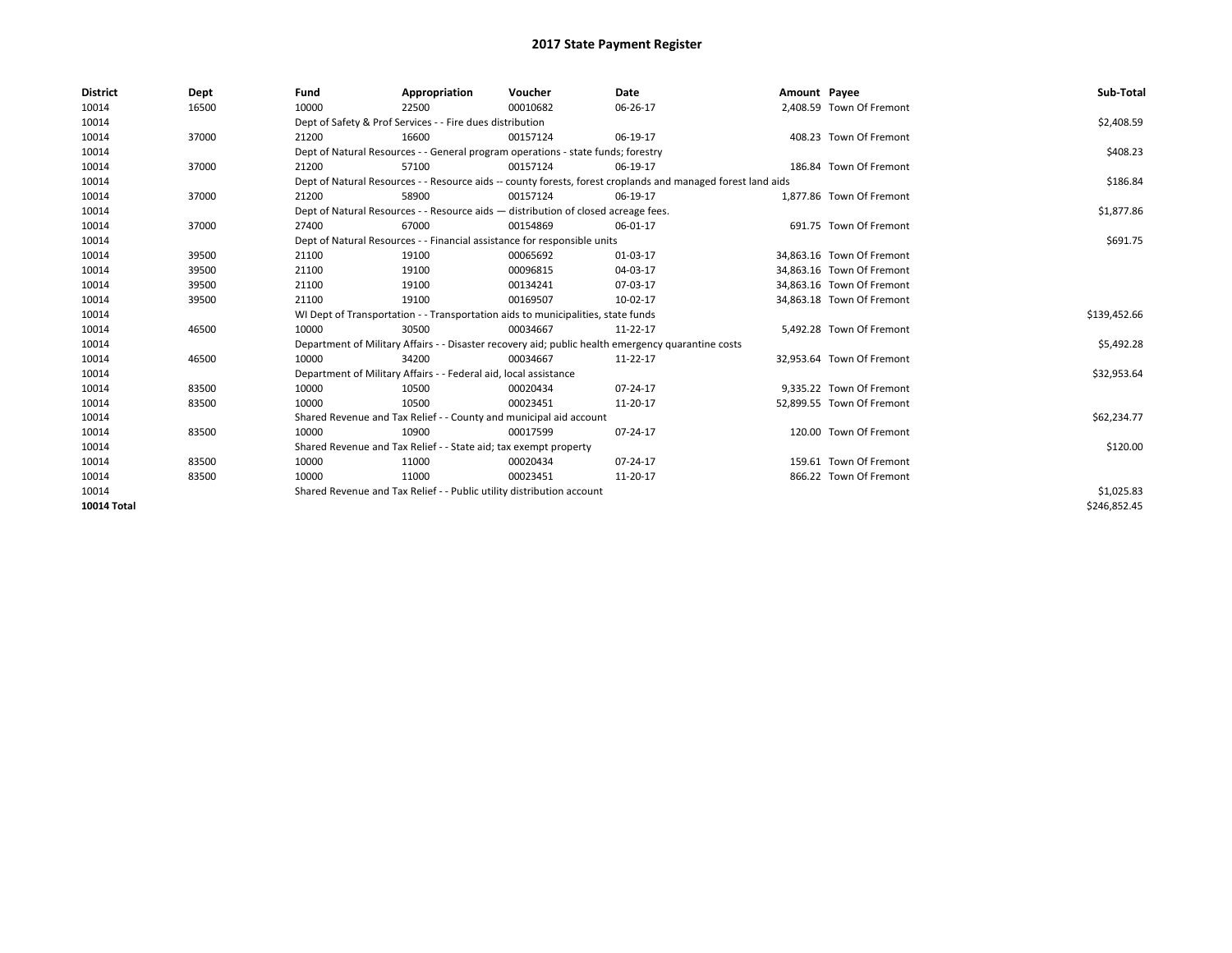# 2017 State Payment Register

| District | Dept | Fund | Appropriation | Voucher | Date | Amount | Payee | Sub-Total |
|---|---|---|---|---|---|---|---|---|
| 10014 | 16500 | 10000 | 22500 | 00010682 | 06-26-17 | 2,408.59 | Town Of Fremont | |
| 10014 | | Dept of Safety & Prof Services - - Fire dues distribution | | | | | | $2,408.59 |
| 10014 | 37000 | 21200 | 16600 | 00157124 | 06-19-17 | 408.23 | Town Of Fremont | |
| 10014 | | Dept of Natural Resources - - General program operations - state funds; forestry | | | | | | $408.23 |
| 10014 | 37000 | 21200 | 57100 | 00157124 | 06-19-17 | 186.84 | Town Of Fremont | |
| 10014 | | Dept of Natural Resources - - Resource aids -- county forests, forest croplands and managed forest land aids | | | | | | $186.84 |
| 10014 | 37000 | 21200 | 58900 | 00157124 | 06-19-17 | 1,877.86 | Town Of Fremont | |
| 10014 | | Dept of Natural Resources - - Resource aids — distribution of closed acreage fees. | | | | | | $1,877.86 |
| 10014 | 37000 | 27400 | 67000 | 00154869 | 06-01-17 | 691.75 | Town Of Fremont | |
| 10014 | | Dept of Natural Resources - - Financial assistance for responsible units | | | | | | $691.75 |
| 10014 | 39500 | 21100 | 19100 | 00065692 | 01-03-17 | 34,863.16 | Town Of Fremont | |
| 10014 | 39500 | 21100 | 19100 | 00096815 | 04-03-17 | 34,863.16 | Town Of Fremont | |
| 10014 | 39500 | 21100 | 19100 | 00134241 | 07-03-17 | 34,863.16 | Town Of Fremont | |
| 10014 | 39500 | 21100 | 19100 | 00169507 | 10-02-17 | 34,863.18 | Town Of Fremont | |
| 10014 | | WI Dept of Transportation - - Transportation aids to municipalities, state funds | | | | | | $139,452.66 |
| 10014 | 46500 | 10000 | 30500 | 00034667 | 11-22-17 | 5,492.28 | Town Of Fremont | |
| 10014 | | Department of Military Affairs - - Disaster recovery aid; public health emergency quarantine costs | | | | | | $5,492.28 |
| 10014 | 46500 | 10000 | 34200 | 00034667 | 11-22-17 | 32,953.64 | Town Of Fremont | |
| 10014 | | Department of Military Affairs - - Federal aid, local assistance | | | | | | $32,953.64 |
| 10014 | 83500 | 10000 | 10500 | 00020434 | 07-24-17 | 9,335.22 | Town Of Fremont | |
| 10014 | 83500 | 10000 | 10500 | 00023451 | 11-20-17 | 52,899.55 | Town Of Fremont | |
| 10014 | | Shared Revenue and Tax Relief - - County and municipal aid account | | | | | | $62,234.77 |
| 10014 | 83500 | 10000 | 10900 | 00017599 | 07-24-17 | 120.00 | Town Of Fremont | |
| 10014 | | Shared Revenue and Tax Relief - - State aid; tax exempt property | | | | | | $120.00 |
| 10014 | 83500 | 10000 | 11000 | 00020434 | 07-24-17 | 159.61 | Town Of Fremont | |
| 10014 | 83500 | 10000 | 11000 | 00023451 | 11-20-17 | 866.22 | Town Of Fremont | |
| 10014 | | Shared Revenue and Tax Relief - - Public utility distribution account | | | | | | $1,025.83 |
| **10014 Total** | | | | | | | | $246,852.45 |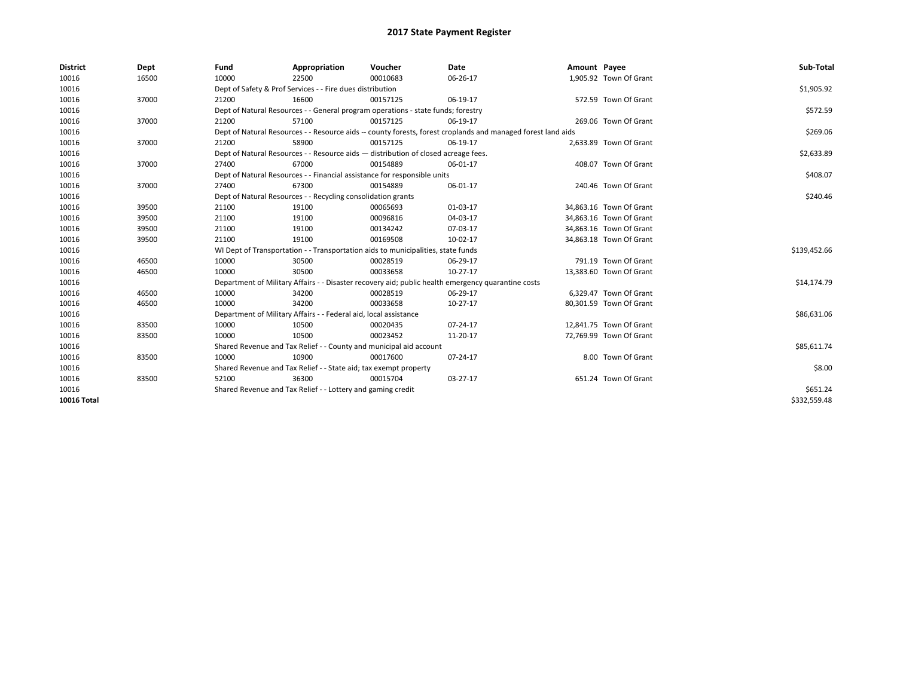# 2017 State Payment Register

| District | Dept | Fund | Appropriation | Voucher | Date | Amount | Payee | Sub-Total |
|---|---|---|---|---|---|---|---|---|
| 10016 | 16500 | 10000 | 22500 | 00010683 | 06-26-17 | 1,905.92 | Town Of Grant | |
| 10016 | | Dept of Safety & Prof Services - - Fire dues distribution | | | | | | $1,905.92 |
| 10016 | 37000 | 21200 | 16600 | 00157125 | 06-19-17 | 572.59 | Town Of Grant | |
| 10016 | | Dept of Natural Resources - - General program operations - state funds; forestry | | | | | | $572.59 |
| 10016 | 37000 | 21200 | 57100 | 00157125 | 06-19-17 | 269.06 | Town Of Grant | |
| 10016 | | Dept of Natural Resources - - Resource aids -- county forests, forest croplands and managed forest land aids | | | | | | $269.06 |
| 10016 | 37000 | 21200 | 58900 | 00157125 | 06-19-17 | 2,633.89 | Town Of Grant | |
| 10016 | | Dept of Natural Resources - - Resource aids — distribution of closed acreage fees. | | | | | | $2,633.89 |
| 10016 | 37000 | 27400 | 67000 | 00154889 | 06-01-17 | 408.07 | Town Of Grant | |
| 10016 | | Dept of Natural Resources - - Financial assistance for responsible units | | | | | | $408.07 |
| 10016 | 37000 | 27400 | 67300 | 00154889 | 06-01-17 | 240.46 | Town Of Grant | |
| 10016 | | Dept of Natural Resources - - Recycling consolidation grants | | | | | | $240.46 |
| 10016 | 39500 | 21100 | 19100 | 00065693 | 01-03-17 | 34,863.16 | Town Of Grant | |
| 10016 | 39500 | 21100 | 19100 | 00096816 | 04-03-17 | 34,863.16 | Town Of Grant | |
| 10016 | 39500 | 21100 | 19100 | 00134242 | 07-03-17 | 34,863.16 | Town Of Grant | |
| 10016 | 39500 | 21100 | 19100 | 00169508 | 10-02-17 | 34,863.18 | Town Of Grant | |
| 10016 | | WI Dept of Transportation - - Transportation aids to municipalities, state funds | | | | | | $139,452.66 |
| 10016 | 46500 | 10000 | 30500 | 00028519 | 06-29-17 | 791.19 | Town Of Grant | |
| 10016 | 46500 | 10000 | 30500 | 00033658 | 10-27-17 | 13,383.60 | Town Of Grant | |
| 10016 | | Department of Military Affairs - - Disaster recovery aid; public health emergency quarantine costs | | | | | | $14,174.79 |
| 10016 | 46500 | 10000 | 34200 | 00028519 | 06-29-17 | 6,329.47 | Town Of Grant | |
| 10016 | 46500 | 10000 | 34200 | 00033658 | 10-27-17 | 80,301.59 | Town Of Grant | |
| 10016 | | Department of Military Affairs - - Federal aid, local assistance | | | | | | $86,631.06 |
| 10016 | 83500 | 10000 | 10500 | 00020435 | 07-24-17 | 12,841.75 | Town Of Grant | |
| 10016 | 83500 | 10000 | 10500 | 00023452 | 11-20-17 | 72,769.99 | Town Of Grant | |
| 10016 | | Shared Revenue and Tax Relief - - County and municipal aid account | | | | | | $85,611.74 |
| 10016 | 83500 | 10000 | 10900 | 00017600 | 07-24-17 | 8.00 | Town Of Grant | |
| 10016 | | Shared Revenue and Tax Relief - - State aid; tax exempt property | | | | | | $8.00 |
| 10016 | 83500 | 52100 | 36300 | 00015704 | 03-27-17 | 651.24 | Town Of Grant | |
| 10016 | | Shared Revenue and Tax Relief - - Lottery and gaming credit | | | | | | $651.24 |
| **10016 Total** | | | | | | | | $332,559.48 |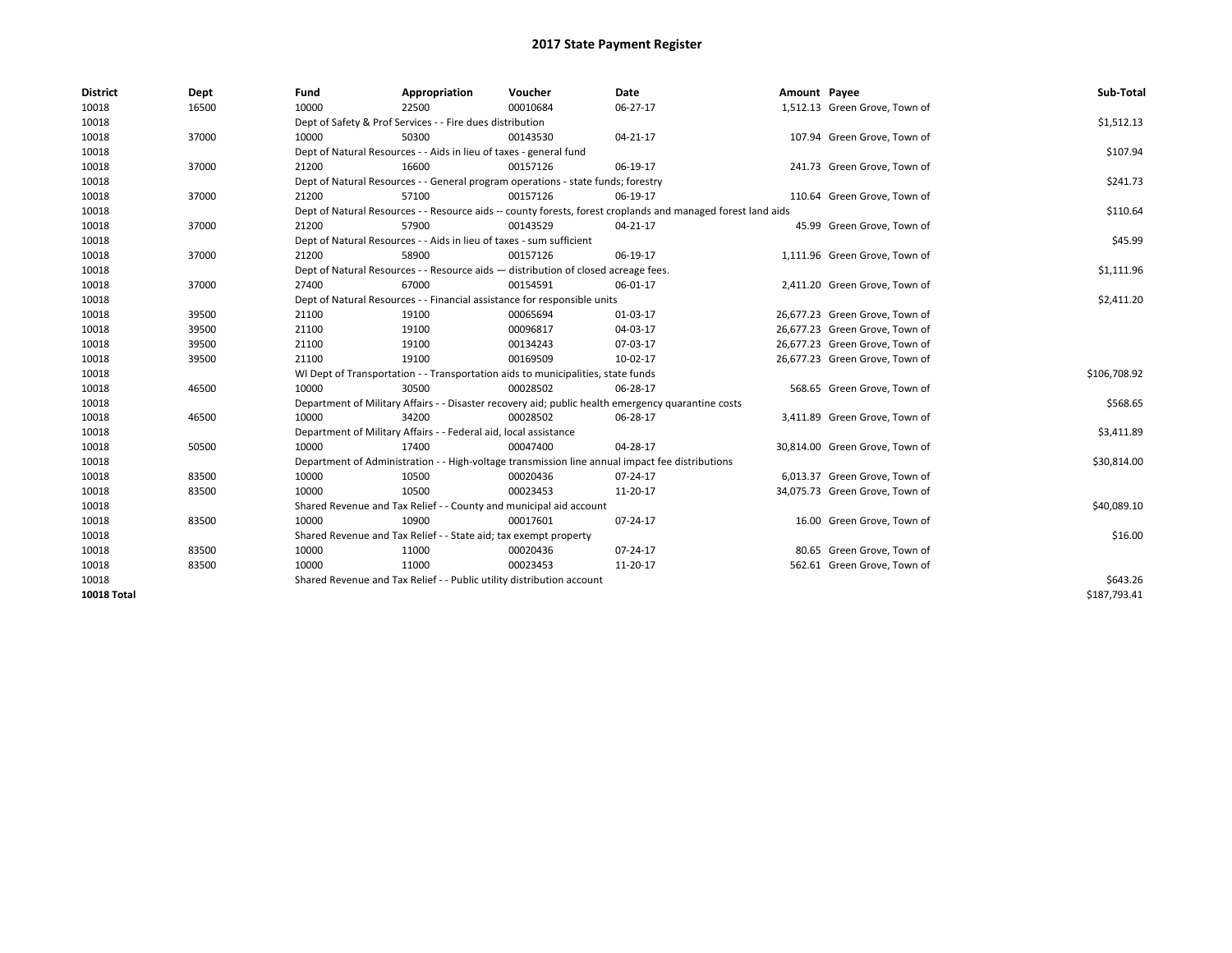# 2017 State Payment Register

| District | Dept | Fund | Appropriation | Voucher | Date | Amount | Payee | Sub-Total |
|---|---|---|---|---|---|---|---|---|
| 10018 | 16500 | 10000 | 22500 | 00010684 | 06-27-17 | 1,512.13 | Green Grove, Town of | |
| 10018 | | Dept of Safety & Prof Services - - Fire dues distribution | | | | | | $1,512.13 |
| 10018 | 37000 | 10000 | 50300 | 00143530 | 04-21-17 | 107.94 | Green Grove, Town of | |
| 10018 | | Dept of Natural Resources - - Aids in lieu of taxes - general fund | | | | | | $107.94 |
| 10018 | 37000 | 21200 | 16600 | 00157126 | 06-19-17 | 241.73 | Green Grove, Town of | |
| 10018 | | Dept of Natural Resources - - General program operations - state funds; forestry | | | | | | $241.73 |
| 10018 | 37000 | 21200 | 57100 | 00157126 | 06-19-17 | 110.64 | Green Grove, Town of | |
| 10018 | | Dept of Natural Resources - - Resource aids -- county forests, forest croplands and managed forest land aids | | | | | | $110.64 |
| 10018 | 37000 | 21200 | 57900 | 00143529 | 04-21-17 | 45.99 | Green Grove, Town of | |
| 10018 | | Dept of Natural Resources - - Aids in lieu of taxes - sum sufficient | | | | | | $45.99 |
| 10018 | 37000 | 21200 | 58900 | 00157126 | 06-19-17 | 1,111.96 | Green Grove, Town of | |
| 10018 | | Dept of Natural Resources - - Resource aids — distribution of closed acreage fees. | | | | | | $1,111.96 |
| 10018 | 37000 | 27400 | 67000 | 00154591 | 06-01-17 | 2,411.20 | Green Grove, Town of | |
| 10018 | | Dept of Natural Resources - - Financial assistance for responsible units | | | | | | $2,411.20 |
| 10018 | 39500 | 21100 | 19100 | 00065694 | 01-03-17 | 26,677.23 | Green Grove, Town of | |
| 10018 | 39500 | 21100 | 19100 | 00096817 | 04-03-17 | 26,677.23 | Green Grove, Town of | |
| 10018 | 39500 | 21100 | 19100 | 00134243 | 07-03-17 | 26,677.23 | Green Grove, Town of | |
| 10018 | 39500 | 21100 | 19100 | 00169509 | 10-02-17 | 26,677.23 | Green Grove, Town of | |
| 10018 | | WI Dept of Transportation - - Transportation aids to municipalities, state funds | | | | | | $106,708.92 |
| 10018 | 46500 | 10000 | 30500 | 00028502 | 06-28-17 | 568.65 | Green Grove, Town of | |
| 10018 | | Department of Military Affairs - - Disaster recovery aid; public health emergency quarantine costs | | | | | | $568.65 |
| 10018 | 46500 | 10000 | 34200 | 00028502 | 06-28-17 | 3,411.89 | Green Grove, Town of | |
| 10018 | | Department of Military Affairs - - Federal aid, local assistance | | | | | | $3,411.89 |
| 10018 | 50500 | 10000 | 17400 | 00047400 | 04-28-17 | 30,814.00 | Green Grove, Town of | |
| 10018 | | Department of Administration - - High-voltage transmission line annual impact fee distributions | | | | | | $30,814.00 |
| 10018 | 83500 | 10000 | 10500 | 00020436 | 07-24-17 | 6,013.37 | Green Grove, Town of | |
| 10018 | 83500 | 10000 | 10500 | 00023453 | 11-20-17 | 34,075.73 | Green Grove, Town of | |
| 10018 | | Shared Revenue and Tax Relief - - County and municipal aid account | | | | | | $40,089.10 |
| 10018 | 83500 | 10000 | 10900 | 00017601 | 07-24-17 | 16.00 | Green Grove, Town of | |
| 10018 | | Shared Revenue and Tax Relief - - State aid; tax exempt property | | | | | | $16.00 |
| 10018 | 83500 | 10000 | 11000 | 00020436 | 07-24-17 | 80.65 | Green Grove, Town of | |
| 10018 | 83500 | 10000 | 11000 | 00023453 | 11-20-17 | 562.61 | Green Grove, Town of | |
| 10018 | | Shared Revenue and Tax Relief - - Public utility distribution account | | | | | | $643.26 |
| **10018 Total** | | | | | | | | $187,793.41 |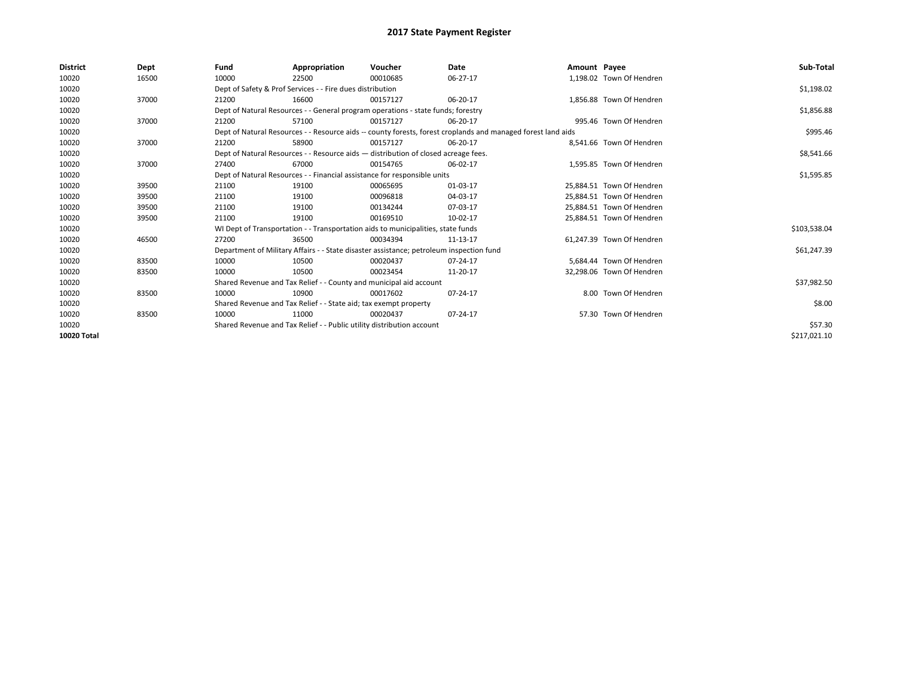# 2017 State Payment Register

| District | Dept | Fund | Appropriation | Voucher | Date | Amount | Payee | Sub-Total |
|---|---|---|---|---|---|---|---|---|
| 10020 | 16500 | 10000 | 22500 | 00010685 | 06-27-17 | 1,198.02 | Town Of Hendren | |
| 10020 | | Dept of Safety & Prof Services - - Fire dues distribution | | | | | | $1,198.02 |
| 10020 | 37000 | 21200 | 16600 | 00157127 | 06-20-17 | 1,856.88 | Town Of Hendren | |
| 10020 | | Dept of Natural Resources - - General program operations - state funds; forestry | | | | | | $1,856.88 |
| 10020 | 37000 | 21200 | 57100 | 00157127 | 06-20-17 | 995.46 | Town Of Hendren | |
| 10020 | | Dept of Natural Resources - - Resource aids -- county forests, forest croplands and managed forest land aids | | | | | | $995.46 |
| 10020 | 37000 | 21200 | 58900 | 00157127 | 06-20-17 | 8,541.66 | Town Of Hendren | |
| 10020 | | Dept of Natural Resources - - Resource aids — distribution of closed acreage fees. | | | | | | $8,541.66 |
| 10020 | 37000 | 27400 | 67000 | 00154765 | 06-02-17 | 1,595.85 | Town Of Hendren | |
| 10020 | | Dept of Natural Resources - - Financial assistance for responsible units | | | | | | $1,595.85 |
| 10020 | 39500 | 21100 | 19100 | 00065695 | 01-03-17 | 25,884.51 | Town Of Hendren | |
| 10020 | 39500 | 21100 | 19100 | 00096818 | 04-03-17 | 25,884.51 | Town Of Hendren | |
| 10020 | 39500 | 21100 | 19100 | 00134244 | 07-03-17 | 25,884.51 | Town Of Hendren | |
| 10020 | 39500 | 21100 | 19100 | 00169510 | 10-02-17 | 25,884.51 | Town Of Hendren | |
| 10020 | | WI Dept of Transportation - - Transportation aids to municipalities, state funds | | | | | | $103,538.04 |
| 10020 | 46500 | 27200 | 36500 | 00034394 | 11-13-17 | 61,247.39 | Town Of Hendren | |
| 10020 | | Department of Military Affairs - - State disaster assistance; petroleum inspection fund | | | | | | $61,247.39 |
| 10020 | 83500 | 10000 | 10500 | 00020437 | 07-24-17 | 5,684.44 | Town Of Hendren | |
| 10020 | 83500 | 10000 | 10500 | 00023454 | 11-20-17 | 32,298.06 | Town Of Hendren | |
| 10020 | | Shared Revenue and Tax Relief - - County and municipal aid account | | | | | | $37,982.50 |
| 10020 | 83500 | 10000 | 10900 | 00017602 | 07-24-17 | 8.00 | Town Of Hendren | |
| 10020 | | Shared Revenue and Tax Relief - - State aid; tax exempt property | | | | | | $8.00 |
| 10020 | 83500 | 10000 | 11000 | 00020437 | 07-24-17 | 57.30 | Town Of Hendren | |
| 10020 | | Shared Revenue and Tax Relief - - Public utility distribution account | | | | | | $57.30 |
| **10020 Total** | | | | | | | | $217,021.10 |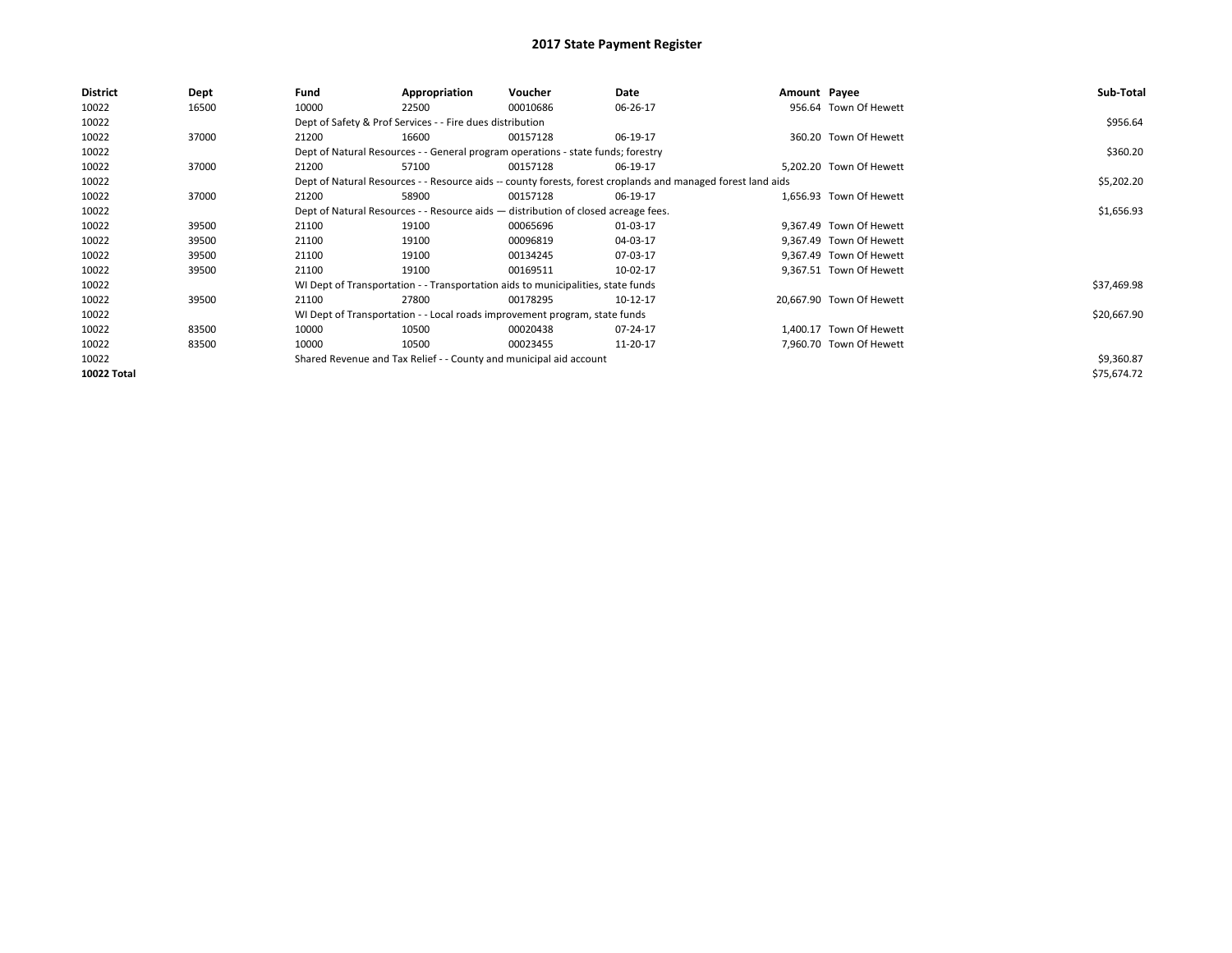# 2017 State Payment Register

| District | Dept | Fund | Appropriation | Voucher | Date | Amount | Payee | Sub-Total |
|---|---|---|---|---|---|---|---|---|
| 10022 | 16500 | 10000 | 22500 | 00010686 | 06-26-17 | 956.64 | Town Of Hewett | |
| 10022 | | Dept of Safety & Prof Services - - Fire dues distribution | | | | | | $956.64 |
| 10022 | 37000 | 21200 | 16600 | 00157128 | 06-19-17 | 360.20 | Town Of Hewett | |
| 10022 | | Dept of Natural Resources - - General program operations - state funds; forestry | | | | | | $360.20 |
| 10022 | 37000 | 21200 | 57100 | 00157128 | 06-19-17 | 5,202.20 | Town Of Hewett | |
| 10022 | | Dept of Natural Resources - - Resource aids -- county forests, forest croplands and managed forest land aids | | | | | | $5,202.20 |
| 10022 | 37000 | 21200 | 58900 | 00157128 | 06-19-17 | 1,656.93 | Town Of Hewett | |
| 10022 | | Dept of Natural Resources - - Resource aids — distribution of closed acreage fees. | | | | | | $1,656.93 |
| 10022 | 39500 | 21100 | 19100 | 00065696 | 01-03-17 | 9,367.49 | Town Of Hewett | |
| 10022 | 39500 | 21100 | 19100 | 00096819 | 04-03-17 | 9,367.49 | Town Of Hewett | |
| 10022 | 39500 | 21100 | 19100 | 00134245 | 07-03-17 | 9,367.49 | Town Of Hewett | |
| 10022 | 39500 | 21100 | 19100 | 00169511 | 10-02-17 | 9,367.51 | Town Of Hewett | |
| 10022 | | WI Dept of Transportation - - Transportation aids to municipalities, state funds | | | | | | $37,469.98 |
| 10022 | 39500 | 21100 | 27800 | 00178295 | 10-12-17 | 20,667.90 | Town Of Hewett | |
| 10022 | | WI Dept of Transportation - - Local roads improvement program, state funds | | | | | | $20,667.90 |
| 10022 | 83500 | 10000 | 10500 | 00020438 | 07-24-17 | 1,400.17 | Town Of Hewett | |
| 10022 | 83500 | 10000 | 10500 | 00023455 | 11-20-17 | 7,960.70 | Town Of Hewett | |
| 10022 | | Shared Revenue and Tax Relief - - County and municipal aid account | | | | | | $9,360.87 |
| **10022 Total** | | | | | | | | $75,674.72 |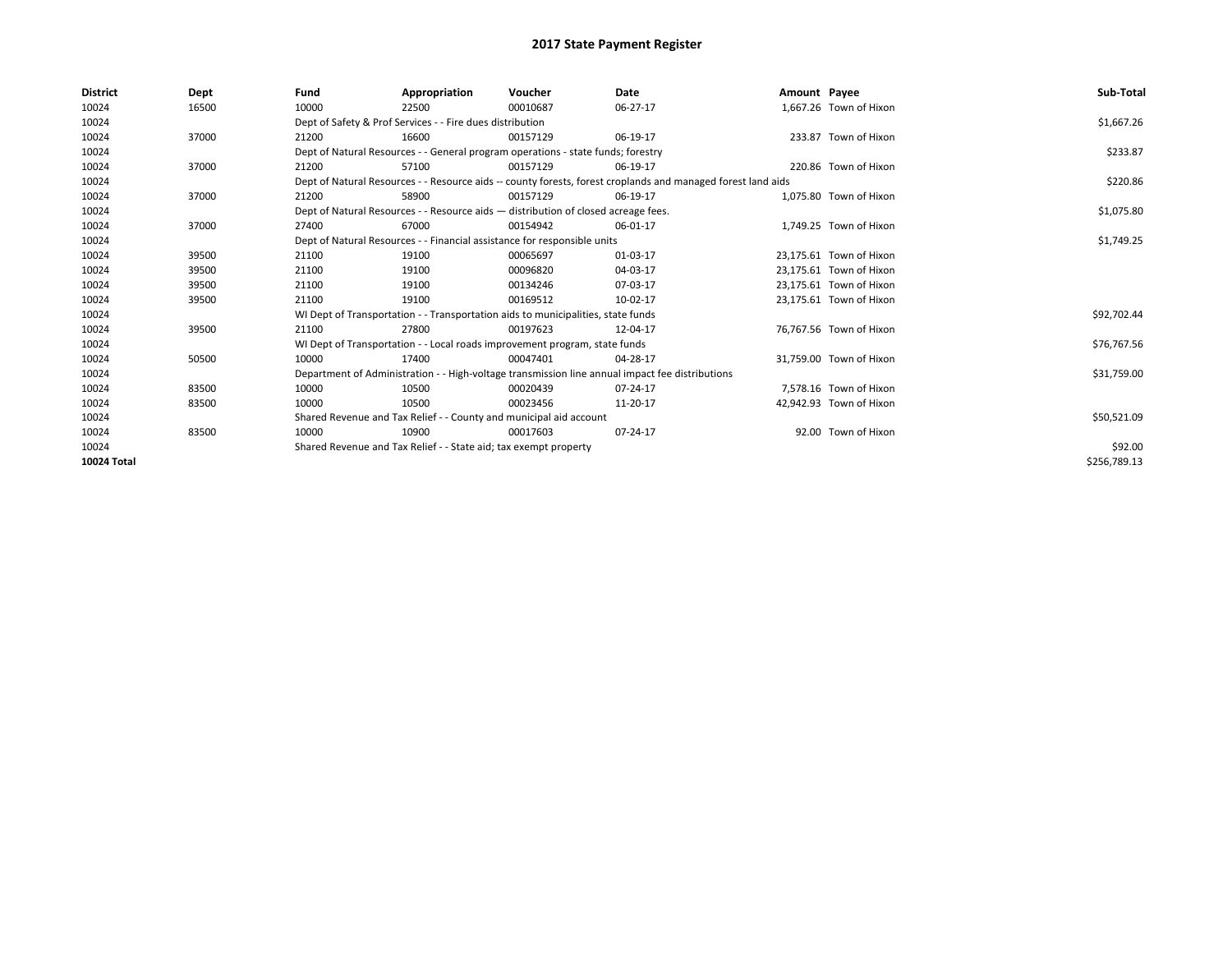# 2017 State Payment Register

| District | Dept | Fund | Appropriation | Voucher | Date | Amount | Payee | Sub-Total |
|---|---|---|---|---|---|---|---|---|
| 10024 | 16500 | 10000 | 22500 | 00010687 | 06-27-17 | 1,667.26 | Town of Hixon | |
| 10024 | | Dept of Safety & Prof Services - - Fire dues distribution | | | | | | $1,667.26 |
| 10024 | 37000 | 21200 | 16600 | 00157129 | 06-19-17 | 233.87 | Town of Hixon | |
| 10024 | | Dept of Natural Resources - - General program operations - state funds; forestry | | | | | | $233.87 |
| 10024 | 37000 | 21200 | 57100 | 00157129 | 06-19-17 | 220.86 | Town of Hixon | |
| 10024 | | Dept of Natural Resources - - Resource aids -- county forests, forest croplands and managed forest land aids | | | | | | $220.86 |
| 10024 | 37000 | 21200 | 58900 | 00157129 | 06-19-17 | 1,075.80 | Town of Hixon | |
| 10024 | | Dept of Natural Resources - - Resource aids — distribution of closed acreage fees. | | | | | | $1,075.80 |
| 10024 | 37000 | 27400 | 67000 | 00154942 | 06-01-17 | 1,749.25 | Town of Hixon | |
| 10024 | | Dept of Natural Resources - - Financial assistance for responsible units | | | | | | $1,749.25 |
| 10024 | 39500 | 21100 | 19100 | 00065697 | 01-03-17 | 23,175.61 | Town of Hixon | |
| 10024 | 39500 | 21100 | 19100 | 00096820 | 04-03-17 | 23,175.61 | Town of Hixon | |
| 10024 | 39500 | 21100 | 19100 | 00134246 | 07-03-17 | 23,175.61 | Town of Hixon | |
| 10024 | 39500 | 21100 | 19100 | 00169512 | 10-02-17 | 23,175.61 | Town of Hixon | |
| 10024 | | WI Dept of Transportation - - Transportation aids to municipalities, state funds | | | | | | $92,702.44 |
| 10024 | 39500 | 21100 | 27800 | 00197623 | 12-04-17 | 76,767.56 | Town of Hixon | |
| 10024 | | WI Dept of Transportation - - Local roads improvement program, state funds | | | | | | $76,767.56 |
| 10024 | 50500 | 10000 | 17400 | 00047401 | 04-28-17 | 31,759.00 | Town of Hixon | |
| 10024 | | Department of Administration - - High-voltage transmission line annual impact fee distributions | | | | | | $31,759.00 |
| 10024 | 83500 | 10000 | 10500 | 00020439 | 07-24-17 | 7,578.16 | Town of Hixon | |
| 10024 | 83500 | 10000 | 10500 | 00023456 | 11-20-17 | 42,942.93 | Town of Hixon | |
| 10024 | | Shared Revenue and Tax Relief - - County and municipal aid account | | | | | | $50,521.09 |
| 10024 | 83500 | 10000 | 10900 | 00017603 | 07-24-17 | 92.00 | Town of Hixon | |
| 10024 | | Shared Revenue and Tax Relief - - State aid; tax exempt property | | | | | | $92.00 |
| 10024 Total | | | | | | | | $256,789.13 |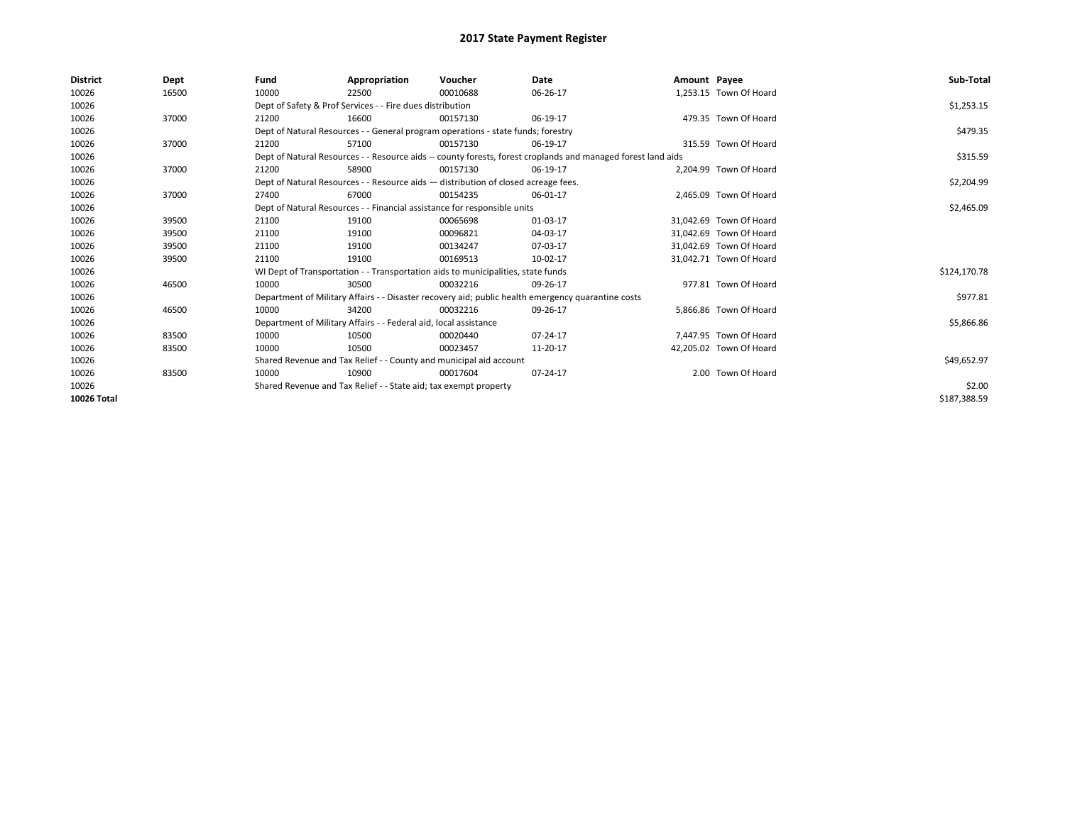# 2017 State Payment Register

| District | Dept | Fund | Appropriation | Voucher | Date | Amount | Payee | Sub-Total |
|---|---|---|---|---|---|---|---|---|
| 10026 | 16500 | 10000 | 22500 | 00010688 | 06-26-17 | 1,253.15 | Town Of Hoard | |
| 10026 | | Dept of Safety & Prof Services - - Fire dues distribution | | | | | | $1,253.15 |
| 10026 | 37000 | 21200 | 16600 | 00157130 | 06-19-17 | 479.35 | Town Of Hoard | |
| 10026 | | Dept of Natural Resources - - General program operations - state funds; forestry | | | | | | $479.35 |
| 10026 | 37000 | 21200 | 57100 | 00157130 | 06-19-17 | 315.59 | Town Of Hoard | |
| 10026 | | Dept of Natural Resources - - Resource aids -- county forests, forest croplands and managed forest land aids | | | | | | $315.59 |
| 10026 | 37000 | 21200 | 58900 | 00157130 | 06-19-17 | 2,204.99 | Town Of Hoard | |
| 10026 | | Dept of Natural Resources - - Resource aids — distribution of closed acreage fees. | | | | | | $2,204.99 |
| 10026 | 37000 | 27400 | 67000 | 00154235 | 06-01-17 | 2,465.09 | Town Of Hoard | |
| 10026 | | Dept of Natural Resources - - Financial assistance for responsible units | | | | | | $2,465.09 |
| 10026 | 39500 | 21100 | 19100 | 00065698 | 01-03-17 | 31,042.69 | Town Of Hoard | |
| 10026 | 39500 | 21100 | 19100 | 00096821 | 04-03-17 | 31,042.69 | Town Of Hoard | |
| 10026 | 39500 | 21100 | 19100 | 00134247 | 07-03-17 | 31,042.69 | Town Of Hoard | |
| 10026 | 39500 | 21100 | 19100 | 00169513 | 10-02-17 | 31,042.71 | Town Of Hoard | |
| 10026 | | WI Dept of Transportation - - Transportation aids to municipalities, state funds | | | | | | $124,170.78 |
| 10026 | 46500 | 10000 | 30500 | 00032216 | 09-26-17 | 977.81 | Town Of Hoard | |
| 10026 | | Department of Military Affairs - - Disaster recovery aid; public health emergency quarantine costs | | | | | | $977.81 |
| 10026 | 46500 | 10000 | 34200 | 00032216 | 09-26-17 | 5,866.86 | Town Of Hoard | |
| 10026 | | Department of Military Affairs - - Federal aid, local assistance | | | | | | $5,866.86 |
| 10026 | 83500 | 10000 | 10500 | 00020440 | 07-24-17 | 7,447.95 | Town Of Hoard | |
| 10026 | 83500 | 10000 | 10500 | 00023457 | 11-20-17 | 42,205.02 | Town Of Hoard | |
| 10026 | | Shared Revenue and Tax Relief - - County and municipal aid account | | | | | | $49,652.97 |
| 10026 | 83500 | 10000 | 10900 | 00017604 | 07-24-17 | 2.00 | Town Of Hoard | |
| 10026 | | Shared Revenue and Tax Relief - - State aid; tax exempt property | | | | | | $2.00 |
| 10026 Total | | | | | | | | $187,388.59 |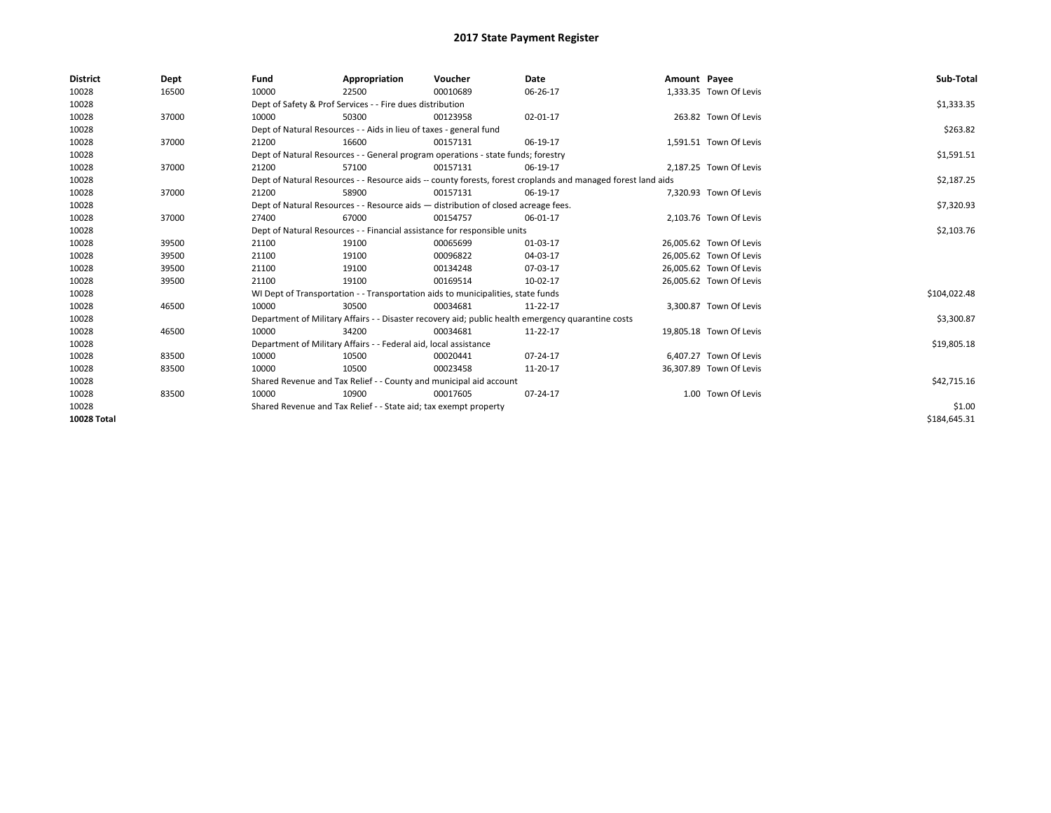# 2017 State Payment Register

| District | Dept | Fund | Appropriation | Voucher | Date | Amount | Payee | Sub-Total |
|---|---|---|---|---|---|---|---|---|
| 10028 | 16500 | 10000 | 22500 | 00010689 | 06-26-17 | 1,333.35 | Town Of Levis | |
| 10028 | | Dept of Safety & Prof Services - - Fire dues distribution | | | | | | $1,333.35 |
| 10028 | 37000 | 10000 | 50300 | 00123958 | 02-01-17 | 263.82 | Town Of Levis | |
| 10028 | | Dept of Natural Resources - - Aids in lieu of taxes - general fund | | | | | | $263.82 |
| 10028 | 37000 | 21200 | 16600 | 00157131 | 06-19-17 | 1,591.51 | Town Of Levis | |
| 10028 | | Dept of Natural Resources - - General program operations - state funds; forestry | | | | | | $1,591.51 |
| 10028 | 37000 | 21200 | 57100 | 00157131 | 06-19-17 | 2,187.25 | Town Of Levis | |
| 10028 | | Dept of Natural Resources - - Resource aids -- county forests, forest croplands and managed forest land aids | | | | | | $2,187.25 |
| 10028 | 37000 | 21200 | 58900 | 00157131 | 06-19-17 | 7,320.93 | Town Of Levis | |
| 10028 | | Dept of Natural Resources - - Resource aids — distribution of closed acreage fees. | | | | | | $7,320.93 |
| 10028 | 37000 | 27400 | 67000 | 00154757 | 06-01-17 | 2,103.76 | Town Of Levis | |
| 10028 | | Dept of Natural Resources - - Financial assistance for responsible units | | | | | | $2,103.76 |
| 10028 | 39500 | 21100 | 19100 | 00065699 | 01-03-17 | 26,005.62 | Town Of Levis | |
| 10028 | 39500 | 21100 | 19100 | 00096822 | 04-03-17 | 26,005.62 | Town Of Levis | |
| 10028 | 39500 | 21100 | 19100 | 00134248 | 07-03-17 | 26,005.62 | Town Of Levis | |
| 10028 | 39500 | 21100 | 19100 | 00169514 | 10-02-17 | 26,005.62 | Town Of Levis | |
| 10028 | | WI Dept of Transportation - - Transportation aids to municipalities, state funds | | | | | | $104,022.48 |
| 10028 | 46500 | 10000 | 30500 | 00034681 | 11-22-17 | 3,300.87 | Town Of Levis | |
| 10028 | | Department of Military Affairs - - Disaster recovery aid; public health emergency quarantine costs | | | | | | $3,300.87 |
| 10028 | 46500 | 10000 | 34200 | 00034681 | 11-22-17 | 19,805.18 | Town Of Levis | |
| 10028 | | Department of Military Affairs - - Federal aid, local assistance | | | | | | $19,805.18 |
| 10028 | 83500 | 10000 | 10500 | 00020441 | 07-24-17 | 6,407.27 | Town Of Levis | |
| 10028 | 83500 | 10000 | 10500 | 00023458 | 11-20-17 | 36,307.89 | Town Of Levis | |
| 10028 | | Shared Revenue and Tax Relief - - County and municipal aid account | | | | | | $42,715.16 |
| 10028 | 83500 | 10000 | 10900 | 00017605 | 07-24-17 | 1.00 | Town Of Levis | |
| 10028 | | Shared Revenue and Tax Relief - - State aid; tax exempt property | | | | | | $1.00 |
| **10028 Total** | | | | | | | | $184,645.31 |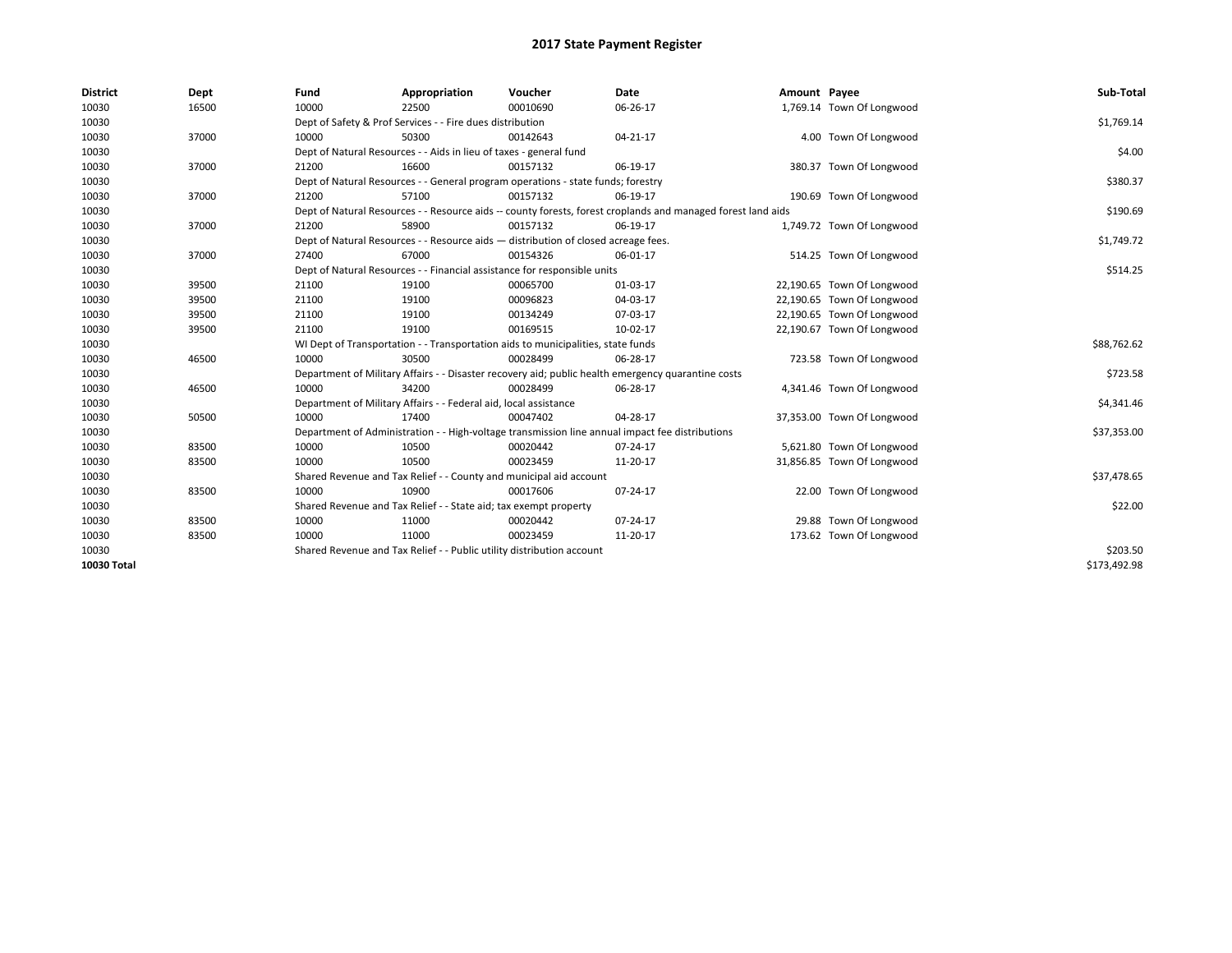# 2017 State Payment Register

| District | Dept | Fund | Appropriation | Voucher | Date | Amount | Payee | Sub-Total |
|---|---|---|---|---|---|---|---|---|
| 10030 | 16500 | 10000 | 22500 | 00010690 | 06-26-17 | 1,769.14 | Town Of Longwood | |
| 10030 | | Dept of Safety & Prof Services - - Fire dues distribution | | | | | | $1,769.14 |
| 10030 | 37000 | 10000 | 50300 | 00142643 | 04-21-17 | 4.00 | Town Of Longwood | |
| 10030 | | Dept of Natural Resources - - Aids in lieu of taxes - general fund | | | | | | $4.00 |
| 10030 | 37000 | 21200 | 16600 | 00157132 | 06-19-17 | 380.37 | Town Of Longwood | |
| 10030 | | Dept of Natural Resources - - General program operations - state funds; forestry | | | | | | $380.37 |
| 10030 | 37000 | 21200 | 57100 | 00157132 | 06-19-17 | 190.69 | Town Of Longwood | |
| 10030 | | Dept of Natural Resources - - Resource aids -- county forests, forest croplands and managed forest land aids | | | | | | $190.69 |
| 10030 | 37000 | 21200 | 58900 | 00157132 | 06-19-17 | 1,749.72 | Town Of Longwood | |
| 10030 | | Dept of Natural Resources - - Resource aids — distribution of closed acreage fees. | | | | | | $1,749.72 |
| 10030 | 37000 | 27400 | 67000 | 00154326 | 06-01-17 | 514.25 | Town Of Longwood | |
| 10030 | | Dept of Natural Resources - - Financial assistance for responsible units | | | | | | $514.25 |
| 10030 | 39500 | 21100 | 19100 | 00065700 | 01-03-17 | 22,190.65 | Town Of Longwood | |
| 10030 | 39500 | 21100 | 19100 | 00096823 | 04-03-17 | 22,190.65 | Town Of Longwood | |
| 10030 | 39500 | 21100 | 19100 | 00134249 | 07-03-17 | 22,190.65 | Town Of Longwood | |
| 10030 | 39500 | 21100 | 19100 | 00169515 | 10-02-17 | 22,190.67 | Town Of Longwood | |
| 10030 | | WI Dept of Transportation - - Transportation aids to municipalities, state funds | | | | | | $88,762.62 |
| 10030 | 46500 | 10000 | 30500 | 00028499 | 06-28-17 | 723.58 | Town Of Longwood | |
| 10030 | | Department of Military Affairs - - Disaster recovery aid; public health emergency quarantine costs | | | | | | $723.58 |
| 10030 | 46500 | 10000 | 34200 | 00028499 | 06-28-17 | 4,341.46 | Town Of Longwood | |
| 10030 | | Department of Military Affairs - - Federal aid, local assistance | | | | | | $4,341.46 |
| 10030 | 50500 | 10000 | 17400 | 00047402 | 04-28-17 | 37,353.00 | Town Of Longwood | |
| 10030 | | Department of Administration - - High-voltage transmission line annual impact fee distributions | | | | | | $37,353.00 |
| 10030 | 83500 | 10000 | 10500 | 00020442 | 07-24-17 | 5,621.80 | Town Of Longwood | |
| 10030 | 83500 | 10000 | 10500 | 00023459 | 11-20-17 | 31,856.85 | Town Of Longwood | |
| 10030 | | Shared Revenue and Tax Relief - - County and municipal aid account | | | | | | $37,478.65 |
| 10030 | 83500 | 10000 | 10900 | 00017606 | 07-24-17 | 22.00 | Town Of Longwood | |
| 10030 | | Shared Revenue and Tax Relief - - State aid; tax exempt property | | | | | | $22.00 |
| 10030 | 83500 | 10000 | 11000 | 00020442 | 07-24-17 | 29.88 | Town Of Longwood | |
| 10030 | 83500 | 10000 | 11000 | 00023459 | 11-20-17 | 173.62 | Town Of Longwood | |
| 10030 | | Shared Revenue and Tax Relief - - Public utility distribution account | | | | | | $203.50 |
| **10030 Total** | | | | | | | | $173,492.98 |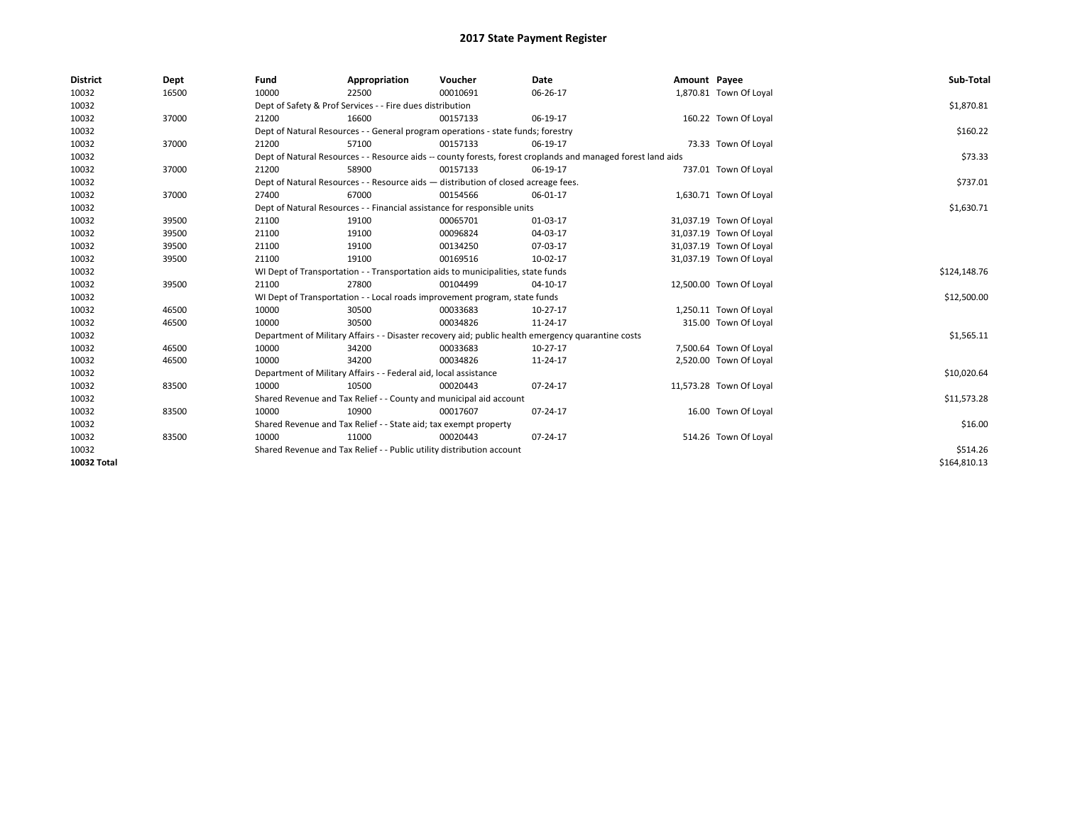# 2017 State Payment Register

| District | Dept | Fund | Appropriation | Voucher | Date | Amount | Payee | Sub-Total |
|---|---|---|---|---|---|---|---|---|
| 10032 | 16500 | 10000 | 22500 | 00010691 | 06-26-17 | 1,870.81 | Town Of Loyal | |
| 10032 | | Dept of Safety & Prof Services - - Fire dues distribution | | | | | | $1,870.81 |
| 10032 | 37000 | 21200 | 16600 | 00157133 | 06-19-17 | 160.22 | Town Of Loyal | |
| 10032 | | Dept of Natural Resources - - General program operations - state funds; forestry | | | | | | $160.22 |
| 10032 | 37000 | 21200 | 57100 | 00157133 | 06-19-17 | 73.33 | Town Of Loyal | |
| 10032 | | Dept of Natural Resources - - Resource aids -- county forests, forest croplands and managed forest land aids | | | | | | $73.33 |
| 10032 | 37000 | 21200 | 58900 | 00157133 | 06-19-17 | 737.01 | Town Of Loyal | |
| 10032 | | Dept of Natural Resources - - Resource aids — distribution of closed acreage fees. | | | | | | $737.01 |
| 10032 | 37000 | 27400 | 67000 | 00154566 | 06-01-17 | 1,630.71 | Town Of Loyal | |
| 10032 | | Dept of Natural Resources - - Financial assistance for responsible units | | | | | | $1,630.71 |
| 10032 | 39500 | 21100 | 19100 | 00065701 | 01-03-17 | 31,037.19 | Town Of Loyal | |
| 10032 | 39500 | 21100 | 19100 | 00096824 | 04-03-17 | 31,037.19 | Town Of Loyal | |
| 10032 | 39500 | 21100 | 19100 | 00134250 | 07-03-17 | 31,037.19 | Town Of Loyal | |
| 10032 | 39500 | 21100 | 19100 | 00169516 | 10-02-17 | 31,037.19 | Town Of Loyal | |
| 10032 | | WI Dept of Transportation - - Transportation aids to municipalities, state funds | | | | | | $124,148.76 |
| 10032 | 39500 | 21100 | 27800 | 00104499 | 04-10-17 | 12,500.00 | Town Of Loyal | |
| 10032 | | WI Dept of Transportation - - Local roads improvement program, state funds | | | | | | $12,500.00 |
| 10032 | 46500 | 10000 | 30500 | 00033683 | 10-27-17 | 1,250.11 | Town Of Loyal | |
| 10032 | 46500 | 10000 | 30500 | 00034826 | 11-24-17 | 315.00 | Town Of Loyal | |
| 10032 | | Department of Military Affairs - - Disaster recovery aid; public health emergency quarantine costs | | | | | | $1,565.11 |
| 10032 | 46500 | 10000 | 34200 | 00033683 | 10-27-17 | 7,500.64 | Town Of Loyal | |
| 10032 | 46500 | 10000 | 34200 | 00034826 | 11-24-17 | 2,520.00 | Town Of Loyal | |
| 10032 | | Department of Military Affairs - - Federal aid, local assistance | | | | | | $10,020.64 |
| 10032 | 83500 | 10000 | 10500 | 00020443 | 07-24-17 | 11,573.28 | Town Of Loyal | |
| 10032 | | Shared Revenue and Tax Relief - - County and municipal aid account | | | | | | $11,573.28 |
| 10032 | 83500 | 10000 | 10900 | 00017607 | 07-24-17 | 16.00 | Town Of Loyal | |
| 10032 | | Shared Revenue and Tax Relief - - State aid; tax exempt property | | | | | | $16.00 |
| 10032 | 83500 | 10000 | 11000 | 00020443 | 07-24-17 | 514.26 | Town Of Loyal | |
| 10032 | | Shared Revenue and Tax Relief - - Public utility distribution account | | | | | | $514.26 |
| **10032 Total** | | | | | | | | $164,810.13 |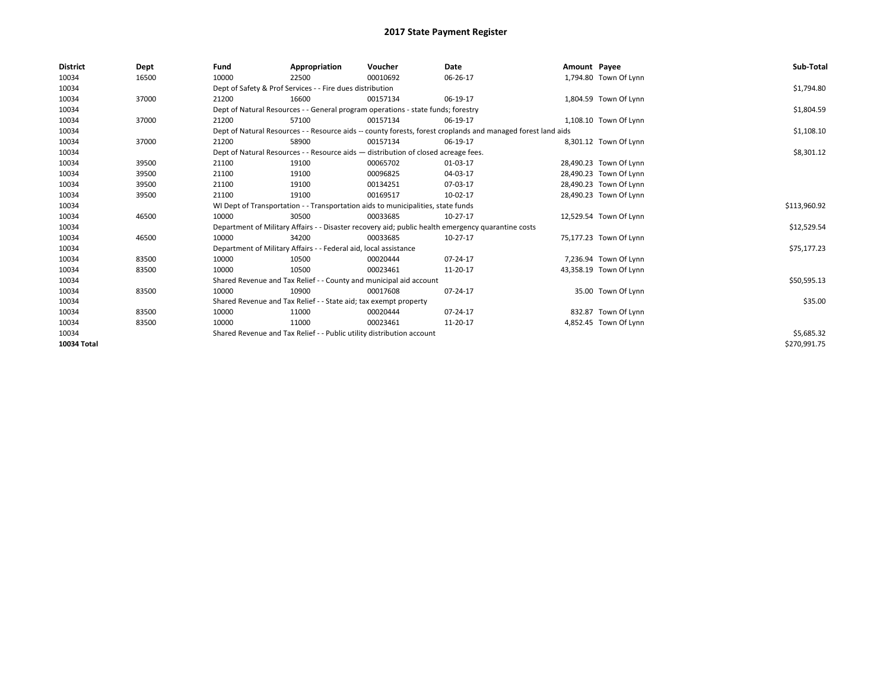# 2017 State Payment Register

| District | Dept | Fund | Appropriation | Voucher | Date | Amount | Payee | Sub-Total |
| --- | --- | --- | --- | --- | --- | --- | --- | --- |
| 10034 | 16500 | 10000 | 22500 | 00010692 | 06-26-17 | 1,794.80 | Town Of Lynn | |
| 10034 | | Dept of Safety & Prof Services - - Fire dues distribution | | | | | | $1,794.80 |
| 10034 | 37000 | 21200 | 16600 | 00157134 | 06-19-17 | 1,804.59 | Town Of Lynn | |
| 10034 | | Dept of Natural Resources - - General program operations - state funds; forestry | | | | | | $1,804.59 |
| 10034 | 37000 | 21200 | 57100 | 00157134 | 06-19-17 | 1,108.10 | Town Of Lynn | |
| 10034 | | Dept of Natural Resources - - Resource aids -- county forests, forest croplands and managed forest land aids | | | | | | $1,108.10 |
| 10034 | 37000 | 21200 | 58900 | 00157134 | 06-19-17 | 8,301.12 | Town Of Lynn | |
| 10034 | | Dept of Natural Resources - - Resource aids — distribution of closed acreage fees. | | | | | | $8,301.12 |
| 10034 | 39500 | 21100 | 19100 | 00065702 | 01-03-17 | 28,490.23 | Town Of Lynn | |
| 10034 | 39500 | 21100 | 19100 | 00096825 | 04-03-17 | 28,490.23 | Town Of Lynn | |
| 10034 | 39500 | 21100 | 19100 | 00134251 | 07-03-17 | 28,490.23 | Town Of Lynn | |
| 10034 | 39500 | 21100 | 19100 | 00169517 | 10-02-17 | 28,490.23 | Town Of Lynn | |
| 10034 | | WI Dept of Transportation - - Transportation aids to municipalities, state funds | | | | | | $113,960.92 |
| 10034 | 46500 | 10000 | 30500 | 00033685 | 10-27-17 | 12,529.54 | Town Of Lynn | |
| 10034 | | Department of Military Affairs - - Disaster recovery aid; public health emergency quarantine costs | | | | | | $12,529.54 |
| 10034 | 46500 | 10000 | 34200 | 00033685 | 10-27-17 | 75,177.23 | Town Of Lynn | |
| 10034 | | Department of Military Affairs - - Federal aid, local assistance | | | | | | $75,177.23 |
| 10034 | 83500 | 10000 | 10500 | 00020444 | 07-24-17 | 7,236.94 | Town Of Lynn | |
| 10034 | 83500 | 10000 | 10500 | 00023461 | 11-20-17 | 43,358.19 | Town Of Lynn | |
| 10034 | | Shared Revenue and Tax Relief - - County and municipal aid account | | | | | | $50,595.13 |
| 10034 | 83500 | 10000 | 10900 | 00017608 | 07-24-17 | 35.00 | Town Of Lynn | |
| 10034 | | Shared Revenue and Tax Relief - - State aid; tax exempt property | | | | | | $35.00 |
| 10034 | 83500 | 10000 | 11000 | 00020444 | 07-24-17 | 832.87 | Town Of Lynn | |
| 10034 | 83500 | 10000 | 11000 | 00023461 | 11-20-17 | 4,852.45 | Town Of Lynn | |
| 10034 | | Shared Revenue and Tax Relief - - Public utility distribution account | | | | | | $5,685.32 |
| **10034 Total** | | | | | | | | $270,991.75 |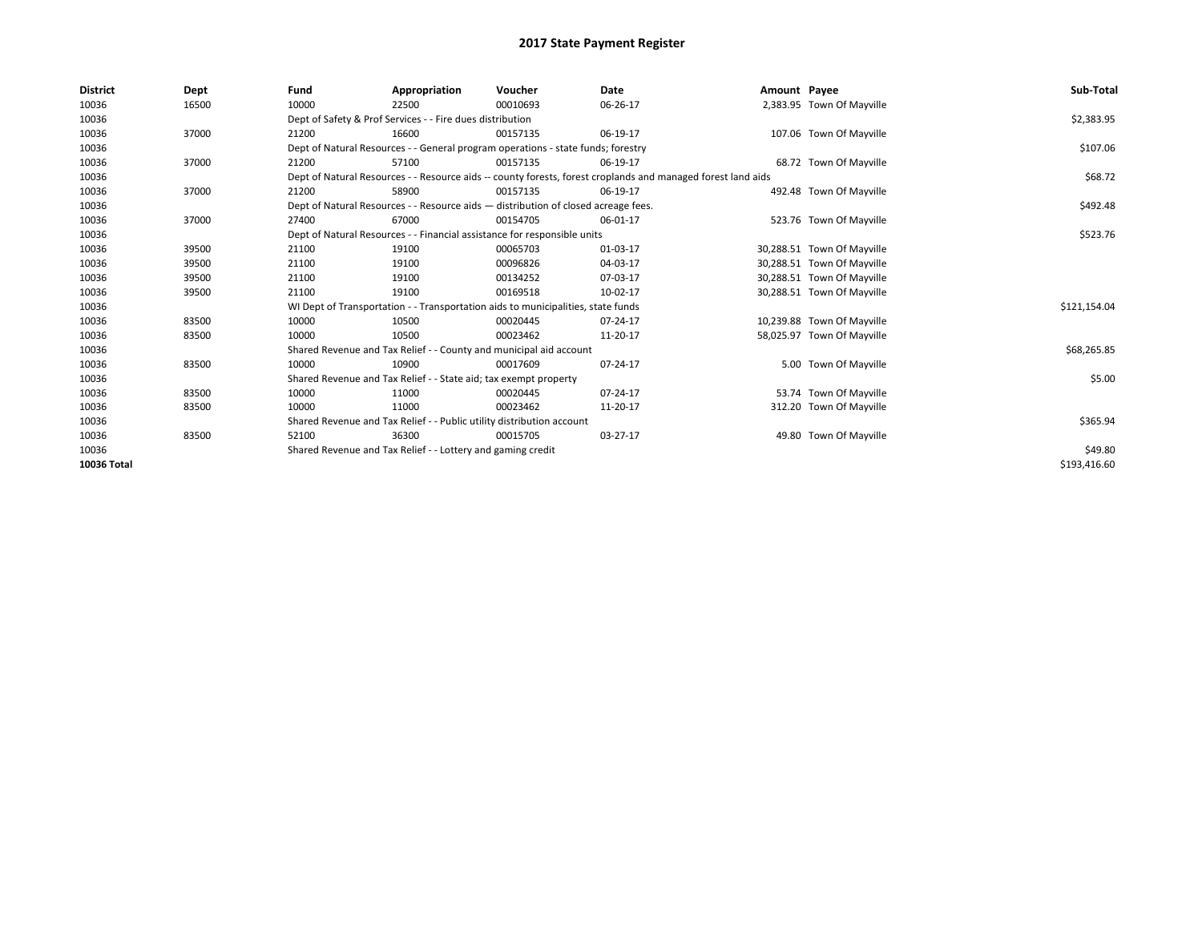# 2017 State Payment Register

| District | Dept | Fund | Appropriation | Voucher | Date | Amount | Payee | Sub-Total |
|---|---|---|---|---|---|---|---|---|
| 10036 | 16500 | 10000 | 22500 | 00010693 | 06-26-17 | 2,383.95 | Town Of Mayville | |
| 10036 | | Dept of Safety & Prof Services - - Fire dues distribution | | | | | | $2,383.95 |
| 10036 | 37000 | 21200 | 16600 | 00157135 | 06-19-17 | 107.06 | Town Of Mayville | |
| 10036 | | Dept of Natural Resources - - General program operations - state funds; forestry | | | | | | $107.06 |
| 10036 | 37000 | 21200 | 57100 | 00157135 | 06-19-17 | 68.72 | Town Of Mayville | |
| 10036 | | Dept of Natural Resources - - Resource aids -- county forests, forest croplands and managed forest land aids | | | | | | $68.72 |
| 10036 | 37000 | 21200 | 58900 | 00157135 | 06-19-17 | 492.48 | Town Of Mayville | |
| 10036 | | Dept of Natural Resources - - Resource aids — distribution of closed acreage fees. | | | | | | $492.48 |
| 10036 | 37000 | 27400 | 67000 | 00154705 | 06-01-17 | 523.76 | Town Of Mayville | |
| 10036 | | Dept of Natural Resources - - Financial assistance for responsible units | | | | | | $523.76 |
| 10036 | 39500 | 21100 | 19100 | 00065703 | 01-03-17 | 30,288.51 | Town Of Mayville | |
| 10036 | 39500 | 21100 | 19100 | 00096826 | 04-03-17 | 30,288.51 | Town Of Mayville | |
| 10036 | 39500 | 21100 | 19100 | 00134252 | 07-03-17 | 30,288.51 | Town Of Mayville | |
| 10036 | 39500 | 21100 | 19100 | 00169518 | 10-02-17 | 30,288.51 | Town Of Mayville | |
| 10036 | | WI Dept of Transportation - - Transportation aids to municipalities, state funds | | | | | | $121,154.04 |
| 10036 | 83500 | 10000 | 10500 | 00020445 | 07-24-17 | 10,239.88 | Town Of Mayville | |
| 10036 | 83500 | 10000 | 10500 | 00023462 | 11-20-17 | 58,025.97 | Town Of Mayville | |
| 10036 | | Shared Revenue and Tax Relief - - County and municipal aid account | | | | | | $68,265.85 |
| 10036 | 83500 | 10000 | 10900 | 00017609 | 07-24-17 | 5.00 | Town Of Mayville | |
| 10036 | | Shared Revenue and Tax Relief - - State aid; tax exempt property | | | | | | $5.00 |
| 10036 | 83500 | 10000 | 11000 | 00020445 | 07-24-17 | 53.74 | Town Of Mayville | |
| 10036 | 83500 | 10000 | 11000 | 00023462 | 11-20-17 | 312.20 | Town Of Mayville | |
| 10036 | | Shared Revenue and Tax Relief - - Public utility distribution account | | | | | | $365.94 |
| 10036 | 83500 | 52100 | 36300 | 00015705 | 03-27-17 | 49.80 | Town Of Mayville | |
| 10036 | | Shared Revenue and Tax Relief - - Lottery and gaming credit | | | | | | $49.80 |
| **10036 Total** | | | | | | | | $193,416.60 |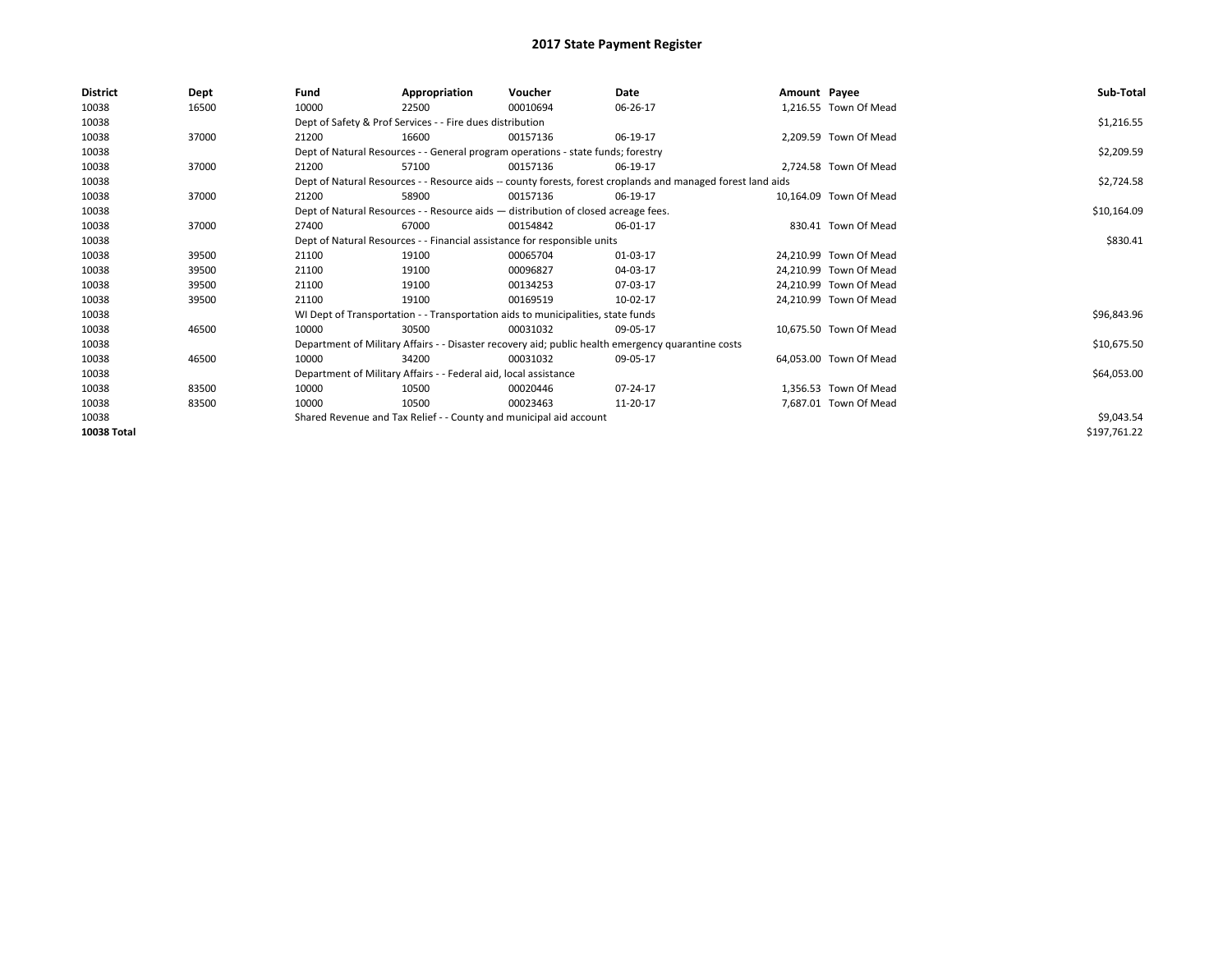# 2017 State Payment Register

| District | Dept | Fund | Appropriation | Voucher | Date | Amount | Payee | Sub-Total |
|---|---|---|---|---|---|---|---|---|
| 10038 | 16500 | 10000 | 22500 | 00010694 | 06-26-17 | 1,216.55 | Town Of Mead | |
| 10038 | | Dept of Safety & Prof Services - - Fire dues distribution | | | | | | $1,216.55 |
| 10038 | 37000 | 21200 | 16600 | 00157136 | 06-19-17 | 2,209.59 | Town Of Mead | |
| 10038 | | Dept of Natural Resources - - General program operations - state funds; forestry | | | | | | $2,209.59 |
| 10038 | 37000 | 21200 | 57100 | 00157136 | 06-19-17 | 2,724.58 | Town Of Mead | |
| 10038 | | Dept of Natural Resources - - Resource aids -- county forests, forest croplands and managed forest land aids | | | | | | $2,724.58 |
| 10038 | 37000 | 21200 | 58900 | 00157136 | 06-19-17 | 10,164.09 | Town Of Mead | |
| 10038 | | Dept of Natural Resources - - Resource aids — distribution of closed acreage fees. | | | | | | $10,164.09 |
| 10038 | 37000 | 27400 | 67000 | 00154842 | 06-01-17 | 830.41 | Town Of Mead | |
| 10038 | | Dept of Natural Resources - - Financial assistance for responsible units | | | | | | $830.41 |
| 10038 | 39500 | 21100 | 19100 | 00065704 | 01-03-17 | 24,210.99 | Town Of Mead | |
| 10038 | 39500 | 21100 | 19100 | 00096827 | 04-03-17 | 24,210.99 | Town Of Mead | |
| 10038 | 39500 | 21100 | 19100 | 00134253 | 07-03-17 | 24,210.99 | Town Of Mead | |
| 10038 | 39500 | 21100 | 19100 | 00169519 | 10-02-17 | 24,210.99 | Town Of Mead | |
| 10038 | | WI Dept of Transportation - - Transportation aids to municipalities, state funds | | | | | | $96,843.96 |
| 10038 | 46500 | 10000 | 30500 | 00031032 | 09-05-17 | 10,675.50 | Town Of Mead | |
| 10038 | | Department of Military Affairs - - Disaster recovery aid; public health emergency quarantine costs | | | | | | $10,675.50 |
| 10038 | 46500 | 10000 | 34200 | 00031032 | 09-05-17 | 64,053.00 | Town Of Mead | |
| 10038 | | Department of Military Affairs - - Federal aid, local assistance | | | | | | $64,053.00 |
| 10038 | 83500 | 10000 | 10500 | 00020446 | 07-24-17 | 1,356.53 | Town Of Mead | |
| 10038 | 83500 | 10000 | 10500 | 00023463 | 11-20-17 | 7,687.01 | Town Of Mead | |
| 10038 | | Shared Revenue and Tax Relief - - County and municipal aid account | | | | | | $9,043.54 |
| **10038 Total** | | | | | | | | $197,761.22 |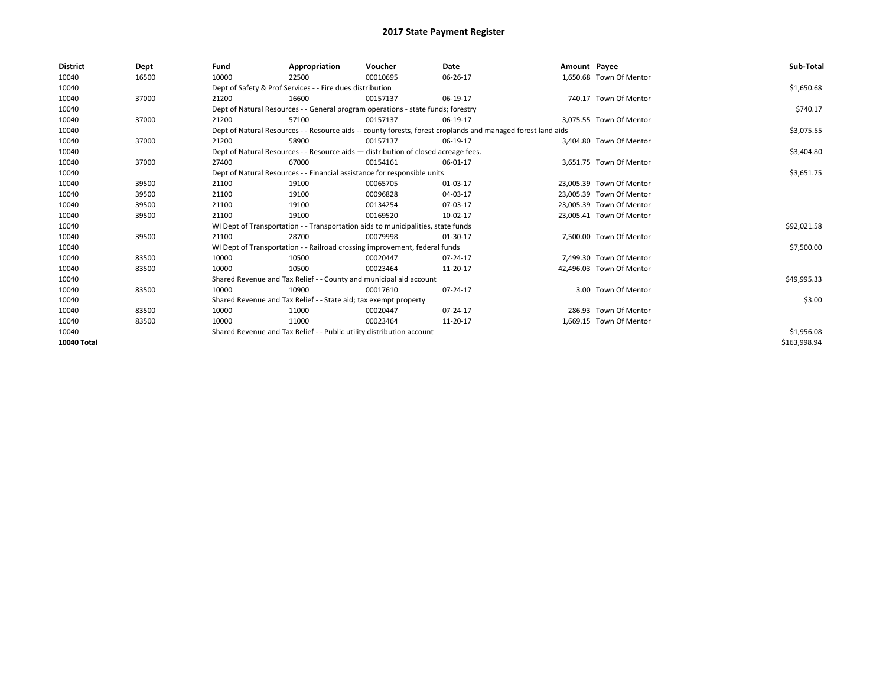# 2017 State Payment Register

| District | Dept | Fund | Appropriation | Voucher | Date | Amount | Payee | Sub-Total |
|---|---|---|---|---|---|---|---|---|
| 10040 | 16500 | 10000 | 22500 | 00010695 | 06-26-17 | 1,650.68 | Town Of Mentor | |
| 10040 | | Dept of Safety & Prof Services - - Fire dues distribution | | | | | | $1,650.68 |
| 10040 | 37000 | 21200 | 16600 | 00157137 | 06-19-17 | 740.17 | Town Of Mentor | |
| 10040 | | Dept of Natural Resources - - General program operations - state funds; forestry | | | | | | $740.17 |
| 10040 | 37000 | 21200 | 57100 | 00157137 | 06-19-17 | 3,075.55 | Town Of Mentor | |
| 10040 | | Dept of Natural Resources - - Resource aids -- county forests, forest croplands and managed forest land aids | | | | | | $3,075.55 |
| 10040 | 37000 | 21200 | 58900 | 00157137 | 06-19-17 | 3,404.80 | Town Of Mentor | |
| 10040 | | Dept of Natural Resources - - Resource aids — distribution of closed acreage fees. | | | | | | $3,404.80 |
| 10040 | 37000 | 27400 | 67000 | 00154161 | 06-01-17 | 3,651.75 | Town Of Mentor | |
| 10040 | | Dept of Natural Resources - - Financial assistance for responsible units | | | | | | $3,651.75 |
| 10040 | 39500 | 21100 | 19100 | 00065705 | 01-03-17 | 23,005.39 | Town Of Mentor | |
| 10040 | 39500 | 21100 | 19100 | 00096828 | 04-03-17 | 23,005.39 | Town Of Mentor | |
| 10040 | 39500 | 21100 | 19100 | 00134254 | 07-03-17 | 23,005.39 | Town Of Mentor | |
| 10040 | 39500 | 21100 | 19100 | 00169520 | 10-02-17 | 23,005.41 | Town Of Mentor | |
| 10040 | | WI Dept of Transportation - - Transportation aids to municipalities, state funds | | | | | | $92,021.58 |
| 10040 | 39500 | 21100 | 28700 | 00079998 | 01-30-17 | 7,500.00 | Town Of Mentor | |
| 10040 | | WI Dept of Transportation - - Railroad crossing improvement, federal funds | | | | | | $7,500.00 |
| 10040 | 83500 | 10000 | 10500 | 00020447 | 07-24-17 | 7,499.30 | Town Of Mentor | |
| 10040 | 83500 | 10000 | 10500 | 00023464 | 11-20-17 | 42,496.03 | Town Of Mentor | |
| 10040 | | Shared Revenue and Tax Relief - - County and municipal aid account | | | | | | $49,995.33 |
| 10040 | 83500 | 10000 | 10900 | 00017610 | 07-24-17 | 3.00 | Town Of Mentor | |
| 10040 | | Shared Revenue and Tax Relief - - State aid; tax exempt property | | | | | | $3.00 |
| 10040 | 83500 | 10000 | 11000 | 00020447 | 07-24-17 | 286.93 | Town Of Mentor | |
| 10040 | 83500 | 10000 | 11000 | 00023464 | 11-20-17 | 1,669.15 | Town Of Mentor | |
| 10040 | | Shared Revenue and Tax Relief - - Public utility distribution account | | | | | | $1,956.08 |
| **10040 Total** | | | | | | | | $163,998.94 |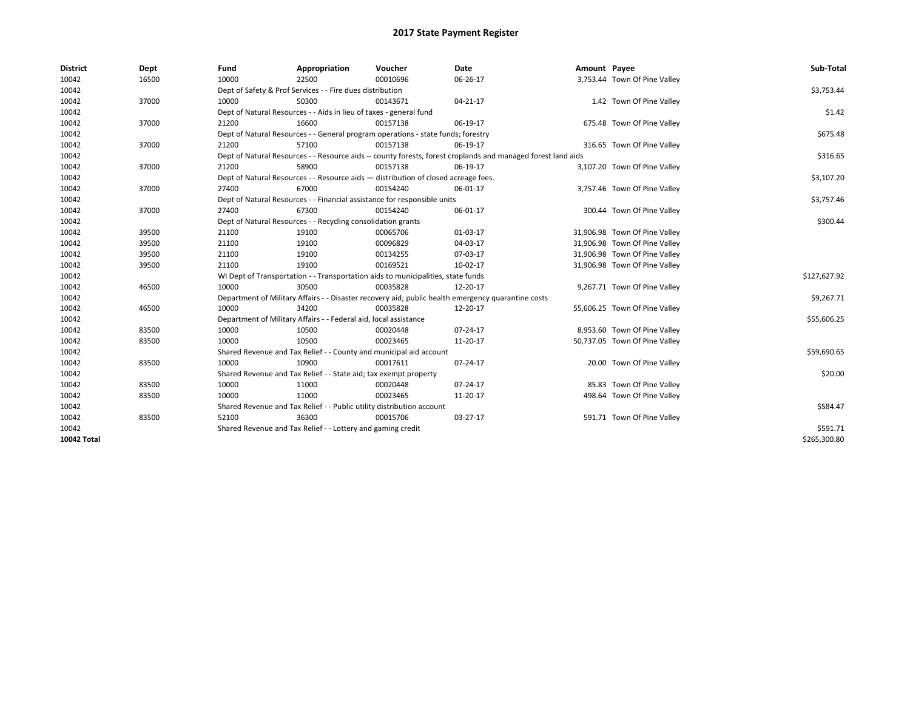# 2017 State Payment Register

| District | Dept | Fund | Appropriation | Voucher | Date | Amount | Payee | Sub-Total |
|---|---|---|---|---|---|---|---|---|
| 10042 | 16500 | 10000 | 22500 | 00010696 | 06-26-17 | 3,753.44 | Town Of Pine Valley | |
| 10042 | | Dept of Safety & Prof Services - - Fire dues distribution | | | | | | $3,753.44 |
| 10042 | 37000 | 10000 | 50300 | 00143671 | 04-21-17 | 1.42 | Town Of Pine Valley | |
| 10042 | | Dept of Natural Resources - - Aids in lieu of taxes - general fund | | | | | | $1.42 |
| 10042 | 37000 | 21200 | 16600 | 00157138 | 06-19-17 | 675.48 | Town Of Pine Valley | |
| 10042 | | Dept of Natural Resources - - General program operations - state funds; forestry | | | | | | $675.48 |
| 10042 | 37000 | 21200 | 57100 | 00157138 | 06-19-17 | 316.65 | Town Of Pine Valley | |
| 10042 | | Dept of Natural Resources - - Resource aids -- county forests, forest croplands and managed forest land aids | | | | | | $316.65 |
| 10042 | 37000 | 21200 | 58900 | 00157138 | 06-19-17 | 3,107.20 | Town Of Pine Valley | |
| 10042 | | Dept of Natural Resources - - Resource aids — distribution of closed acreage fees. | | | | | | $3,107.20 |
| 10042 | 37000 | 27400 | 67000 | 00154240 | 06-01-17 | 3,757.46 | Town Of Pine Valley | |
| 10042 | | Dept of Natural Resources - - Financial assistance for responsible units | | | | | | $3,757.46 |
| 10042 | 37000 | 27400 | 67300 | 00154240 | 06-01-17 | 300.44 | Town Of Pine Valley | |
| 10042 | | Dept of Natural Resources - - Recycling consolidation grants | | | | | | $300.44 |
| 10042 | 39500 | 21100 | 19100 | 00065706 | 01-03-17 | 31,906.98 | Town Of Pine Valley | |
| 10042 | 39500 | 21100 | 19100 | 00096829 | 04-03-17 | 31,906.98 | Town Of Pine Valley | |
| 10042 | 39500 | 21100 | 19100 | 00134255 | 07-03-17 | 31,906.98 | Town Of Pine Valley | |
| 10042 | 39500 | 21100 | 19100 | 00169521 | 10-02-17 | 31,906.98 | Town Of Pine Valley | |
| 10042 | | WI Dept of Transportation - - Transportation aids to municipalities, state funds | | | | | | $127,627.92 |
| 10042 | 46500 | 10000 | 30500 | 00035828 | 12-20-17 | 9,267.71 | Town Of Pine Valley | |
| 10042 | | Department of Military Affairs - - Disaster recovery aid; public health emergency quarantine costs | | | | | | $9,267.71 |
| 10042 | 46500 | 10000 | 34200 | 00035828 | 12-20-17 | 55,606.25 | Town Of Pine Valley | |
| 10042 | | Department of Military Affairs - - Federal aid, local assistance | | | | | | $55,606.25 |
| 10042 | 83500 | 10000 | 10500 | 00020448 | 07-24-17 | 8,953.60 | Town Of Pine Valley | |
| 10042 | 83500 | 10000 | 10500 | 00023465 | 11-20-17 | 50,737.05 | Town Of Pine Valley | |
| 10042 | | Shared Revenue and Tax Relief - - County and municipal aid account | | | | | | $59,690.65 |
| 10042 | 83500 | 10000 | 10900 | 00017611 | 07-24-17 | 20.00 | Town Of Pine Valley | |
| 10042 | | Shared Revenue and Tax Relief - - State aid; tax exempt property | | | | | | $20.00 |
| 10042 | 83500 | 10000 | 11000 | 00020448 | 07-24-17 | 85.83 | Town Of Pine Valley | |
| 10042 | 83500 | 10000 | 11000 | 00023465 | 11-20-17 | 498.64 | Town Of Pine Valley | |
| 10042 | | Shared Revenue and Tax Relief - - Public utility distribution account | | | | | | $584.47 |
| 10042 | 83500 | 52100 | 36300 | 00015706 | 03-27-17 | 591.71 | Town Of Pine Valley | |
| 10042 | | Shared Revenue and Tax Relief - - Lottery and gaming credit | | | | | | $591.71 |
| **10042 Total** | | | | | | | | $265,300.80 |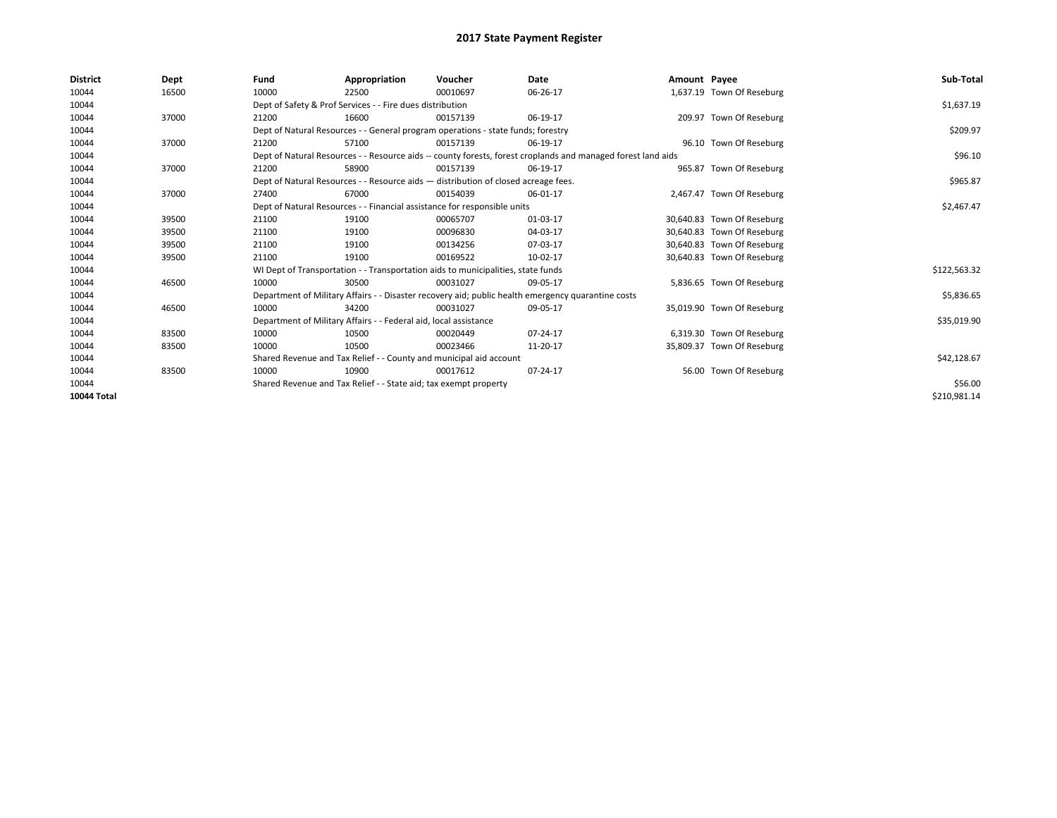# 2017 State Payment Register

| District | Dept | Fund | Appropriation | Voucher | Date | Amount | Payee | Sub-Total |
|---|---|---|---|---|---|---|---|---|
| 10044 | 16500 | 10000 | 22500 | 00010697 | 06-26-17 | 1,637.19 | Town Of Reseburg | |
| 10044 | | Dept of Safety & Prof Services - - Fire dues distribution | | | | | | $1,637.19 |
| 10044 | 37000 | 21200 | 16600 | 00157139 | 06-19-17 | 209.97 | Town Of Reseburg | |
| 10044 | | Dept of Natural Resources - - General program operations - state funds; forestry | | | | | | $209.97 |
| 10044 | 37000 | 21200 | 57100 | 00157139 | 06-19-17 | 96.10 | Town Of Reseburg | |
| 10044 | | Dept of Natural Resources - - Resource aids -- county forests, forest croplands and managed forest land aids | | | | | | $96.10 |
| 10044 | 37000 | 21200 | 58900 | 00157139 | 06-19-17 | 965.87 | Town Of Reseburg | |
| 10044 | | Dept of Natural Resources - - Resource aids — distribution of closed acreage fees. | | | | | | $965.87 |
| 10044 | 37000 | 27400 | 67000 | 00154039 | 06-01-17 | 2,467.47 | Town Of Reseburg | |
| 10044 | | Dept of Natural Resources - - Financial assistance for responsible units | | | | | | $2,467.47 |
| 10044 | 39500 | 21100 | 19100 | 00065707 | 01-03-17 | 30,640.83 | Town Of Reseburg | |
| 10044 | 39500 | 21100 | 19100 | 00096830 | 04-03-17 | 30,640.83 | Town Of Reseburg | |
| 10044 | 39500 | 21100 | 19100 | 00134256 | 07-03-17 | 30,640.83 | Town Of Reseburg | |
| 10044 | 39500 | 21100 | 19100 | 00169522 | 10-02-17 | 30,640.83 | Town Of Reseburg | |
| 10044 | | WI Dept of Transportation - - Transportation aids to municipalities, state funds | | | | | | $122,563.32 |
| 10044 | 46500 | 10000 | 30500 | 00031027 | 09-05-17 | 5,836.65 | Town Of Reseburg | |
| 10044 | | Department of Military Affairs - - Disaster recovery aid; public health emergency quarantine costs | | | | | | $5,836.65 |
| 10044 | 46500 | 10000 | 34200 | 00031027 | 09-05-17 | 35,019.90 | Town Of Reseburg | |
| 10044 | | Department of Military Affairs - - Federal aid, local assistance | | | | | | $35,019.90 |
| 10044 | 83500 | 10000 | 10500 | 00020449 | 07-24-17 | 6,319.30 | Town Of Reseburg | |
| 10044 | 83500 | 10000 | 10500 | 00023466 | 11-20-17 | 35,809.37 | Town Of Reseburg | |
| 10044 | | Shared Revenue and Tax Relief - - County and municipal aid account | | | | | | $42,128.67 |
| 10044 | 83500 | 10000 | 10900 | 00017612 | 07-24-17 | 56.00 | Town Of Reseburg | |
| 10044 | | Shared Revenue and Tax Relief - - State aid; tax exempt property | | | | | | $56.00 |
| **10044 Total** | | | | | | | | $210,981.14 |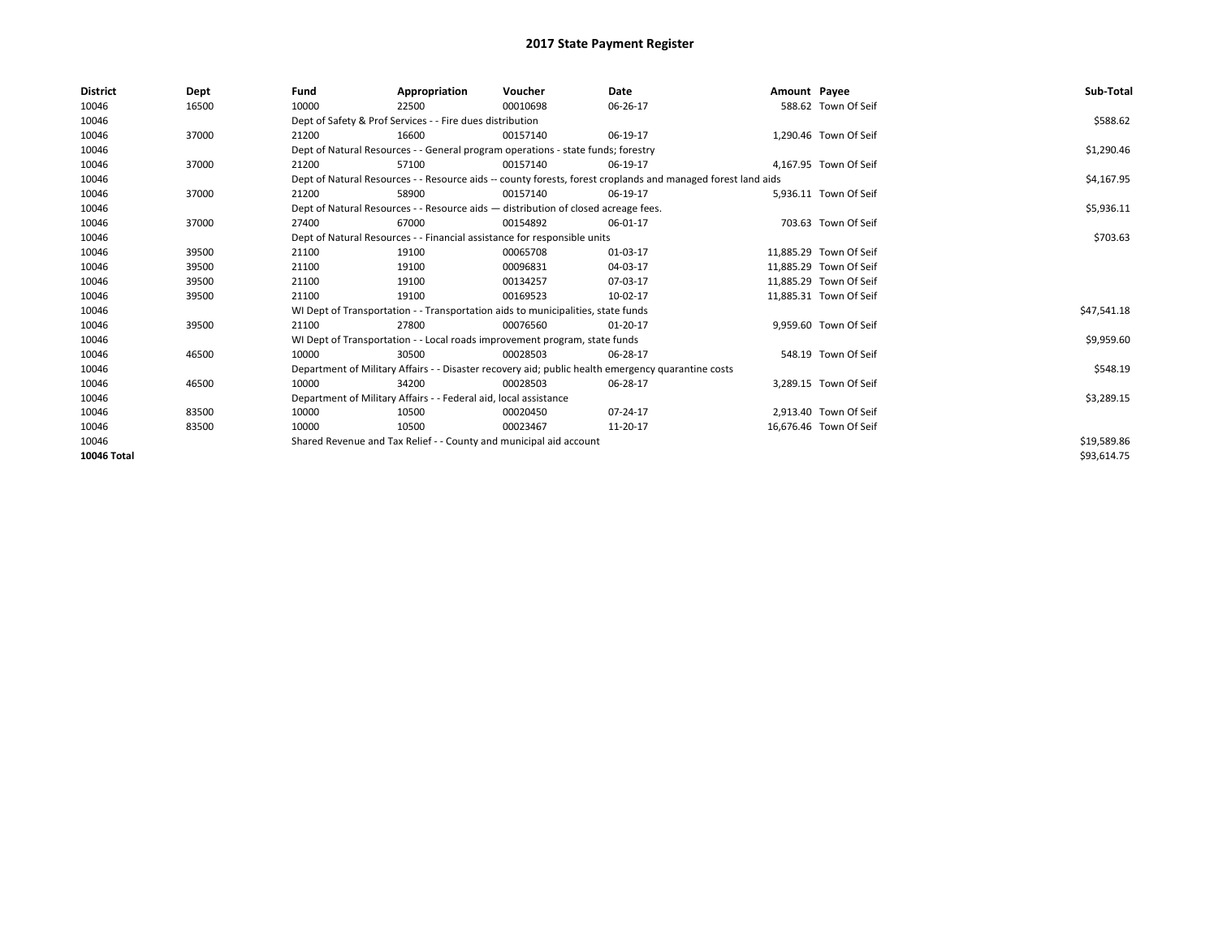# 2017 State Payment Register

| District | Dept | Fund | Appropriation | Voucher | Date | Amount | Payee | Sub-Total |
|---|---|---|---|---|---|---|---|---|
| 10046 | 16500 | 10000 | 22500 | 00010698 | 06-26-17 | 588.62 | Town Of Seif | |
| 10046 | | Dept of Safety & Prof Services - - Fire dues distribution | | | | | | $588.62 |
| 10046 | 37000 | 21200 | 16600 | 00157140 | 06-19-17 | 1,290.46 | Town Of Seif | |
| 10046 | | Dept of Natural Resources - - General program operations - state funds; forestry | | | | | | $1,290.46 |
| 10046 | 37000 | 21200 | 57100 | 00157140 | 06-19-17 | 4,167.95 | Town Of Seif | |
| 10046 | | Dept of Natural Resources - - Resource aids -- county forests, forest croplands and managed forest land aids | | | | | | $4,167.95 |
| 10046 | 37000 | 21200 | 58900 | 00157140 | 06-19-17 | 5,936.11 | Town Of Seif | |
| 10046 | | Dept of Natural Resources - - Resource aids — distribution of closed acreage fees. | | | | | | $5,936.11 |
| 10046 | 37000 | 27400 | 67000 | 00154892 | 06-01-17 | 703.63 | Town Of Seif | |
| 10046 | | Dept of Natural Resources - - Financial assistance for responsible units | | | | | | $703.63 |
| 10046 | 39500 | 21100 | 19100 | 00065708 | 01-03-17 | 11,885.29 | Town Of Seif | |
| 10046 | 39500 | 21100 | 19100 | 00096831 | 04-03-17 | 11,885.29 | Town Of Seif | |
| 10046 | 39500 | 21100 | 19100 | 00134257 | 07-03-17 | 11,885.29 | Town Of Seif | |
| 10046 | 39500 | 21100 | 19100 | 00169523 | 10-02-17 | 11,885.31 | Town Of Seif | |
| 10046 | | WI Dept of Transportation - - Transportation aids to municipalities, state funds | | | | | | $47,541.18 |
| 10046 | 39500 | 21100 | 27800 | 00076560 | 01-20-17 | 9,959.60 | Town Of Seif | |
| 10046 | | WI Dept of Transportation - - Local roads improvement program, state funds | | | | | | $9,959.60 |
| 10046 | 46500 | 10000 | 30500 | 00028503 | 06-28-17 | 548.19 | Town Of Seif | |
| 10046 | | Department of Military Affairs - - Disaster recovery aid; public health emergency quarantine costs | | | | | | $548.19 |
| 10046 | 46500 | 10000 | 34200 | 00028503 | 06-28-17 | 3,289.15 | Town Of Seif | |
| 10046 | | Department of Military Affairs - - Federal aid, local assistance | | | | | | $3,289.15 |
| 10046 | 83500 | 10000 | 10500 | 00020450 | 07-24-17 | 2,913.40 | Town Of Seif | |
| 10046 | 83500 | 10000 | 10500 | 00023467 | 11-20-17 | 16,676.46 | Town Of Seif | |
| 10046 | | Shared Revenue and Tax Relief - - County and municipal aid account | | | | | | $19,589.86 |
| **10046 Total** | | | | | | | | $93,614.75 |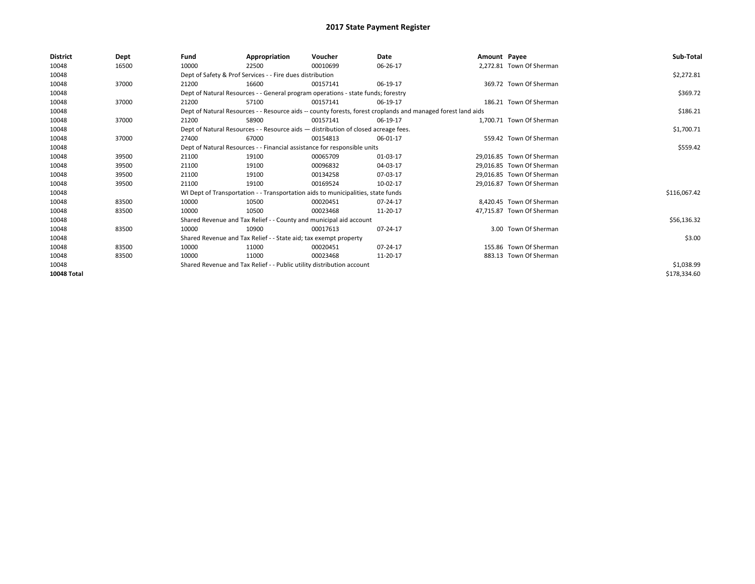# 2017 State Payment Register

| District | Dept | Fund | Appropriation | Voucher | Date | Amount | Payee | Sub-Total |
|---|---|---|---|---|---|---|---|---|
| 10048 | 16500 | 10000 | 22500 | 00010699 | 06-26-17 | 2,272.81 | Town Of Sherman | |
| 10048 | | Dept of Safety & Prof Services - - Fire dues distribution | | | | | | $2,272.81 |
| 10048 | 37000 | 21200 | 16600 | 00157141 | 06-19-17 | 369.72 | Town Of Sherman | |
| 10048 | | Dept of Natural Resources - - General program operations - state funds; forestry | | | | | | $369.72 |
| 10048 | 37000 | 21200 | 57100 | 00157141 | 06-19-17 | 186.21 | Town Of Sherman | |
| 10048 | | Dept of Natural Resources - - Resource aids -- county forests, forest croplands and managed forest land aids | | | | | | $186.21 |
| 10048 | 37000 | 21200 | 58900 | 00157141 | 06-19-17 | 1,700.71 | Town Of Sherman | |
| 10048 | | Dept of Natural Resources - - Resource aids — distribution of closed acreage fees. | | | | | | $1,700.71 |
| 10048 | 37000 | 27400 | 67000 | 00154813 | 06-01-17 | 559.42 | Town Of Sherman | |
| 10048 | | Dept of Natural Resources - - Financial assistance for responsible units | | | | | | $559.42 |
| 10048 | 39500 | 21100 | 19100 | 00065709 | 01-03-17 | 29,016.85 | Town Of Sherman | |
| 10048 | 39500 | 21100 | 19100 | 00096832 | 04-03-17 | 29,016.85 | Town Of Sherman | |
| 10048 | 39500 | 21100 | 19100 | 00134258 | 07-03-17 | 29,016.85 | Town Of Sherman | |
| 10048 | 39500 | 21100 | 19100 | 00169524 | 10-02-17 | 29,016.87 | Town Of Sherman | |
| 10048 | | WI Dept of Transportation - - Transportation aids to municipalities, state funds | | | | | | $116,067.42 |
| 10048 | 83500 | 10000 | 10500 | 00020451 | 07-24-17 | 8,420.45 | Town Of Sherman | |
| 10048 | 83500 | 10000 | 10500 | 00023468 | 11-20-17 | 47,715.87 | Town Of Sherman | |
| 10048 | | Shared Revenue and Tax Relief - - County and municipal aid account | | | | | | $56,136.32 |
| 10048 | 83500 | 10000 | 10900 | 00017613 | 07-24-17 | 3.00 | Town Of Sherman | |
| 10048 | | Shared Revenue and Tax Relief - - State aid; tax exempt property | | | | | | $3.00 |
| 10048 | 83500 | 10000 | 11000 | 00020451 | 07-24-17 | 155.86 | Town Of Sherman | |
| 10048 | 83500 | 10000 | 11000 | 00023468 | 11-20-17 | 883.13 | Town Of Sherman | |
| 10048 | | Shared Revenue and Tax Relief - - Public utility distribution account | | | | | | $1,038.99 |
| **10048 Total** | | | | | | | | $178,334.60 |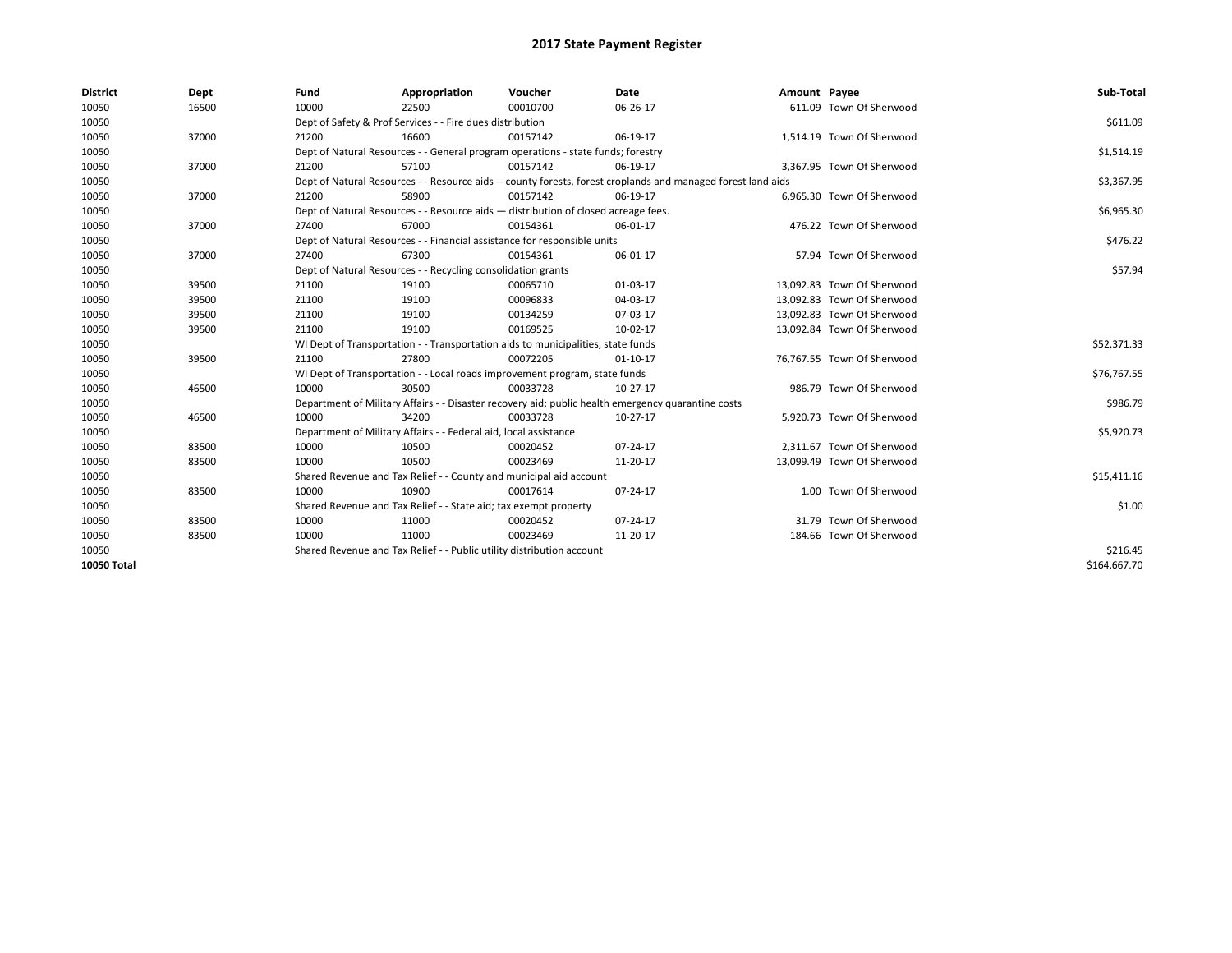# 2017 State Payment Register

| District | Dept | Fund | Appropriation | Voucher | Date | Amount | Payee | Sub-Total |
|---|---|---|---|---|---|---|---|---|
| 10050 | 16500 | 10000 | 22500 | 00010700 | 06-26-17 | 611.09 | Town Of Sherwood | |
| 10050 | | Dept of Safety & Prof Services - - Fire dues distribution | | | | | | $611.09 |
| 10050 | 37000 | 21200 | 16600 | 00157142 | 06-19-17 | 1,514.19 | Town Of Sherwood | |
| 10050 | | Dept of Natural Resources - - General program operations - state funds; forestry | | | | | | $1,514.19 |
| 10050 | 37000 | 21200 | 57100 | 00157142 | 06-19-17 | 3,367.95 | Town Of Sherwood | |
| 10050 | | Dept of Natural Resources - - Resource aids -- county forests, forest croplands and managed forest land aids | | | | | | $3,367.95 |
| 10050 | 37000 | 21200 | 58900 | 00157142 | 06-19-17 | 6,965.30 | Town Of Sherwood | |
| 10050 | | Dept of Natural Resources - - Resource aids — distribution of closed acreage fees. | | | | | | $6,965.30 |
| 10050 | 37000 | 27400 | 67000 | 00154361 | 06-01-17 | 476.22 | Town Of Sherwood | |
| 10050 | | Dept of Natural Resources - - Financial assistance for responsible units | | | | | | $476.22 |
| 10050 | 37000 | 27400 | 67300 | 00154361 | 06-01-17 | 57.94 | Town Of Sherwood | |
| 10050 | | Dept of Natural Resources - - Recycling consolidation grants | | | | | | $57.94 |
| 10050 | 39500 | 21100 | 19100 | 00065710 | 01-03-17 | 13,092.83 | Town Of Sherwood | |
| 10050 | 39500 | 21100 | 19100 | 00096833 | 04-03-17 | 13,092.83 | Town Of Sherwood | |
| 10050 | 39500 | 21100 | 19100 | 00134259 | 07-03-17 | 13,092.83 | Town Of Sherwood | |
| 10050 | 39500 | 21100 | 19100 | 00169525 | 10-02-17 | 13,092.84 | Town Of Sherwood | |
| 10050 | | WI Dept of Transportation - - Transportation aids to municipalities, state funds | | | | | | $52,371.33 |
| 10050 | 39500 | 21100 | 27800 | 00072205 | 01-10-17 | 76,767.55 | Town Of Sherwood | |
| 10050 | | WI Dept of Transportation - - Local roads improvement program, state funds | | | | | | $76,767.55 |
| 10050 | 46500 | 10000 | 30500 | 00033728 | 10-27-17 | 986.79 | Town Of Sherwood | |
| 10050 | | Department of Military Affairs - - Disaster recovery aid; public health emergency quarantine costs | | | | | | $986.79 |
| 10050 | 46500 | 10000 | 34200 | 00033728 | 10-27-17 | 5,920.73 | Town Of Sherwood | |
| 10050 | | Department of Military Affairs - - Federal aid, local assistance | | | | | | $5,920.73 |
| 10050 | 83500 | 10000 | 10500 | 00020452 | 07-24-17 | 2,311.67 | Town Of Sherwood | |
| 10050 | 83500 | 10000 | 10500 | 00023469 | 11-20-17 | 13,099.49 | Town Of Sherwood | |
| 10050 | | Shared Revenue and Tax Relief - - County and municipal aid account | | | | | | $15,411.16 |
| 10050 | 83500 | 10000 | 10900 | 00017614 | 07-24-17 | 1.00 | Town Of Sherwood | |
| 10050 | | Shared Revenue and Tax Relief - - State aid; tax exempt property | | | | | | $1.00 |
| 10050 | 83500 | 10000 | 11000 | 00020452 | 07-24-17 | 31.79 | Town Of Sherwood | |
| 10050 | 83500 | 10000 | 11000 | 00023469 | 11-20-17 | 184.66 | Town Of Sherwood | |
| 10050 | | Shared Revenue and Tax Relief - - Public utility distribution account | | | | | | $216.45 |
| **10050 Total** | | | | | | | | $164,667.70 |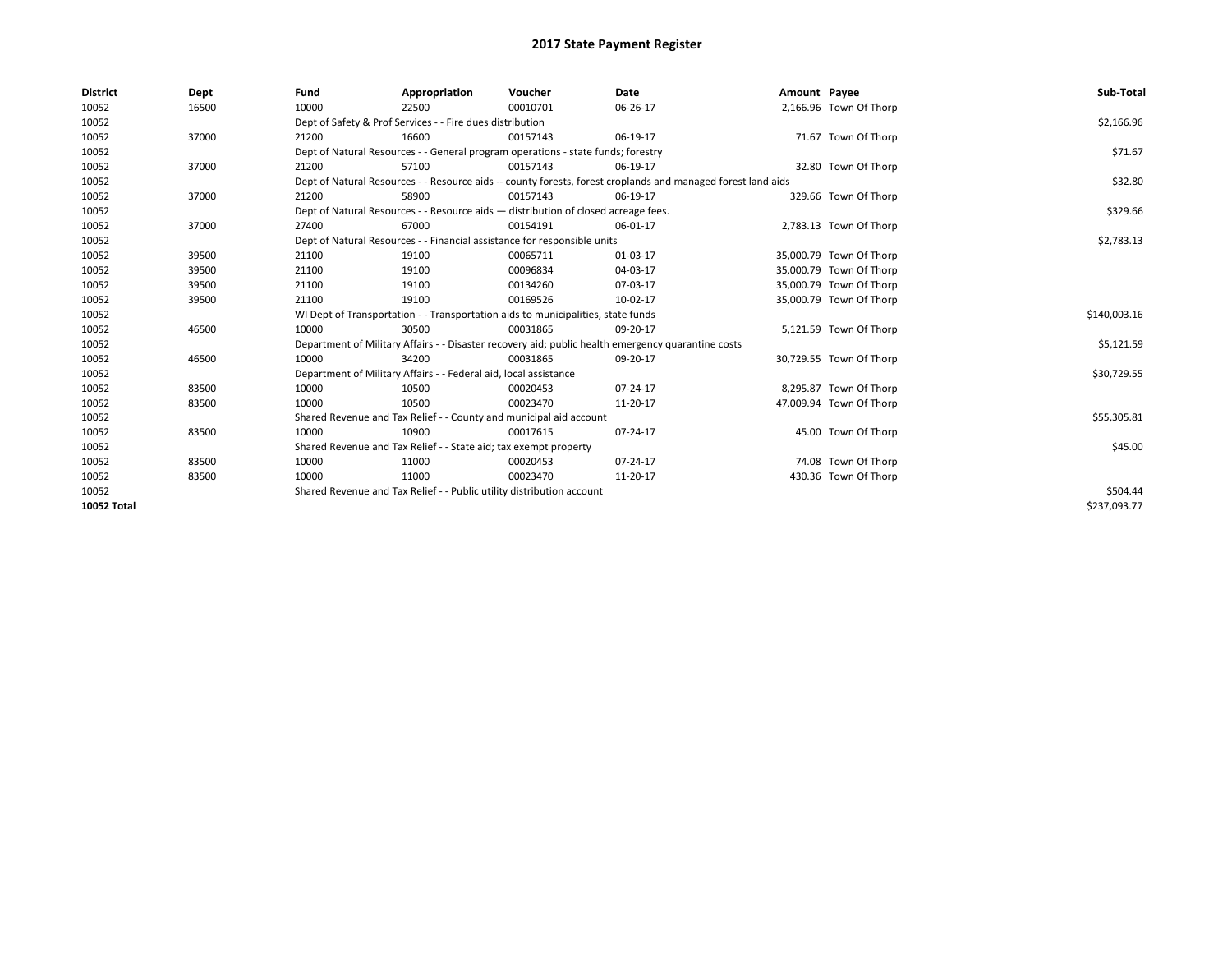# 2017 State Payment Register

| District | Dept | Fund | Appropriation | Voucher | Date | Amount | Payee | Sub-Total |
|---|---|---|---|---|---|---|---|---|
| 10052 | 16500 | 10000 | 22500 | 00010701 | 06-26-17 | 2,166.96 | Town Of Thorp | |
| 10052 | | Dept of Safety & Prof Services - - Fire dues distribution | | | | | | $2,166.96 |
| 10052 | 37000 | 21200 | 16600 | 00157143 | 06-19-17 | 71.67 | Town Of Thorp | |
| 10052 | | Dept of Natural Resources - - General program operations - state funds; forestry | | | | | | $71.67 |
| 10052 | 37000 | 21200 | 57100 | 00157143 | 06-19-17 | 32.80 | Town Of Thorp | |
| 10052 | | Dept of Natural Resources - - Resource aids -- county forests, forest croplands and managed forest land aids | | | | | | $32.80 |
| 10052 | 37000 | 21200 | 58900 | 00157143 | 06-19-17 | 329.66 | Town Of Thorp | |
| 10052 | | Dept of Natural Resources - - Resource aids — distribution of closed acreage fees. | | | | | | $329.66 |
| 10052 | 37000 | 27400 | 67000 | 00154191 | 06-01-17 | 2,783.13 | Town Of Thorp | |
| 10052 | | Dept of Natural Resources - - Financial assistance for responsible units | | | | | | $2,783.13 |
| 10052 | 39500 | 21100 | 19100 | 00065711 | 01-03-17 | 35,000.79 | Town Of Thorp | |
| 10052 | 39500 | 21100 | 19100 | 00096834 | 04-03-17 | 35,000.79 | Town Of Thorp | |
| 10052 | 39500 | 21100 | 19100 | 00134260 | 07-03-17 | 35,000.79 | Town Of Thorp | |
| 10052 | 39500 | 21100 | 19100 | 00169526 | 10-02-17 | 35,000.79 | Town Of Thorp | |
| 10052 | | WI Dept of Transportation - - Transportation aids to municipalities, state funds | | | | | | $140,003.16 |
| 10052 | 46500 | 10000 | 30500 | 00031865 | 09-20-17 | 5,121.59 | Town Of Thorp | |
| 10052 | | Department of Military Affairs - - Disaster recovery aid; public health emergency quarantine costs | | | | | | $5,121.59 |
| 10052 | 46500 | 10000 | 34200 | 00031865 | 09-20-17 | 30,729.55 | Town Of Thorp | |
| 10052 | | Department of Military Affairs - - Federal aid, local assistance | | | | | | $30,729.55 |
| 10052 | 83500 | 10000 | 10500 | 00020453 | 07-24-17 | 8,295.87 | Town Of Thorp | |
| 10052 | 83500 | 10000 | 10500 | 00023470 | 11-20-17 | 47,009.94 | Town Of Thorp | |
| 10052 | | Shared Revenue and Tax Relief - - County and municipal aid account | | | | | | $55,305.81 |
| 10052 | 83500 | 10000 | 10900 | 00017615 | 07-24-17 | 45.00 | Town Of Thorp | |
| 10052 | | Shared Revenue and Tax Relief - - State aid; tax exempt property | | | | | | $45.00 |
| 10052 | 83500 | 10000 | 11000 | 00020453 | 07-24-17 | 74.08 | Town Of Thorp | |
| 10052 | 83500 | 10000 | 11000 | 00023470 | 11-20-17 | 430.36 | Town Of Thorp | |
| 10052 | | Shared Revenue and Tax Relief - - Public utility distribution account | | | | | | $504.44 |
| **10052 Total** | | | | | | | | $237,093.77 |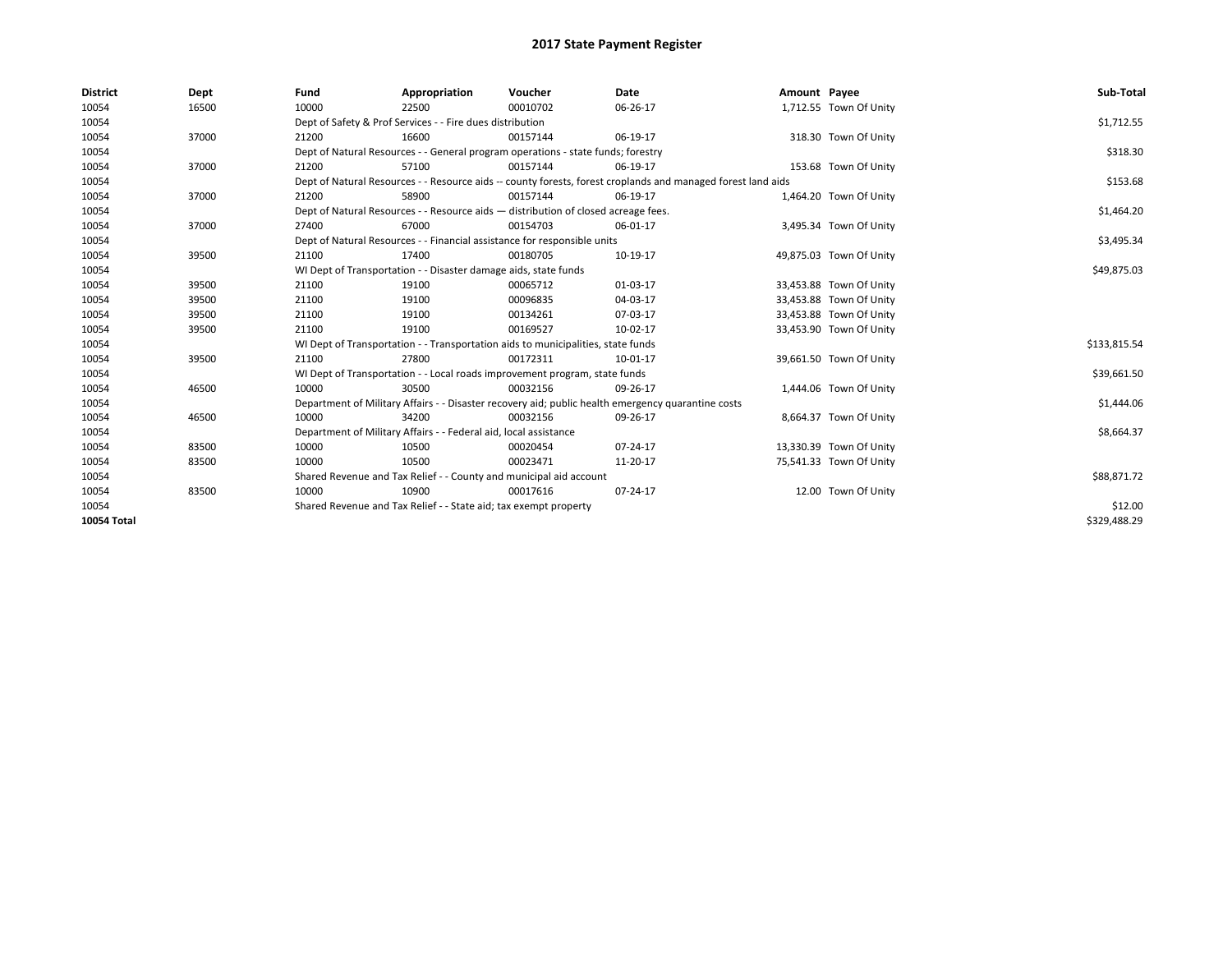# 2017 State Payment Register

| District | Dept | Fund | Appropriation | Voucher | Date | Amount | Payee | Sub-Total |
|---|---|---|---|---|---|---|---|---|
| 10054 | 16500 | 10000 | 22500 | 00010702 | 06-26-17 | 1,712.55 | Town Of Unity | |
| 10054 | | Dept of Safety & Prof Services - - Fire dues distribution | | | | | | $1,712.55 |
| 10054 | 37000 | 21200 | 16600 | 00157144 | 06-19-17 | 318.30 | Town Of Unity | |
| 10054 | | Dept of Natural Resources - - General program operations - state funds; forestry | | | | | | $318.30 |
| 10054 | 37000 | 21200 | 57100 | 00157144 | 06-19-17 | 153.68 | Town Of Unity | |
| 10054 | | Dept of Natural Resources - - Resource aids -- county forests, forest croplands and managed forest land aids | | | | | | $153.68 |
| 10054 | 37000 | 21200 | 58900 | 00157144 | 06-19-17 | 1,464.20 | Town Of Unity | |
| 10054 | | Dept of Natural Resources - - Resource aids — distribution of closed acreage fees. | | | | | | $1,464.20 |
| 10054 | 37000 | 27400 | 67000 | 00154703 | 06-01-17 | 3,495.34 | Town Of Unity | |
| 10054 | | Dept of Natural Resources - - Financial assistance for responsible units | | | | | | $3,495.34 |
| 10054 | 39500 | 21100 | 17400 | 00180705 | 10-19-17 | 49,875.03 | Town Of Unity | |
| 10054 | | WI Dept of Transportation - - Disaster damage aids, state funds | | | | | | $49,875.03 |
| 10054 | 39500 | 21100 | 19100 | 00065712 | 01-03-17 | 33,453.88 | Town Of Unity | |
| 10054 | 39500 | 21100 | 19100 | 00096835 | 04-03-17 | 33,453.88 | Town Of Unity | |
| 10054 | 39500 | 21100 | 19100 | 00134261 | 07-03-17 | 33,453.88 | Town Of Unity | |
| 10054 | 39500 | 21100 | 19100 | 00169527 | 10-02-17 | 33,453.90 | Town Of Unity | |
| 10054 | | WI Dept of Transportation - - Transportation aids to municipalities, state funds | | | | | | $133,815.54 |
| 10054 | 39500 | 21100 | 27800 | 00172311 | 10-01-17 | 39,661.50 | Town Of Unity | |
| 10054 | | WI Dept of Transportation - - Local roads improvement program, state funds | | | | | | $39,661.50 |
| 10054 | 46500 | 10000 | 30500 | 00032156 | 09-26-17 | 1,444.06 | Town Of Unity | |
| 10054 | | Department of Military Affairs - - Disaster recovery aid; public health emergency quarantine costs | | | | | | $1,444.06 |
| 10054 | 46500 | 10000 | 34200 | 00032156 | 09-26-17 | 8,664.37 | Town Of Unity | |
| 10054 | | Department of Military Affairs - - Federal aid, local assistance | | | | | | $8,664.37 |
| 10054 | 83500 | 10000 | 10500 | 00020454 | 07-24-17 | 13,330.39 | Town Of Unity | |
| 10054 | 83500 | 10000 | 10500 | 00023471 | 11-20-17 | 75,541.33 | Town Of Unity | |
| 10054 | | Shared Revenue and Tax Relief - - County and municipal aid account | | | | | | $88,871.72 |
| 10054 | 83500 | 10000 | 10900 | 00017616 | 07-24-17 | 12.00 | Town Of Unity | |
| 10054 | | Shared Revenue and Tax Relief - - State aid; tax exempt property | | | | | | $12.00 |
| **10054 Total** | | | | | | | | $329,488.29 |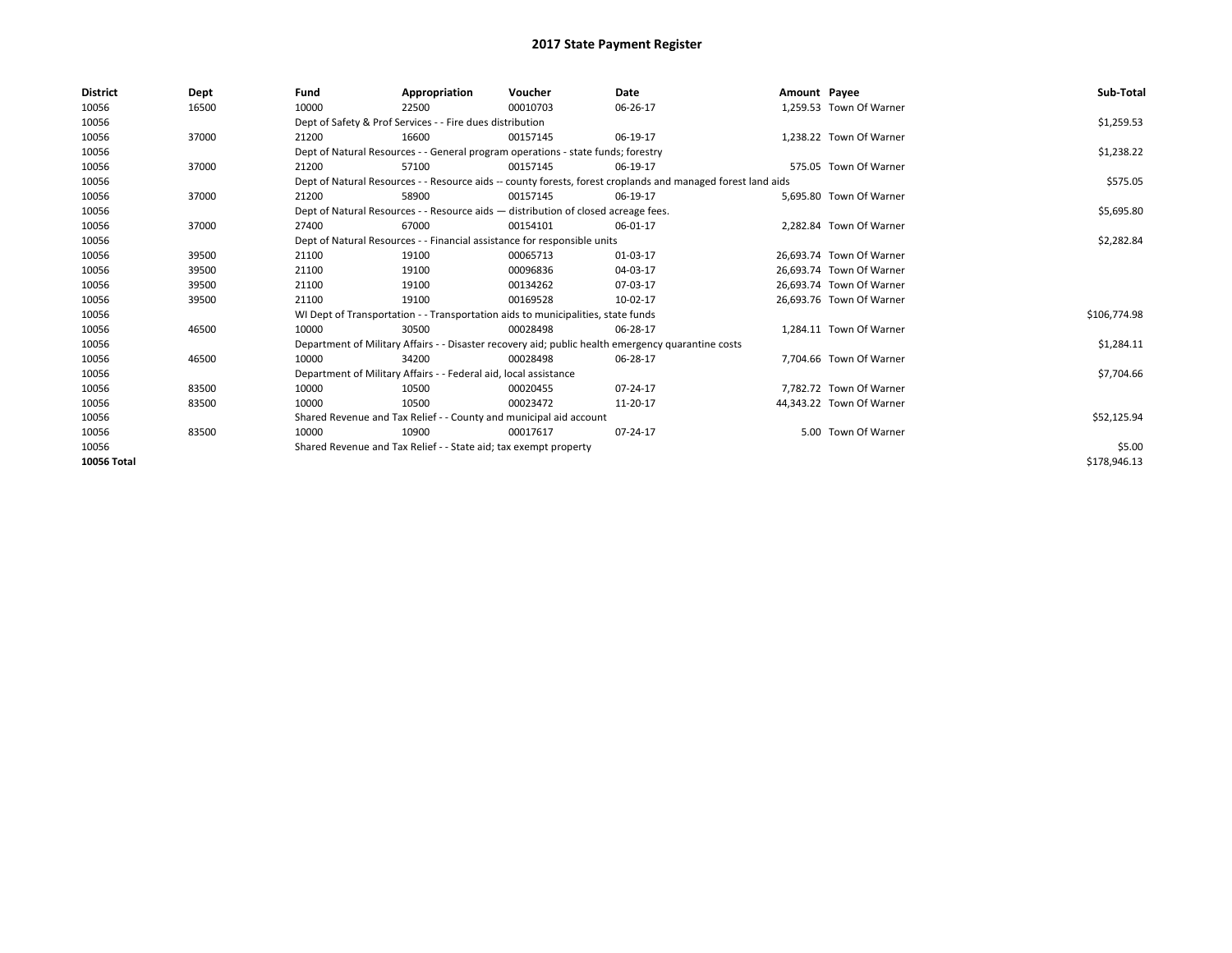# 2017 State Payment Register

| District | Dept | Fund | Appropriation | Voucher | Date | Amount | Payee | Sub-Total |
|---|---|---|---|---|---|---|---|---|
| 10056 | 16500 | 10000 | 22500 | 00010703 | 06-26-17 | 1,259.53 | Town Of Warner | |
| 10056 | | Dept of Safety & Prof Services - - Fire dues distribution | | | | | | $1,259.53 |
| 10056 | 37000 | 21200 | 16600 | 00157145 | 06-19-17 | 1,238.22 | Town Of Warner | |
| 10056 | | Dept of Natural Resources - - General program operations - state funds; forestry | | | | | | $1,238.22 |
| 10056 | 37000 | 21200 | 57100 | 00157145 | 06-19-17 | 575.05 | Town Of Warner | |
| 10056 | | Dept of Natural Resources - - Resource aids -- county forests, forest croplands and managed forest land aids | | | | | | $575.05 |
| 10056 | 37000 | 21200 | 58900 | 00157145 | 06-19-17 | 5,695.80 | Town Of Warner | |
| 10056 | | Dept of Natural Resources - - Resource aids — distribution of closed acreage fees. | | | | | | $5,695.80 |
| 10056 | 37000 | 27400 | 67000 | 00154101 | 06-01-17 | 2,282.84 | Town Of Warner | |
| 10056 | | Dept of Natural Resources - - Financial assistance for responsible units | | | | | | $2,282.84 |
| 10056 | 39500 | 21100 | 19100 | 00065713 | 01-03-17 | 26,693.74 | Town Of Warner | |
| 10056 | 39500 | 21100 | 19100 | 00096836 | 04-03-17 | 26,693.74 | Town Of Warner | |
| 10056 | 39500 | 21100 | 19100 | 00134262 | 07-03-17 | 26,693.74 | Town Of Warner | |
| 10056 | 39500 | 21100 | 19100 | 00169528 | 10-02-17 | 26,693.76 | Town Of Warner | |
| 10056 | | WI Dept of Transportation - - Transportation aids to municipalities, state funds | | | | | | $106,774.98 |
| 10056 | 46500 | 10000 | 30500 | 00028498 | 06-28-17 | 1,284.11 | Town Of Warner | |
| 10056 | | Department of Military Affairs - - Disaster recovery aid; public health emergency quarantine costs | | | | | | $1,284.11 |
| 10056 | 46500 | 10000 | 34200 | 00028498 | 06-28-17 | 7,704.66 | Town Of Warner | |
| 10056 | | Department of Military Affairs - - Federal aid, local assistance | | | | | | $7,704.66 |
| 10056 | 83500 | 10000 | 10500 | 00020455 | 07-24-17 | 7,782.72 | Town Of Warner | |
| 10056 | 83500 | 10000 | 10500 | 00023472 | 11-20-17 | 44,343.22 | Town Of Warner | |
| 10056 | | Shared Revenue and Tax Relief - - County and municipal aid account | | | | | | $52,125.94 |
| 10056 | 83500 | 10000 | 10900 | 00017617 | 07-24-17 | 5.00 | Town Of Warner | |
| 10056 | | Shared Revenue and Tax Relief - - State aid; tax exempt property | | | | | | $5.00 |
| 10056 Total | | | | | | | | $178,946.13 |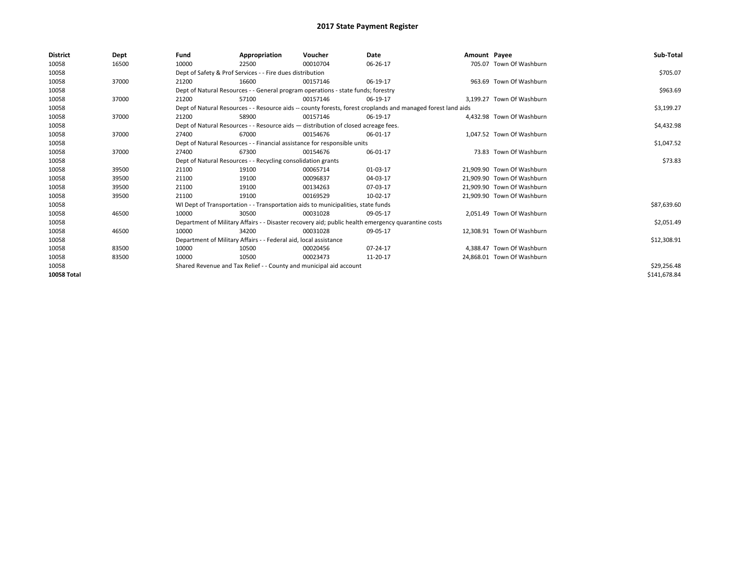# 2017 State Payment Register

| District | Dept | Fund | Appropriation | Voucher | Date | Amount | Payee | Sub-Total |
|---|---|---|---|---|---|---|---|---|
| 10058 | 16500 | 10000 | 22500 | 00010704 | 06-26-17 | 705.07 | Town Of Washburn | |
| 10058 | | Dept of Safety & Prof Services - - Fire dues distribution | | | | | | $705.07 |
| 10058 | 37000 | 21200 | 16600 | 00157146 | 06-19-17 | 963.69 | Town Of Washburn | |
| 10058 | | Dept of Natural Resources - - General program operations - state funds; forestry | | | | | | $963.69 |
| 10058 | 37000 | 21200 | 57100 | 00157146 | 06-19-17 | 3,199.27 | Town Of Washburn | |
| 10058 | | Dept of Natural Resources - - Resource aids -- county forests, forest croplands and managed forest land aids | | | | | | $3,199.27 |
| 10058 | 37000 | 21200 | 58900 | 00157146 | 06-19-17 | 4,432.98 | Town Of Washburn | |
| 10058 | | Dept of Natural Resources - - Resource aids — distribution of closed acreage fees. | | | | | | $4,432.98 |
| 10058 | 37000 | 27400 | 67000 | 00154676 | 06-01-17 | 1,047.52 | Town Of Washburn | |
| 10058 | | Dept of Natural Resources - - Financial assistance for responsible units | | | | | | $1,047.52 |
| 10058 | 37000 | 27400 | 67300 | 00154676 | 06-01-17 | 73.83 | Town Of Washburn | |
| 10058 | | Dept of Natural Resources - - Recycling consolidation grants | | | | | | $73.83 |
| 10058 | 39500 | 21100 | 19100 | 00065714 | 01-03-17 | 21,909.90 | Town Of Washburn | |
| 10058 | 39500 | 21100 | 19100 | 00096837 | 04-03-17 | 21,909.90 | Town Of Washburn | |
| 10058 | 39500 | 21100 | 19100 | 00134263 | 07-03-17 | 21,909.90 | Town Of Washburn | |
| 10058 | 39500 | 21100 | 19100 | 00169529 | 10-02-17 | 21,909.90 | Town Of Washburn | |
| 10058 | | WI Dept of Transportation - - Transportation aids to municipalities, state funds | | | | | | $87,639.60 |
| 10058 | 46500 | 10000 | 30500 | 00031028 | 09-05-17 | 2,051.49 | Town Of Washburn | |
| 10058 | | Department of Military Affairs - - Disaster recovery aid; public health emergency quarantine costs | | | | | | $2,051.49 |
| 10058 | 46500 | 10000 | 34200 | 00031028 | 09-05-17 | 12,308.91 | Town Of Washburn | |
| 10058 | | Department of Military Affairs - - Federal aid, local assistance | | | | | | $12,308.91 |
| 10058 | 83500 | 10000 | 10500 | 00020456 | 07-24-17 | 4,388.47 | Town Of Washburn | |
| 10058 | 83500 | 10000 | 10500 | 00023473 | 11-20-17 | 24,868.01 | Town Of Washburn | |
| 10058 | | Shared Revenue and Tax Relief - - County and municipal aid account | | | | | | $29,256.48 |
| **10058 Total** | | | | | | | | $141,678.84 |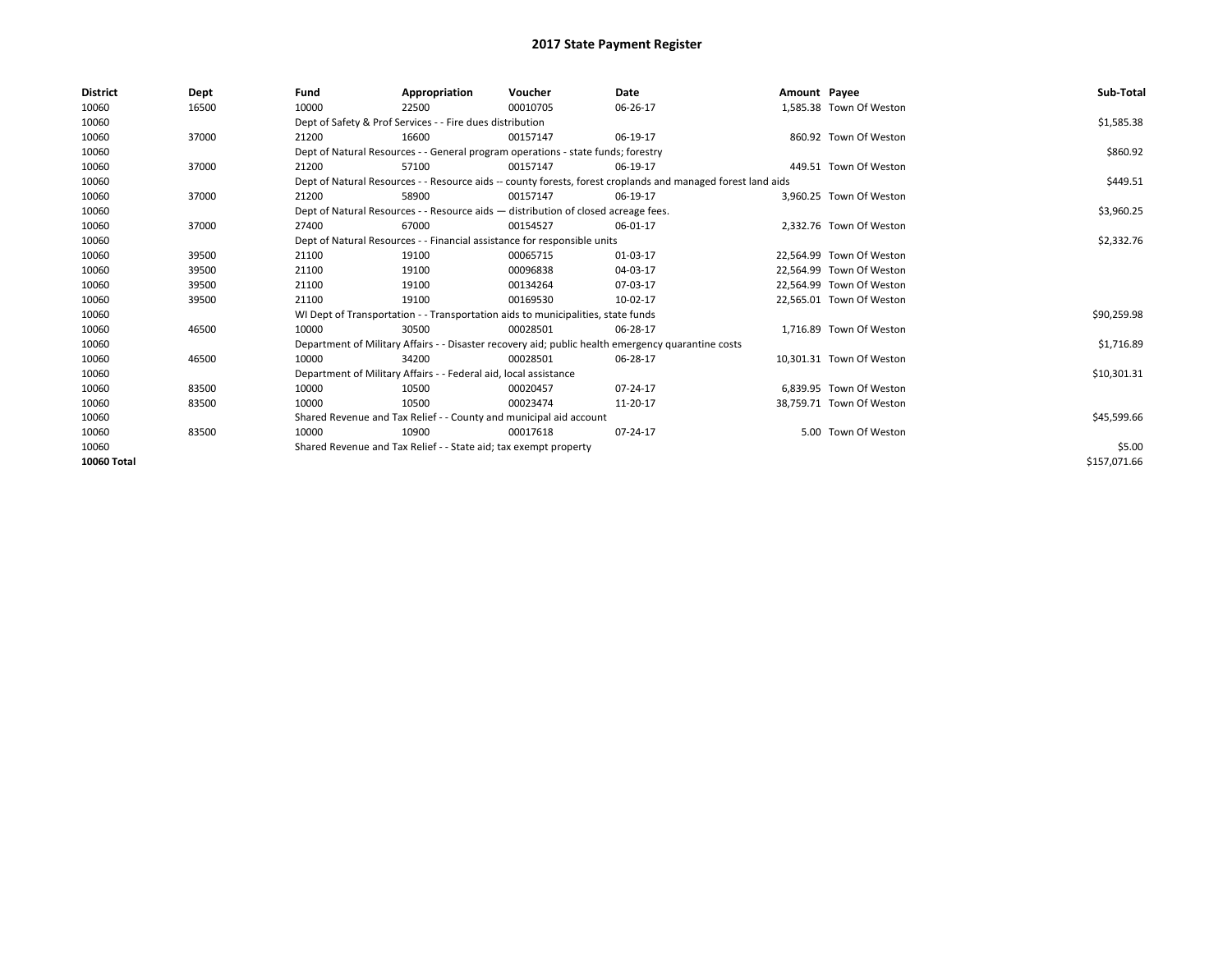# 2017 State Payment Register

| District | Dept | Fund | Appropriation | Voucher | Date | Amount | Payee | Sub-Total |
|---|---|---|---|---|---|---|---|---|
| 10060 | 16500 | 10000 | 22500 | 00010705 | 06-26-17 | 1,585.38 | Town Of Weston | |
| 10060 | | Dept of Safety & Prof Services - - Fire dues distribution | | | | | | $1,585.38 |
| 10060 | 37000 | 21200 | 16600 | 00157147 | 06-19-17 | 860.92 | Town Of Weston | |
| 10060 | | Dept of Natural Resources - - General program operations - state funds; forestry | | | | | | $860.92 |
| 10060 | 37000 | 21200 | 57100 | 00157147 | 06-19-17 | 449.51 | Town Of Weston | |
| 10060 | | Dept of Natural Resources - - Resource aids -- county forests, forest croplands and managed forest land aids | | | | | | $449.51 |
| 10060 | 37000 | 21200 | 58900 | 00157147 | 06-19-17 | 3,960.25 | Town Of Weston | |
| 10060 | | Dept of Natural Resources - - Resource aids — distribution of closed acreage fees. | | | | | | $3,960.25 |
| 10060 | 37000 | 27400 | 67000 | 00154527 | 06-01-17 | 2,332.76 | Town Of Weston | |
| 10060 | | Dept of Natural Resources - - Financial assistance for responsible units | | | | | | $2,332.76 |
| 10060 | 39500 | 21100 | 19100 | 00065715 | 01-03-17 | 22,564.99 | Town Of Weston | |
| 10060 | 39500 | 21100 | 19100 | 00096838 | 04-03-17 | 22,564.99 | Town Of Weston | |
| 10060 | 39500 | 21100 | 19100 | 00134264 | 07-03-17 | 22,564.99 | Town Of Weston | |
| 10060 | 39500 | 21100 | 19100 | 00169530 | 10-02-17 | 22,565.01 | Town Of Weston | |
| 10060 | | WI Dept of Transportation - - Transportation aids to municipalities, state funds | | | | | | $90,259.98 |
| 10060 | 46500 | 10000 | 30500 | 00028501 | 06-28-17 | 1,716.89 | Town Of Weston | |
| 10060 | | Department of Military Affairs - - Disaster recovery aid; public health emergency quarantine costs | | | | | | $1,716.89 |
| 10060 | 46500 | 10000 | 34200 | 00028501 | 06-28-17 | 10,301.31 | Town Of Weston | |
| 10060 | | Department of Military Affairs - - Federal aid, local assistance | | | | | | $10,301.31 |
| 10060 | 83500 | 10000 | 10500 | 00020457 | 07-24-17 | 6,839.95 | Town Of Weston | |
| 10060 | 83500 | 10000 | 10500 | 00023474 | 11-20-17 | 38,759.71 | Town Of Weston | |
| 10060 | | Shared Revenue and Tax Relief - - County and municipal aid account | | | | | | $45,599.66 |
| 10060 | 83500 | 10000 | 10900 | 00017618 | 07-24-17 | 5.00 | Town Of Weston | |
| 10060 | | Shared Revenue and Tax Relief - - State aid; tax exempt property | | | | | | $5.00 |
| **10060 Total** | | | | | | | | $157,071.66 |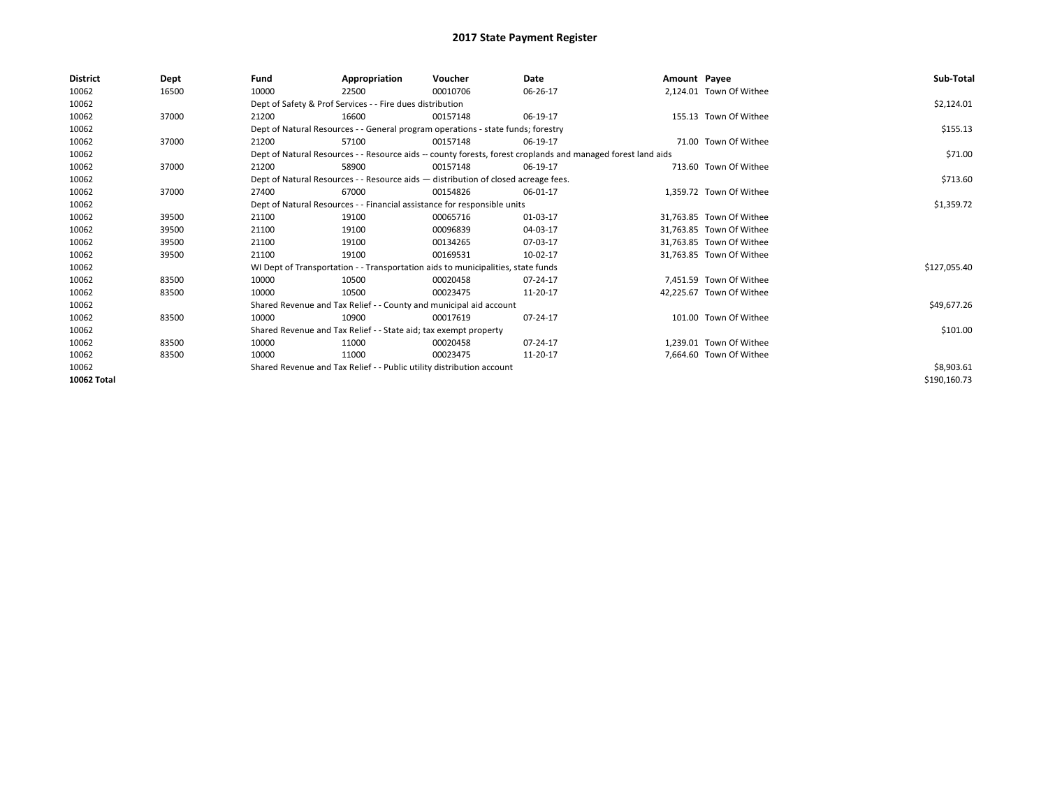# 2017 State Payment Register

| District | Dept | Fund | Appropriation | Voucher | Date | Amount | Payee | Sub-Total |
|---|---|---|---|---|---|---|---|---|
| 10062 | 16500 | 10000 | 22500 | 00010706 | 06-26-17 | 2,124.01 | Town Of Withee | |
| 10062 | | Dept of Safety & Prof Services - - Fire dues distribution | | | | | | $2,124.01 |
| 10062 | 37000 | 21200 | 16600 | 00157148 | 06-19-17 | 155.13 | Town Of Withee | |
| 10062 | | Dept of Natural Resources - - General program operations - state funds; forestry | | | | | | $155.13 |
| 10062 | 37000 | 21200 | 57100 | 00157148 | 06-19-17 | 71.00 | Town Of Withee | |
| 10062 | | Dept of Natural Resources - - Resource aids -- county forests, forest croplands and managed forest land aids | | | | | | $71.00 |
| 10062 | 37000 | 21200 | 58900 | 00157148 | 06-19-17 | 713.60 | Town Of Withee | |
| 10062 | | Dept of Natural Resources - - Resource aids — distribution of closed acreage fees. | | | | | | $713.60 |
| 10062 | 37000 | 27400 | 67000 | 00154826 | 06-01-17 | 1,359.72 | Town Of Withee | |
| 10062 | | Dept of Natural Resources - - Financial assistance for responsible units | | | | | | $1,359.72 |
| 10062 | 39500 | 21100 | 19100 | 00065716 | 01-03-17 | 31,763.85 | Town Of Withee | |
| 10062 | 39500 | 21100 | 19100 | 00096839 | 04-03-17 | 31,763.85 | Town Of Withee | |
| 10062 | 39500 | 21100 | 19100 | 00134265 | 07-03-17 | 31,763.85 | Town Of Withee | |
| 10062 | 39500 | 21100 | 19100 | 00169531 | 10-02-17 | 31,763.85 | Town Of Withee | |
| 10062 | | WI Dept of Transportation - - Transportation aids to municipalities, state funds | | | | | | $127,055.40 |
| 10062 | 83500 | 10000 | 10500 | 00020458 | 07-24-17 | 7,451.59 | Town Of Withee | |
| 10062 | 83500 | 10000 | 10500 | 00023475 | 11-20-17 | 42,225.67 | Town Of Withee | |
| 10062 | | Shared Revenue and Tax Relief - - County and municipal aid account | | | | | | $49,677.26 |
| 10062 | 83500 | 10000 | 10900 | 00017619 | 07-24-17 | 101.00 | Town Of Withee | |
| 10062 | | Shared Revenue and Tax Relief - - State aid; tax exempt property | | | | | | $101.00 |
| 10062 | 83500 | 10000 | 11000 | 00020458 | 07-24-17 | 1,239.01 | Town Of Withee | |
| 10062 | 83500 | 10000 | 11000 | 00023475 | 11-20-17 | 7,664.60 | Town Of Withee | |
| 10062 | | Shared Revenue and Tax Relief - - Public utility distribution account | | | | | | $8,903.61 |
| **10062 Total** | | | | | | | | $190,160.73 |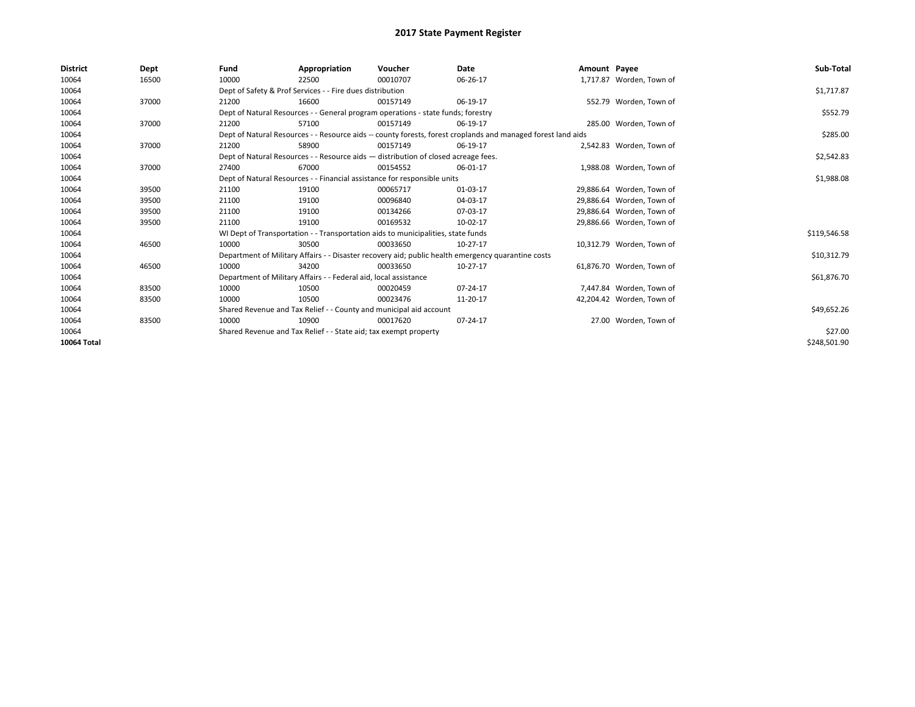# 2017 State Payment Register

| District | Dept | Fund | Appropriation | Voucher | Date | Amount | Payee | Sub-Total |
|---|---|---|---|---|---|---|---|---|
| 10064 | 16500 | 10000 | 22500 | 00010707 | 06-26-17 | 1,717.87 | Worden, Town of | |
| 10064 | | Dept of Safety & Prof Services - - Fire dues distribution | | | | | | $1,717.87 |
| 10064 | 37000 | 21200 | 16600 | 00157149 | 06-19-17 | 552.79 | Worden, Town of | |
| 10064 | | Dept of Natural Resources - - General program operations - state funds; forestry | | | | | | $552.79 |
| 10064 | 37000 | 21200 | 57100 | 00157149 | 06-19-17 | 285.00 | Worden, Town of | |
| 10064 | | Dept of Natural Resources - - Resource aids -- county forests, forest croplands and managed forest land aids | | | | | | $285.00 |
| 10064 | 37000 | 21200 | 58900 | 00157149 | 06-19-17 | 2,542.83 | Worden, Town of | |
| 10064 | | Dept of Natural Resources - - Resource aids — distribution of closed acreage fees. | | | | | | $2,542.83 |
| 10064 | 37000 | 27400 | 67000 | 00154552 | 06-01-17 | 1,988.08 | Worden, Town of | |
| 10064 | | Dept of Natural Resources - - Financial assistance for responsible units | | | | | | $1,988.08 |
| 10064 | 39500 | 21100 | 19100 | 00065717 | 01-03-17 | 29,886.64 | Worden, Town of | |
| 10064 | 39500 | 21100 | 19100 | 00096840 | 04-03-17 | 29,886.64 | Worden, Town of | |
| 10064 | 39500 | 21100 | 19100 | 00134266 | 07-03-17 | 29,886.64 | Worden, Town of | |
| 10064 | 39500 | 21100 | 19100 | 00169532 | 10-02-17 | 29,886.66 | Worden, Town of | |
| 10064 | | WI Dept of Transportation - - Transportation aids to municipalities, state funds | | | | | | $119,546.58 |
| 10064 | 46500 | 10000 | 30500 | 00033650 | 10-27-17 | 10,312.79 | Worden, Town of | |
| 10064 | | Department of Military Affairs - - Disaster recovery aid; public health emergency quarantine costs | | | | | | $10,312.79 |
| 10064 | 46500 | 10000 | 34200 | 00033650 | 10-27-17 | 61,876.70 | Worden, Town of | |
| 10064 | | Department of Military Affairs - - Federal aid, local assistance | | | | | | $61,876.70 |
| 10064 | 83500 | 10000 | 10500 | 00020459 | 07-24-17 | 7,447.84 | Worden, Town of | |
| 10064 | 83500 | 10000 | 10500 | 00023476 | 11-20-17 | 42,204.42 | Worden, Town of | |
| 10064 | | Shared Revenue and Tax Relief - - County and municipal aid account | | | | | | $49,652.26 |
| 10064 | 83500 | 10000 | 10900 | 00017620 | 07-24-17 | 27.00 | Worden, Town of | |
| 10064 | | Shared Revenue and Tax Relief - - State aid; tax exempt property | | | | | | $27.00 |
| 10064 Total | | | | | | | | $248,501.90 |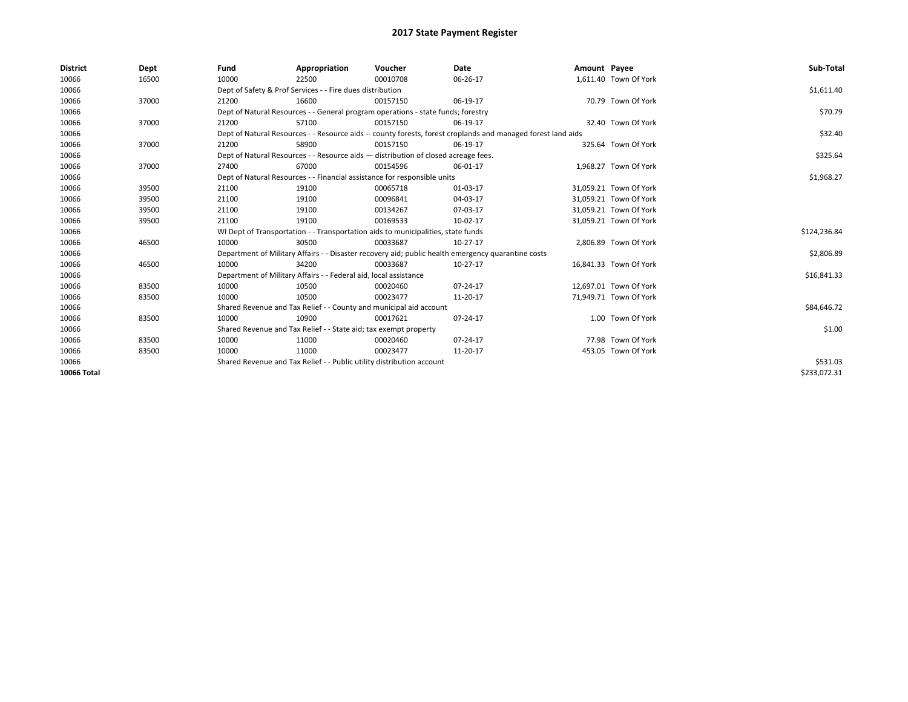# 2017 State Payment Register

| District | Dept | Fund | Appropriation | Voucher | Date | Amount | Payee | Sub-Total |
|---|---|---|---|---|---|---|---|---|
| 10066 | 16500 | 10000 | 22500 | 00010708 | 06-26-17 | 1,611.40 | Town Of York | |
| 10066 | | Dept of Safety & Prof Services - - Fire dues distribution | | | | | | $1,611.40 |
| 10066 | 37000 | 21200 | 16600 | 00157150 | 06-19-17 | 70.79 | Town Of York | |
| 10066 | | Dept of Natural Resources - - General program operations - state funds; forestry | | | | | | $70.79 |
| 10066 | 37000 | 21200 | 57100 | 00157150 | 06-19-17 | 32.40 | Town Of York | |
| 10066 | | Dept of Natural Resources - - Resource aids -- county forests, forest croplands and managed forest land aids | | | | | | $32.40 |
| 10066 | 37000 | 21200 | 58900 | 00157150 | 06-19-17 | 325.64 | Town Of York | |
| 10066 | | Dept of Natural Resources - - Resource aids — distribution of closed acreage fees. | | | | | | $325.64 |
| 10066 | 37000 | 27400 | 67000 | 00154596 | 06-01-17 | 1,968.27 | Town Of York | |
| 10066 | | Dept of Natural Resources - - Financial assistance for responsible units | | | | | | $1,968.27 |
| 10066 | 39500 | 21100 | 19100 | 00065718 | 01-03-17 | 31,059.21 | Town Of York | |
| 10066 | 39500 | 21100 | 19100 | 00096841 | 04-03-17 | 31,059.21 | Town Of York | |
| 10066 | 39500 | 21100 | 19100 | 00134267 | 07-03-17 | 31,059.21 | Town Of York | |
| 10066 | 39500 | 21100 | 19100 | 00169533 | 10-02-17 | 31,059.21 | Town Of York | |
| 10066 | | WI Dept of Transportation - - Transportation aids to municipalities, state funds | | | | | | $124,236.84 |
| 10066 | 46500 | 10000 | 30500 | 00033687 | 10-27-17 | 2,806.89 | Town Of York | |
| 10066 | | Department of Military Affairs - - Disaster recovery aid; public health emergency quarantine costs | | | | | | $2,806.89 |
| 10066 | 46500 | 10000 | 34200 | 00033687 | 10-27-17 | 16,841.33 | Town Of York | |
| 10066 | | Department of Military Affairs - - Federal aid, local assistance | | | | | | $16,841.33 |
| 10066 | 83500 | 10000 | 10500 | 00020460 | 07-24-17 | 12,697.01 | Town Of York | |
| 10066 | 83500 | 10000 | 10500 | 00023477 | 11-20-17 | 71,949.71 | Town Of York | |
| 10066 | | Shared Revenue and Tax Relief - - County and municipal aid account | | | | | | $84,646.72 |
| 10066 | 83500 | 10000 | 10900 | 00017621 | 07-24-17 | 1.00 | Town Of York | |
| 10066 | | Shared Revenue and Tax Relief - - State aid; tax exempt property | | | | | | $1.00 |
| 10066 | 83500 | 10000 | 11000 | 00020460 | 07-24-17 | 77.98 | Town Of York | |
| 10066 | 83500 | 10000 | 11000 | 00023477 | 11-20-17 | 453.05 | Town Of York | |
| 10066 | | Shared Revenue and Tax Relief - - Public utility distribution account | | | | | | $531.03 |
| **10066 Total** | | | | | | | | $233,072.31 |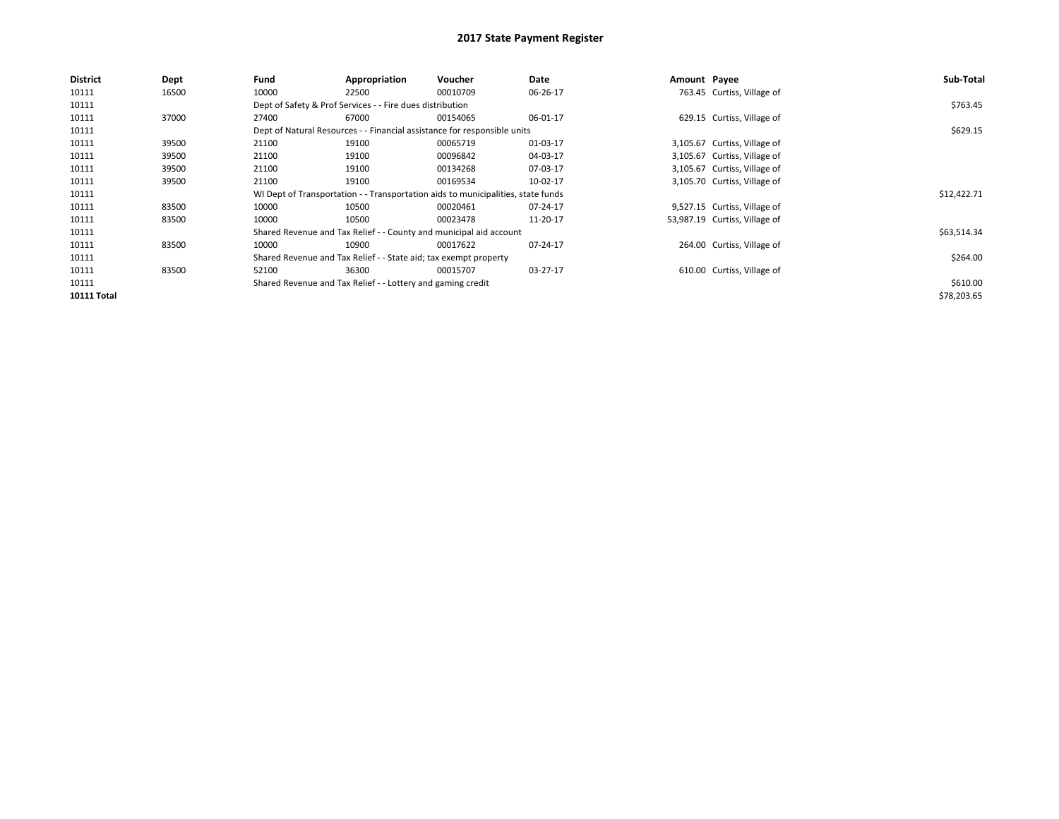# 2017 State Payment Register

| District | Dept | Fund | Appropriation | Voucher | Date | Amount | Payee | Sub-Total |
|---|---|---|---|---|---|---|---|---|
| 10111 | 16500 | 10000 | 22500 | 00010709 | 06-26-17 | 763.45 | Curtiss, Village of | |
| 10111 | | Dept of Safety & Prof Services - - Fire dues distribution | | | | | | $763.45 |
| 10111 | 37000 | 27400 | 67000 | 00154065 | 06-01-17 | 629.15 | Curtiss, Village of | |
| 10111 | | Dept of Natural Resources - - Financial assistance for responsible units | | | | | | $629.15 |
| 10111 | 39500 | 21100 | 19100 | 00065719 | 01-03-17 | 3,105.67 | Curtiss, Village of | |
| 10111 | 39500 | 21100 | 19100 | 00096842 | 04-03-17 | 3,105.67 | Curtiss, Village of | |
| 10111 | 39500 | 21100 | 19100 | 00134268 | 07-03-17 | 3,105.67 | Curtiss, Village of | |
| 10111 | 39500 | 21100 | 19100 | 00169534 | 10-02-17 | 3,105.70 | Curtiss, Village of | |
| 10111 | | WI Dept of Transportation - - Transportation aids to municipalities, state funds | | | | | | $12,422.71 |
| 10111 | 83500 | 10000 | 10500 | 00020461 | 07-24-17 | 9,527.15 | Curtiss, Village of | |
| 10111 | 83500 | 10000 | 10500 | 00023478 | 11-20-17 | 53,987.19 | Curtiss, Village of | |
| 10111 | | Shared Revenue and Tax Relief - - County and municipal aid account | | | | | | $63,514.34 |
| 10111 | 83500 | 10000 | 10900 | 00017622 | 07-24-17 | 264.00 | Curtiss, Village of | |
| 10111 | | Shared Revenue and Tax Relief - - State aid; tax exempt property | | | | | | $264.00 |
| 10111 | 83500 | 52100 | 36300 | 00015707 | 03-27-17 | 610.00 | Curtiss, Village of | |
| 10111 | | Shared Revenue and Tax Relief - - Lottery and gaming credit | | | | | | $610.00 |
| **10111 Total** | | | | | | | | $78,203.65 |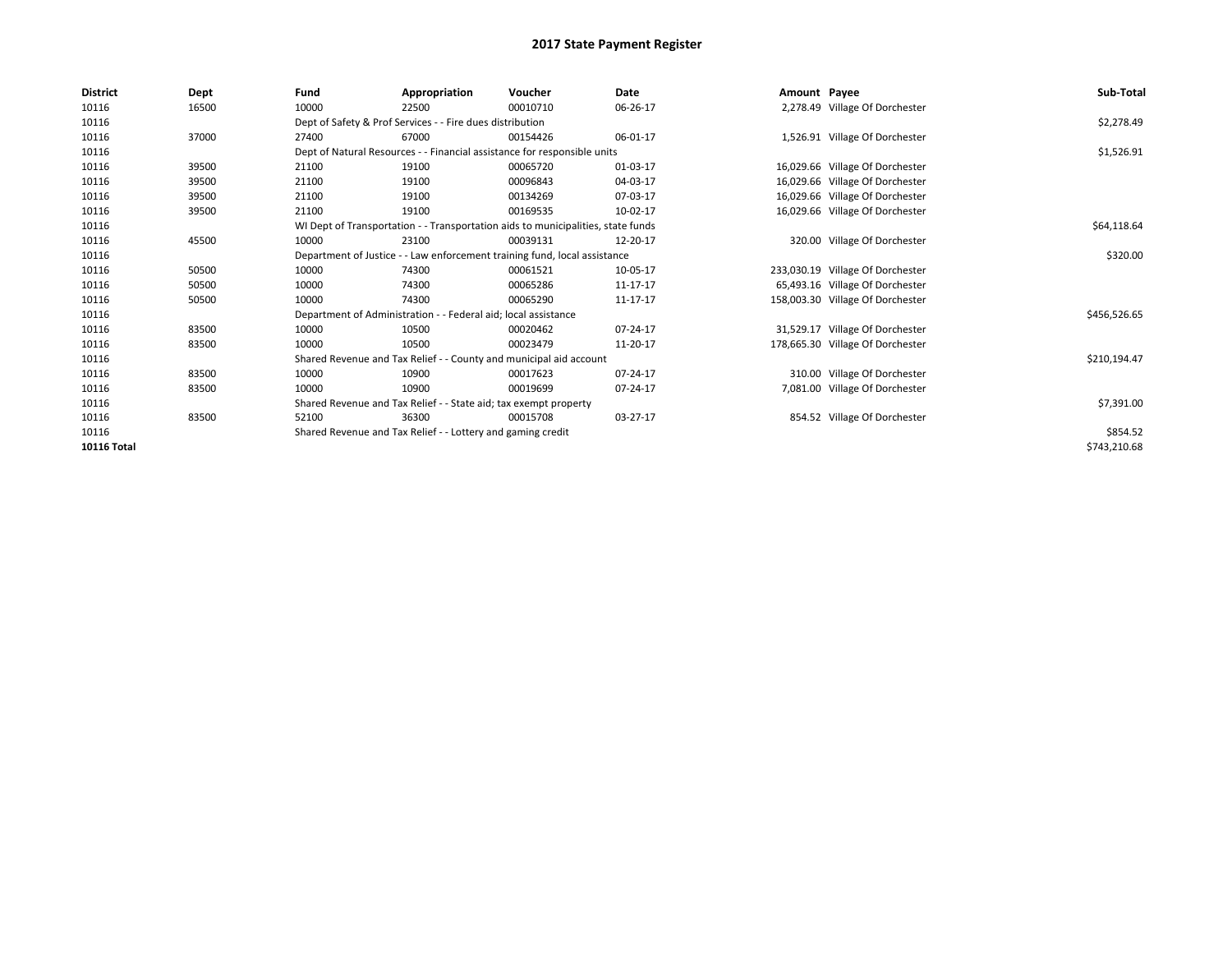# 2017 State Payment Register

| District | Dept | Fund | Appropriation | Voucher | Date | Amount | Payee | Sub-Total |
|---|---|---|---|---|---|---|---|---|
| 10116 | 16500 | 10000 | 22500 | 00010710 | 06-26-17 | 2,278.49 | Village Of Dorchester | |
| 10116 | | Dept of Safety & Prof Services - - Fire dues distribution | | | | | | $2,278.49 |
| 10116 | 37000 | 27400 | 67000 | 00154426 | 06-01-17 | 1,526.91 | Village Of Dorchester | |
| 10116 | | Dept of Natural Resources - - Financial assistance for responsible units | | | | | | $1,526.91 |
| 10116 | 39500 | 21100 | 19100 | 00065720 | 01-03-17 | 16,029.66 | Village Of Dorchester | |
| 10116 | 39500 | 21100 | 19100 | 00096843 | 04-03-17 | 16,029.66 | Village Of Dorchester | |
| 10116 | 39500 | 21100 | 19100 | 00134269 | 07-03-17 | 16,029.66 | Village Of Dorchester | |
| 10116 | 39500 | 21100 | 19100 | 00169535 | 10-02-17 | 16,029.66 | Village Of Dorchester | |
| 10116 | | WI Dept of Transportation - - Transportation aids to municipalities, state funds | | | | | | $64,118.64 |
| 10116 | 45500 | 10000 | 23100 | 00039131 | 12-20-17 | 320.00 | Village Of Dorchester | |
| 10116 | | Department of Justice - - Law enforcement training fund, local assistance | | | | | | $320.00 |
| 10116 | 50500 | 10000 | 74300 | 00061521 | 10-05-17 | 233,030.19 | Village Of Dorchester | |
| 10116 | 50500 | 10000 | 74300 | 00065286 | 11-17-17 | 65,493.16 | Village Of Dorchester | |
| 10116 | 50500 | 10000 | 74300 | 00065290 | 11-17-17 | 158,003.30 | Village Of Dorchester | |
| 10116 | | Department of Administration - - Federal aid; local assistance | | | | | | $456,526.65 |
| 10116 | 83500 | 10000 | 10500 | 00020462 | 07-24-17 | 31,529.17 | Village Of Dorchester | |
| 10116 | 83500 | 10000 | 10500 | 00023479 | 11-20-17 | 178,665.30 | Village Of Dorchester | |
| 10116 | | Shared Revenue and Tax Relief - - County and municipal aid account | | | | | | $210,194.47 |
| 10116 | 83500 | 10000 | 10900 | 00017623 | 07-24-17 | 310.00 | Village Of Dorchester | |
| 10116 | 83500 | 10000 | 10900 | 00019699 | 07-24-17 | 7,081.00 | Village Of Dorchester | |
| 10116 | | Shared Revenue and Tax Relief - - State aid; tax exempt property | | | | | | $7,391.00 |
| 10116 | 83500 | 52100 | 36300 | 00015708 | 03-27-17 | 854.52 | Village Of Dorchester | |
| 10116 | | Shared Revenue and Tax Relief - - Lottery and gaming credit | | | | | | $854.52 |
| **10116 Total** | | | | | | | | $743,210.68 |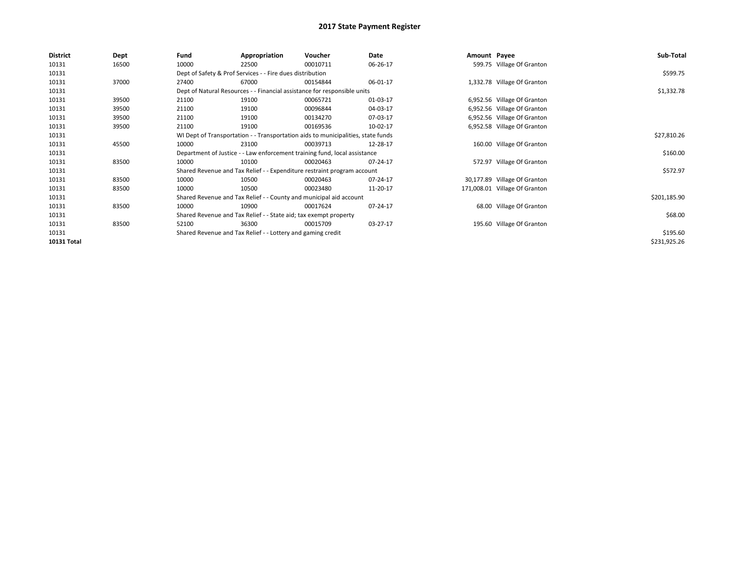# 2017 State Payment Register

| District | Dept | Fund | Appropriation | Voucher | Date | Amount | Payee | Sub-Total |
|---|---|---|---|---|---|---|---|---|
| 10131 | 16500 | 10000 | 22500 | 00010711 | 06-26-17 | 599.75 | Village Of Granton | |
| 10131 | | Dept of Safety & Prof Services - - Fire dues distribution | | | | | | $599.75 |
| 10131 | 37000 | 27400 | 67000 | 00154844 | 06-01-17 | 1,332.78 | Village Of Granton | |
| 10131 | | Dept of Natural Resources - - Financial assistance for responsible units | | | | | | $1,332.78 |
| 10131 | 39500 | 21100 | 19100 | 00065721 | 01-03-17 | 6,952.56 | Village Of Granton | |
| 10131 | 39500 | 21100 | 19100 | 00096844 | 04-03-17 | 6,952.56 | Village Of Granton | |
| 10131 | 39500 | 21100 | 19100 | 00134270 | 07-03-17 | 6,952.56 | Village Of Granton | |
| 10131 | 39500 | 21100 | 19100 | 00169536 | 10-02-17 | 6,952.58 | Village Of Granton | |
| 10131 | | WI Dept of Transportation - - Transportation aids to municipalities, state funds | | | | | | $27,810.26 |
| 10131 | 45500 | 10000 | 23100 | 00039713 | 12-28-17 | 160.00 | Village Of Granton | |
| 10131 | | Department of Justice - - Law enforcement training fund, local assistance | | | | | | $160.00 |
| 10131 | 83500 | 10000 | 10100 | 00020463 | 07-24-17 | 572.97 | Village Of Granton | |
| 10131 | | Shared Revenue and Tax Relief - - Expenditure restraint program account | | | | | | $572.97 |
| 10131 | 83500 | 10000 | 10500 | 00020463 | 07-24-17 | 30,177.89 | Village Of Granton | |
| 10131 | 83500 | 10000 | 10500 | 00023480 | 11-20-17 | 171,008.01 | Village Of Granton | |
| 10131 | | Shared Revenue and Tax Relief - - County and municipal aid account | | | | | | $201,185.90 |
| 10131 | 83500 | 10000 | 10900 | 00017624 | 07-24-17 | 68.00 | Village Of Granton | |
| 10131 | | Shared Revenue and Tax Relief - - State aid; tax exempt property | | | | | | $68.00 |
| 10131 | 83500 | 52100 | 36300 | 00015709 | 03-27-17 | 195.60 | Village Of Granton | |
| 10131 | | Shared Revenue and Tax Relief - - Lottery and gaming credit | | | | | | $195.60 |
| **10131 Total** | | | | | | | | $231,925.26 |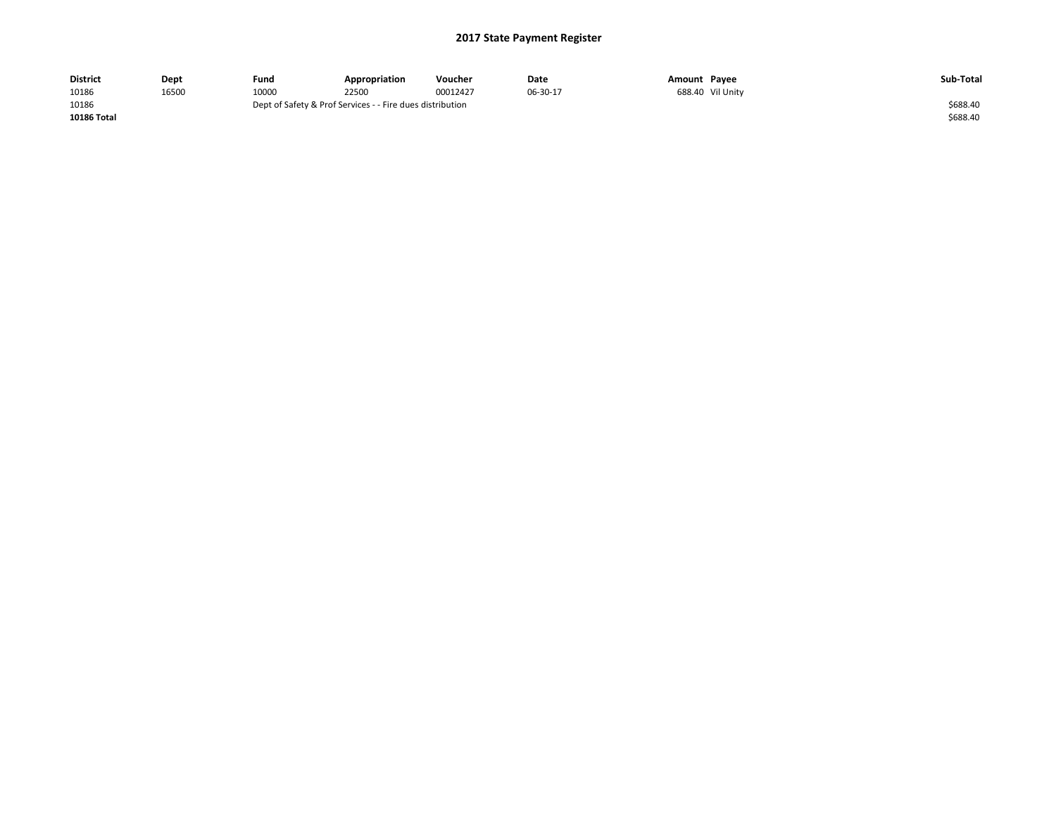# 2017 State Payment Register

| District | Dept | Fund | Appropriation | Voucher | Date | Amount | Payee | Sub-Total |
|---|---|---|---|---|---|---|---|---|
| 10186 | 16500 | 10000 | 22500 | 00012427 | 06-30-17 | 688.40 | Vil Unity | |
| 10186 | | Dept of Safety & Prof Services - - Fire dues distribution | | | | | | $688.40 |
| **10186 Total** | | | | | | | | $688.40 |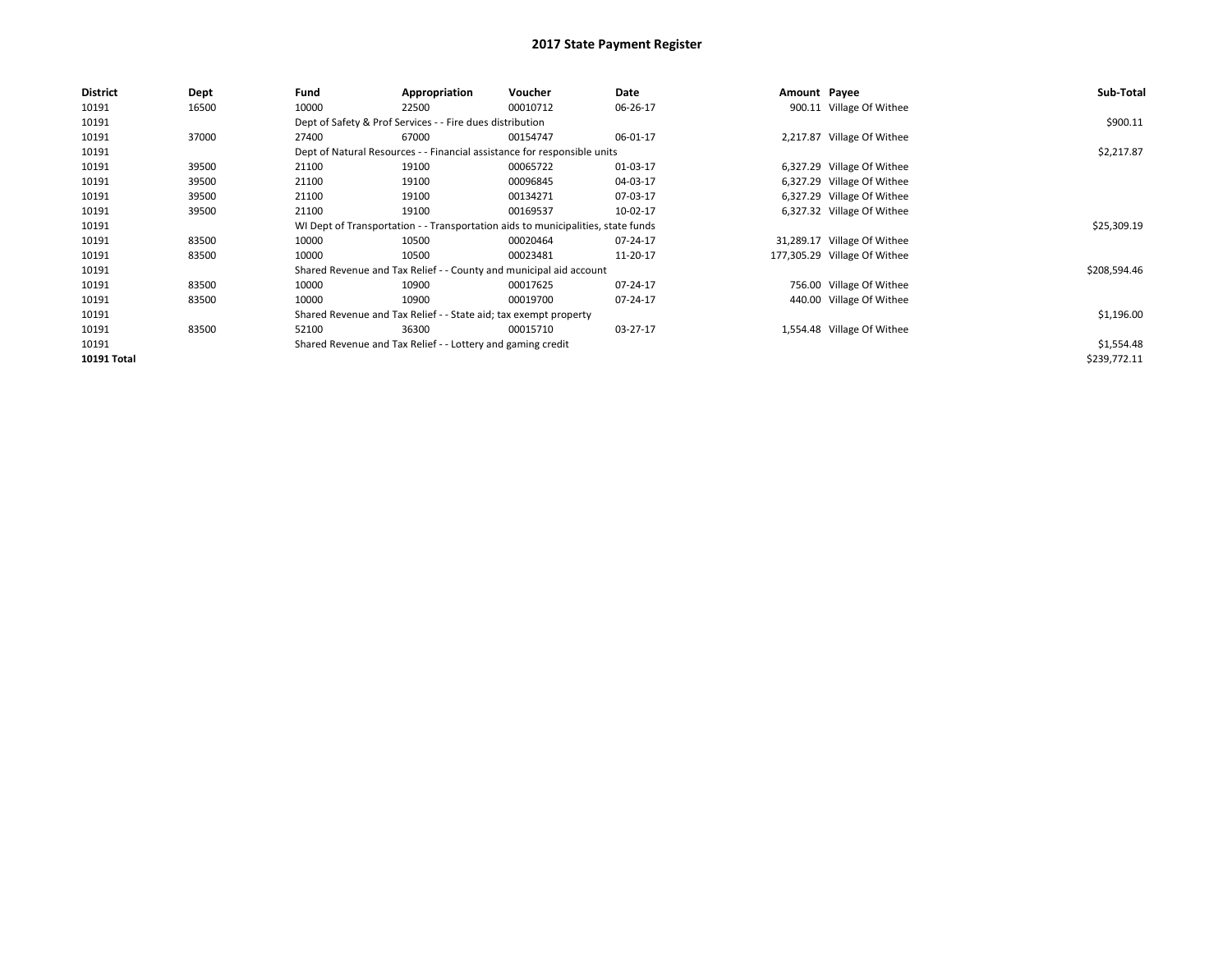# 2017 State Payment Register

| District | Dept | Fund | Appropriation | Voucher | Date | Amount | Payee | Sub-Total |
|---|---|---|---|---|---|---|---|---|
| 10191 | 16500 | 10000 | 22500 | 00010712 | 06-26-17 | 900.11 | Village Of Withee | |
| 10191 | | Dept of Safety & Prof Services - - Fire dues distribution | | | | | | $900.11 |
| 10191 | 37000 | 27400 | 67000 | 00154747 | 06-01-17 | 2,217.87 | Village Of Withee | |
| 10191 | | Dept of Natural Resources - - Financial assistance for responsible units | | | | | | $2,217.87 |
| 10191 | 39500 | 21100 | 19100 | 00065722 | 01-03-17 | 6,327.29 | Village Of Withee | |
| 10191 | 39500 | 21100 | 19100 | 00096845 | 04-03-17 | 6,327.29 | Village Of Withee | |
| 10191 | 39500 | 21100 | 19100 | 00134271 | 07-03-17 | 6,327.29 | Village Of Withee | |
| 10191 | 39500 | 21100 | 19100 | 00169537 | 10-02-17 | 6,327.32 | Village Of Withee | |
| 10191 | | WI Dept of Transportation - - Transportation aids to municipalities, state funds | | | | | | $25,309.19 |
| 10191 | 83500 | 10000 | 10500 | 00020464 | 07-24-17 | 31,289.17 | Village Of Withee | |
| 10191 | 83500 | 10000 | 10500 | 00023481 | 11-20-17 | 177,305.29 | Village Of Withee | |
| 10191 | | Shared Revenue and Tax Relief - - County and municipal aid account | | | | | | $208,594.46 |
| 10191 | 83500 | 10000 | 10900 | 00017625 | 07-24-17 | 756.00 | Village Of Withee | |
| 10191 | 83500 | 10000 | 10900 | 00019700 | 07-24-17 | 440.00 | Village Of Withee | |
| 10191 | | Shared Revenue and Tax Relief - - State aid; tax exempt property | | | | | | $1,196.00 |
| 10191 | 83500 | 52100 | 36300 | 00015710 | 03-27-17 | 1,554.48 | Village Of Withee | |
| 10191 | | Shared Revenue and Tax Relief - - Lottery and gaming credit | | | | | | $1,554.48 |
| **10191 Total** | | | | | | | | $239,772.11 |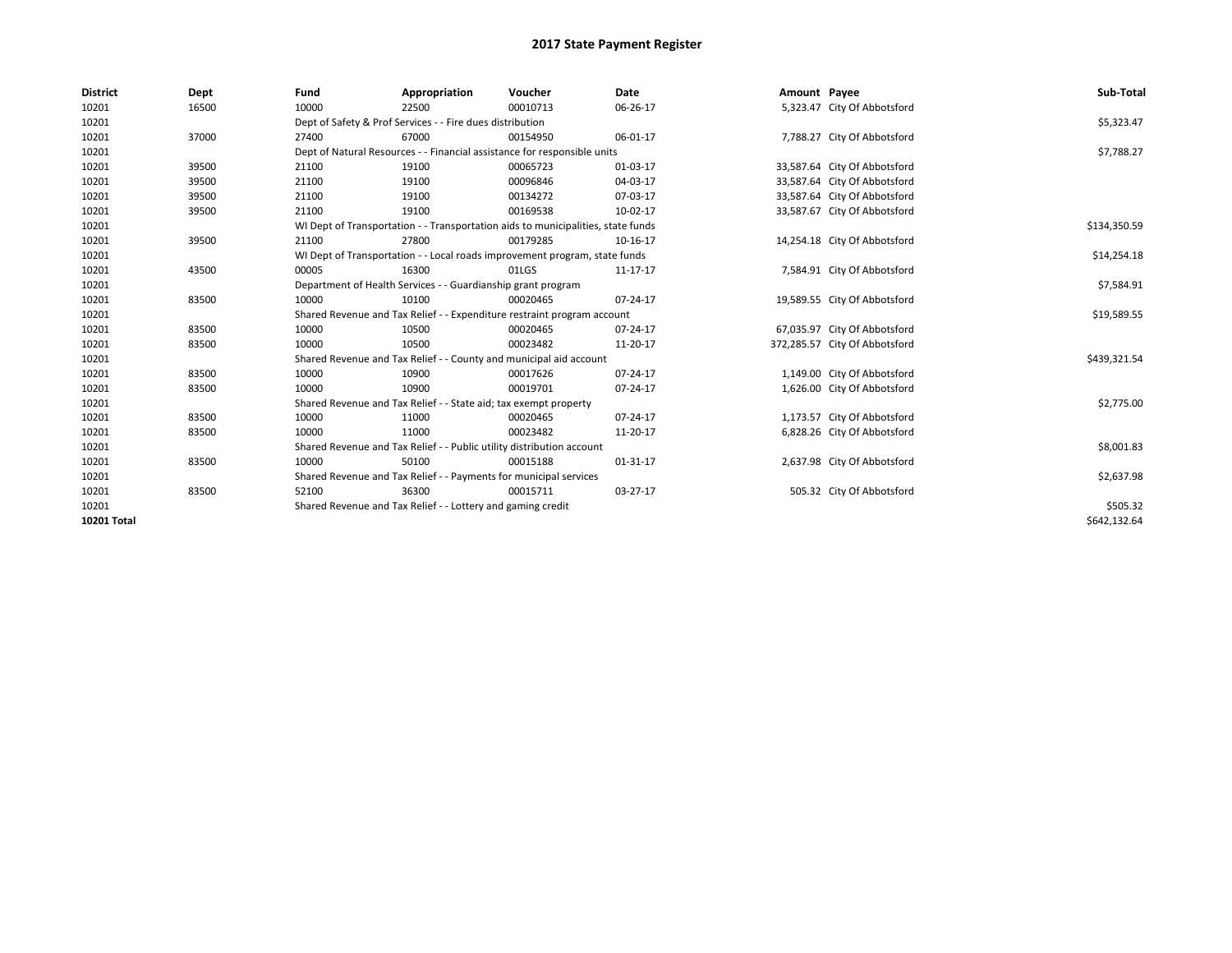# 2017 State Payment Register

| District | Dept | Fund | Appropriation | Voucher | Date | Amount | Payee | Sub-Total |
|---|---|---|---|---|---|---|---|---|
| 10201 | 16500 | 10000 | 22500 | 00010713 | 06-26-17 | 5,323.47 | City Of Abbotsford | |
| 10201 | | Dept of Safety & Prof Services - - Fire dues distribution | | | | | | $5,323.47 |
| 10201 | 37000 | 27400 | 67000 | 00154950 | 06-01-17 | 7,788.27 | City Of Abbotsford | |
| 10201 | | Dept of Natural Resources - - Financial assistance for responsible units | | | | | | $7,788.27 |
| 10201 | 39500 | 21100 | 19100 | 00065723 | 01-03-17 | 33,587.64 | City Of Abbotsford | |
| 10201 | 39500 | 21100 | 19100 | 00096846 | 04-03-17 | 33,587.64 | City Of Abbotsford | |
| 10201 | 39500 | 21100 | 19100 | 00134272 | 07-03-17 | 33,587.64 | City Of Abbotsford | |
| 10201 | 39500 | 21100 | 19100 | 00169538 | 10-02-17 | 33,587.67 | City Of Abbotsford | |
| 10201 | | WI Dept of Transportation - - Transportation aids to municipalities, state funds | | | | | | $134,350.59 |
| 10201 | 39500 | 21100 | 27800 | 00179285 | 10-16-17 | 14,254.18 | City Of Abbotsford | |
| 10201 | | WI Dept of Transportation - - Local roads improvement program, state funds | | | | | | $14,254.18 |
| 10201 | 43500 | 00005 | 16300 | 01LGS | 11-17-17 | 7,584.91 | City Of Abbotsford | |
| 10201 | | Department of Health Services - - Guardianship grant program | | | | | | $7,584.91 |
| 10201 | 83500 | 10000 | 10100 | 00020465 | 07-24-17 | 19,589.55 | City Of Abbotsford | |
| 10201 | | Shared Revenue and Tax Relief - - Expenditure restraint program account | | | | | | $19,589.55 |
| 10201 | 83500 | 10000 | 10500 | 00020465 | 07-24-17 | 67,035.97 | City Of Abbotsford | |
| 10201 | 83500 | 10000 | 10500 | 00023482 | 11-20-17 | 372,285.57 | City Of Abbotsford | |
| 10201 | | Shared Revenue and Tax Relief - - County and municipal aid account | | | | | | $439,321.54 |
| 10201 | 83500 | 10000 | 10900 | 00017626 | 07-24-17 | 1,149.00 | City Of Abbotsford | |
| 10201 | 83500 | 10000 | 10900 | 00019701 | 07-24-17 | 1,626.00 | City Of Abbotsford | |
| 10201 | | Shared Revenue and Tax Relief - - State aid; tax exempt property | | | | | | $2,775.00 |
| 10201 | 83500 | 10000 | 11000 | 00020465 | 07-24-17 | 1,173.57 | City Of Abbotsford | |
| 10201 | 83500 | 10000 | 11000 | 00023482 | 11-20-17 | 6,828.26 | City Of Abbotsford | |
| 10201 | | Shared Revenue and Tax Relief - - Public utility distribution account | | | | | | $8,001.83 |
| 10201 | 83500 | 10000 | 50100 | 00015188 | 01-31-17 | 2,637.98 | City Of Abbotsford | |
| 10201 | | Shared Revenue and Tax Relief - - Payments for municipal services | | | | | | $2,637.98 |
| 10201 | 83500 | 52100 | 36300 | 00015711 | 03-27-17 | 505.32 | City Of Abbotsford | |
| 10201 | | Shared Revenue and Tax Relief - - Lottery and gaming credit | | | | | | $505.32 |
| **10201 Total** | | | | | | | | $642,132.64 |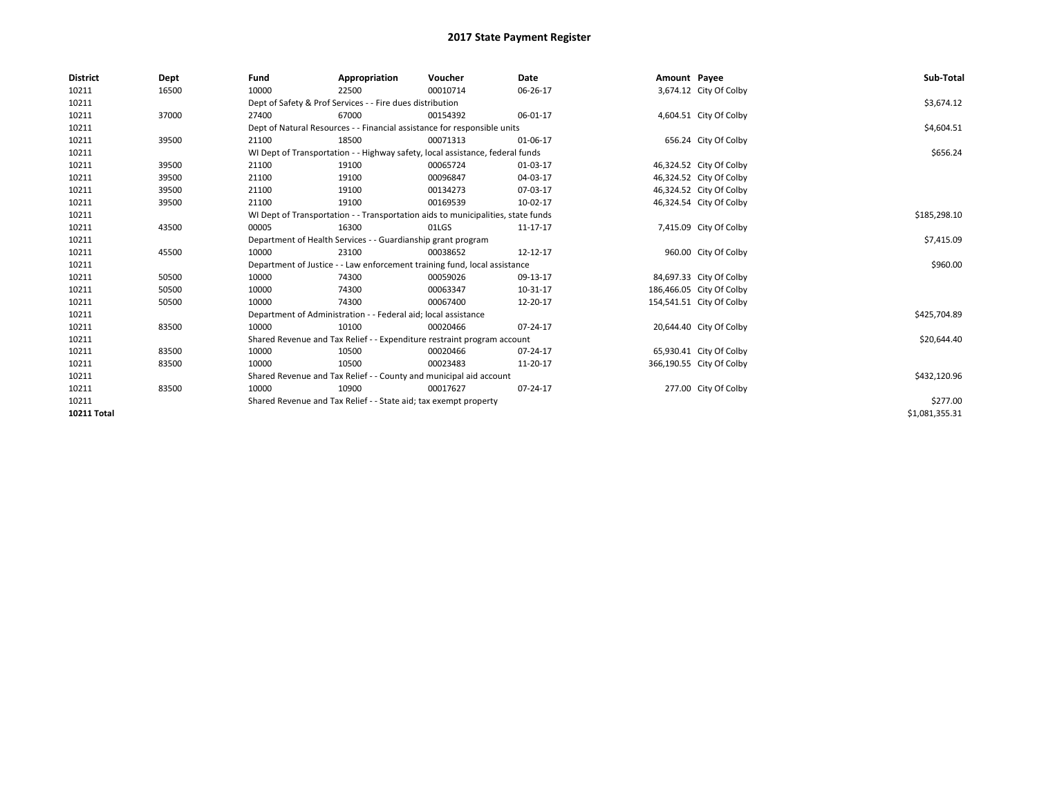# 2017 State Payment Register

| District | Dept | Fund | Appropriation | Voucher | Date | Amount | Payee | Sub-Total |
|---|---|---|---|---|---|---|---|---|
| 10211 | 16500 | 10000 | 22500 | 00010714 | 06-26-17 | 3,674.12 | City Of Colby | |
| 10211 | | Dept of Safety & Prof Services - - Fire dues distribution | | | | | | $3,674.12 |
| 10211 | 37000 | 27400 | 67000 | 00154392 | 06-01-17 | 4,604.51 | City Of Colby | |
| 10211 | | Dept of Natural Resources - - Financial assistance for responsible units | | | | | | $4,604.51 |
| 10211 | 39500 | 21100 | 18500 | 00071313 | 01-06-17 | 656.24 | City Of Colby | |
| 10211 | | WI Dept of Transportation - - Highway safety, local assistance, federal funds | | | | | | $656.24 |
| 10211 | 39500 | 21100 | 19100 | 00065724 | 01-03-17 | 46,324.52 | City Of Colby | |
| 10211 | 39500 | 21100 | 19100 | 00096847 | 04-03-17 | 46,324.52 | City Of Colby | |
| 10211 | 39500 | 21100 | 19100 | 00134273 | 07-03-17 | 46,324.52 | City Of Colby | |
| 10211 | 39500 | 21100 | 19100 | 00169539 | 10-02-17 | 46,324.54 | City Of Colby | |
| 10211 | | WI Dept of Transportation - - Transportation aids to municipalities, state funds | | | | | | $185,298.10 |
| 10211 | 43500 | 00005 | 16300 | 01LGS | 11-17-17 | 7,415.09 | City Of Colby | |
| 10211 | | Department of Health Services - - Guardianship grant program | | | | | | $7,415.09 |
| 10211 | 45500 | 10000 | 23100 | 00038652 | 12-12-17 | 960.00 | City Of Colby | |
| 10211 | | Department of Justice - - Law enforcement training fund, local assistance | | | | | | $960.00 |
| 10211 | 50500 | 10000 | 74300 | 00059026 | 09-13-17 | 84,697.33 | City Of Colby | |
| 10211 | 50500 | 10000 | 74300 | 00063347 | 10-31-17 | 186,466.05 | City Of Colby | |
| 10211 | 50500 | 10000 | 74300 | 00067400 | 12-20-17 | 154,541.51 | City Of Colby | |
| 10211 | | Department of Administration - - Federal aid; local assistance | | | | | | $425,704.89 |
| 10211 | 83500 | 10000 | 10100 | 00020466 | 07-24-17 | 20,644.40 | City Of Colby | |
| 10211 | | Shared Revenue and Tax Relief - - Expenditure restraint program account | | | | | | $20,644.40 |
| 10211 | 83500 | 10000 | 10500 | 00020466 | 07-24-17 | 65,930.41 | City Of Colby | |
| 10211 | 83500 | 10000 | 10500 | 00023483 | 11-20-17 | 366,190.55 | City Of Colby | |
| 10211 | | Shared Revenue and Tax Relief - - County and municipal aid account | | | | | | $432,120.96 |
| 10211 | 83500 | 10000 | 10900 | 00017627 | 07-24-17 | 277.00 | City Of Colby | |
| 10211 | | Shared Revenue and Tax Relief - - State aid; tax exempt property | | | | | | $277.00 |
| **10211 Total** | | | | | | | | $1,081,355.31 |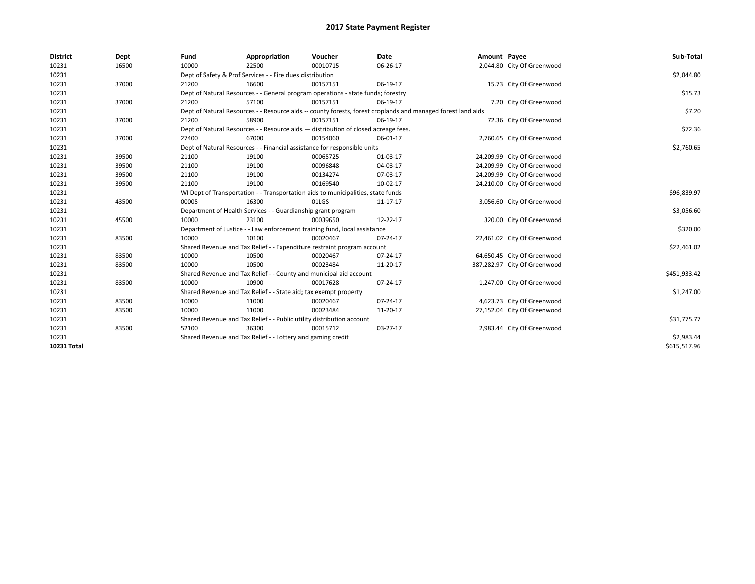# 2017 State Payment Register

| District | Dept | Fund | Appropriation | Voucher | Date | Amount | Payee | Sub-Total |
|---|---|---|---|---|---|---|---|---|
| 10231 | 16500 | 10000 | 22500 | 00010715 | 06-26-17 | 2,044.80 | City Of Greenwood | |
| 10231 | | Dept of Safety & Prof Services - - Fire dues distribution | | | | | | $2,044.80 |
| 10231 | 37000 | 21200 | 16600 | 00157151 | 06-19-17 | 15.73 | City Of Greenwood | |
| 10231 | | Dept of Natural Resources - - General program operations - state funds; forestry | | | | | | $15.73 |
| 10231 | 37000 | 21200 | 57100 | 00157151 | 06-19-17 | 7.20 | City Of Greenwood | |
| 10231 | | Dept of Natural Resources - - Resource aids -- county forests, forest croplands and managed forest land aids | | | | | | $7.20 |
| 10231 | 37000 | 21200 | 58900 | 00157151 | 06-19-17 | 72.36 | City Of Greenwood | |
| 10231 | | Dept of Natural Resources - - Resource aids — distribution of closed acreage fees. | | | | | | $72.36 |
| 10231 | 37000 | 27400 | 67000 | 00154060 | 06-01-17 | 2,760.65 | City Of Greenwood | |
| 10231 | | Dept of Natural Resources - - Financial assistance for responsible units | | | | | | $2,760.65 |
| 10231 | 39500 | 21100 | 19100 | 00065725 | 01-03-17 | 24,209.99 | City Of Greenwood | |
| 10231 | 39500 | 21100 | 19100 | 00096848 | 04-03-17 | 24,209.99 | City Of Greenwood | |
| 10231 | 39500 | 21100 | 19100 | 00134274 | 07-03-17 | 24,209.99 | City Of Greenwood | |
| 10231 | 39500 | 21100 | 19100 | 00169540 | 10-02-17 | 24,210.00 | City Of Greenwood | |
| 10231 | | WI Dept of Transportation - - Transportation aids to municipalities, state funds | | | | | | $96,839.97 |
| 10231 | 43500 | 00005 | 16300 | 01LGS | 11-17-17 | 3,056.60 | City Of Greenwood | |
| 10231 | | Department of Health Services - - Guardianship grant program | | | | | | $3,056.60 |
| 10231 | 45500 | 10000 | 23100 | 00039650 | 12-22-17 | 320.00 | City Of Greenwood | |
| 10231 | | Department of Justice - - Law enforcement training fund, local assistance | | | | | | $320.00 |
| 10231 | 83500 | 10000 | 10100 | 00020467 | 07-24-17 | 22,461.02 | City Of Greenwood | |
| 10231 | | Shared Revenue and Tax Relief - - Expenditure restraint program account | | | | | | $22,461.02 |
| 10231 | 83500 | 10000 | 10500 | 00020467 | 07-24-17 | 64,650.45 | City Of Greenwood | |
| 10231 | 83500 | 10000 | 10500 | 00023484 | 11-20-17 | 387,282.97 | City Of Greenwood | |
| 10231 | | Shared Revenue and Tax Relief - - County and municipal aid account | | | | | | $451,933.42 |
| 10231 | 83500 | 10000 | 10900 | 00017628 | 07-24-17 | 1,247.00 | City Of Greenwood | |
| 10231 | | Shared Revenue and Tax Relief - - State aid; tax exempt property | | | | | | $1,247.00 |
| 10231 | 83500 | 10000 | 11000 | 00020467 | 07-24-17 | 4,623.73 | City Of Greenwood | |
| 10231 | 83500 | 10000 | 11000 | 00023484 | 11-20-17 | 27,152.04 | City Of Greenwood | |
| 10231 | | Shared Revenue and Tax Relief - - Public utility distribution account | | | | | | $31,775.77 |
| 10231 | 83500 | 52100 | 36300 | 00015712 | 03-27-17 | 2,983.44 | City Of Greenwood | |
| 10231 | | Shared Revenue and Tax Relief - - Lottery and gaming credit | | | | | | $2,983.44 |
| **10231 Total** | | | | | | | | $615,517.96 |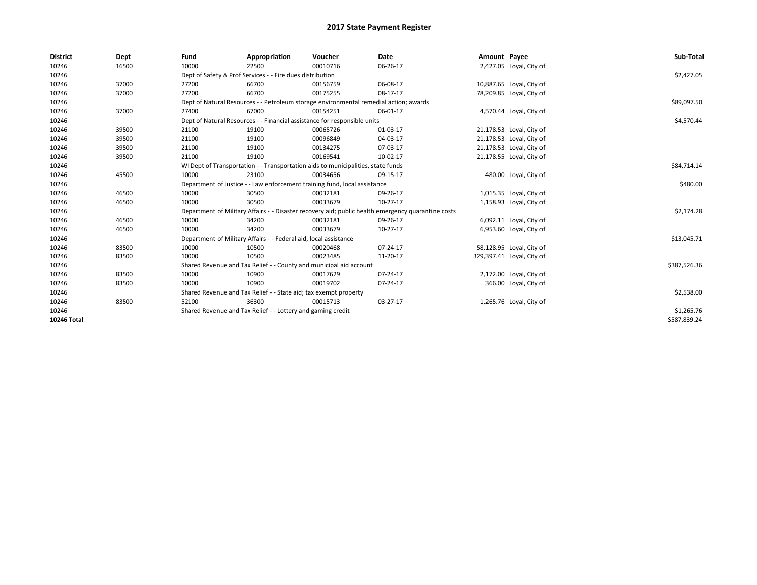# 2017 State Payment Register

| District | Dept | Fund | Appropriation | Voucher | Date | Amount | Payee | Sub-Total |
|---|---|---|---|---|---|---|---|---|
| 10246 | 16500 | 10000 | 22500 | 00010716 | 06-26-17 | 2,427.05 | Loyal, City of | |
| 10246 | | Dept of Safety & Prof Services - - Fire dues distribution | | | | | | $2,427.05 |
| 10246 | 37000 | 27200 | 66700 | 00156759 | 06-08-17 | 10,887.65 | Loyal, City of | |
| 10246 | 37000 | 27200 | 66700 | 00175255 | 08-17-17 | 78,209.85 | Loyal, City of | |
| 10246 | | Dept of Natural Resources - - Petroleum storage environmental remedial action; awards | | | | | | $89,097.50 |
| 10246 | 37000 | 27400 | 67000 | 00154251 | 06-01-17 | 4,570.44 | Loyal, City of | |
| 10246 | | Dept of Natural Resources - - Financial assistance for responsible units | | | | | | $4,570.44 |
| 10246 | 39500 | 21100 | 19100 | 00065726 | 01-03-17 | 21,178.53 | Loyal, City of | |
| 10246 | 39500 | 21100 | 19100 | 00096849 | 04-03-17 | 21,178.53 | Loyal, City of | |
| 10246 | 39500 | 21100 | 19100 | 00134275 | 07-03-17 | 21,178.53 | Loyal, City of | |
| 10246 | 39500 | 21100 | 19100 | 00169541 | 10-02-17 | 21,178.55 | Loyal, City of | |
| 10246 | | WI Dept of Transportation - - Transportation aids to municipalities, state funds | | | | | | $84,714.14 |
| 10246 | 45500 | 10000 | 23100 | 00034656 | 09-15-17 | 480.00 | Loyal, City of | |
| 10246 | | Department of Justice - - Law enforcement training fund, local assistance | | | | | | $480.00 |
| 10246 | 46500 | 10000 | 30500 | 00032181 | 09-26-17 | 1,015.35 | Loyal, City of | |
| 10246 | 46500 | 10000 | 30500 | 00033679 | 10-27-17 | 1,158.93 | Loyal, City of | |
| 10246 | | Department of Military Affairs - - Disaster recovery aid; public health emergency quarantine costs | | | | | | $2,174.28 |
| 10246 | 46500 | 10000 | 34200 | 00032181 | 09-26-17 | 6,092.11 | Loyal, City of | |
| 10246 | 46500 | 10000 | 34200 | 00033679 | 10-27-17 | 6,953.60 | Loyal, City of | |
| 10246 | | Department of Military Affairs - - Federal aid, local assistance | | | | | | $13,045.71 |
| 10246 | 83500 | 10000 | 10500 | 00020468 | 07-24-17 | 58,128.95 | Loyal, City of | |
| 10246 | 83500 | 10000 | 10500 | 00023485 | 11-20-17 | 329,397.41 | Loyal, City of | |
| 10246 | | Shared Revenue and Tax Relief - - County and municipal aid account | | | | | | $387,526.36 |
| 10246 | 83500 | 10000 | 10900 | 00017629 | 07-24-17 | 2,172.00 | Loyal, City of | |
| 10246 | 83500 | 10000 | 10900 | 00019702 | 07-24-17 | 366.00 | Loyal, City of | |
| 10246 | | Shared Revenue and Tax Relief - - State aid; tax exempt property | | | | | | $2,538.00 |
| 10246 | 83500 | 52100 | 36300 | 00015713 | 03-27-17 | 1,265.76 | Loyal, City of | |
| 10246 | | Shared Revenue and Tax Relief - - Lottery and gaming credit | | | | | | $1,265.76 |
| **10246 Total** | | | | | | | | $587,839.24 |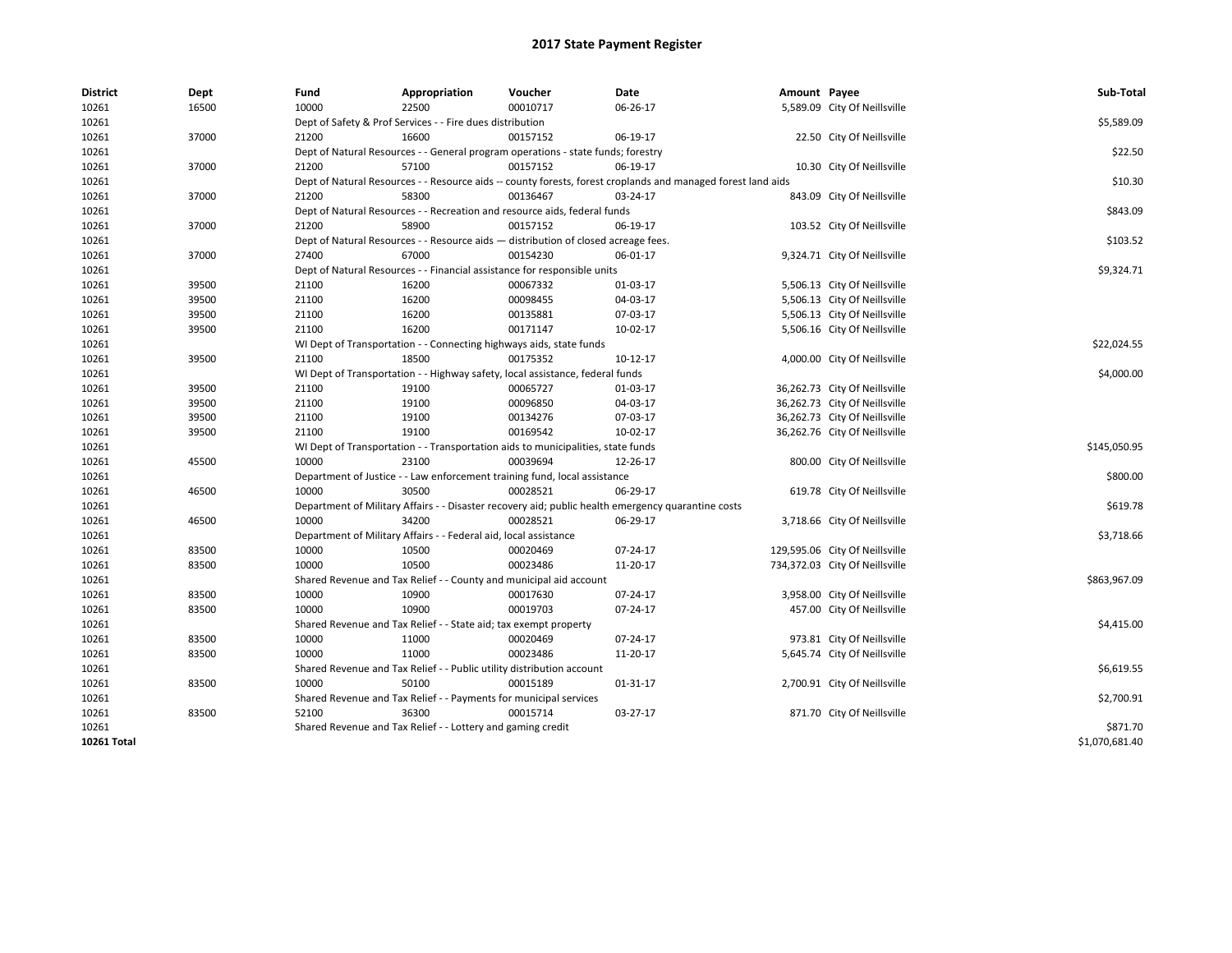# 2017 State Payment Register

| District | Dept | Fund | Appropriation | Voucher | Date | Amount | Payee | Sub-Total |
|---|---|---|---|---|---|---|---|---|
| 10261 | 16500 | 10000 | 22500 | 00010717 | 06-26-17 | 5,589.09 | City Of Neillsville | |
| 10261 | | Dept of Safety & Prof Services - - Fire dues distribution | | | | | | $5,589.09 |
| 10261 | 37000 | 21200 | 16600 | 00157152 | 06-19-17 | 22.50 | City Of Neillsville | |
| 10261 | | Dept of Natural Resources - - General program operations - state funds; forestry | | | | | | $22.50 |
| 10261 | 37000 | 21200 | 57100 | 00157152 | 06-19-17 | 10.30 | City Of Neillsville | |
| 10261 | | Dept of Natural Resources - - Resource aids -- county forests, forest croplands and managed forest land aids | | | | | | $10.30 |
| 10261 | 37000 | 21200 | 58300 | 00136467 | 03-24-17 | 843.09 | City Of Neillsville | |
| 10261 | | Dept of Natural Resources - - Recreation and resource aids, federal funds | | | | | | $843.09 |
| 10261 | 37000 | 21200 | 58900 | 00157152 | 06-19-17 | 103.52 | City Of Neillsville | |
| 10261 | | Dept of Natural Resources - - Resource aids — distribution of closed acreage fees. | | | | | | $103.52 |
| 10261 | 37000 | 27400 | 67000 | 00154230 | 06-01-17 | 9,324.71 | City Of Neillsville | |
| 10261 | | Dept of Natural Resources - - Financial assistance for responsible units | | | | | | $9,324.71 |
| 10261 | 39500 | 21100 | 16200 | 00067332 | 01-03-17 | 5,506.13 | City Of Neillsville | |
| 10261 | 39500 | 21100 | 16200 | 00098455 | 04-03-17 | 5,506.13 | City Of Neillsville | |
| 10261 | 39500 | 21100 | 16200 | 00135881 | 07-03-17 | 5,506.13 | City Of Neillsville | |
| 10261 | 39500 | 21100 | 16200 | 00171147 | 10-02-17 | 5,506.16 | City Of Neillsville | |
| 10261 | | WI Dept of Transportation - - Connecting highways aids, state funds | | | | | | $22,024.55 |
| 10261 | 39500 | 21100 | 18500 | 00175352 | 10-12-17 | 4,000.00 | City Of Neillsville | |
| 10261 | | WI Dept of Transportation - - Highway safety, local assistance, federal funds | | | | | | $4,000.00 |
| 10261 | 39500 | 21100 | 19100 | 00065727 | 01-03-17 | 36,262.73 | City Of Neillsville | |
| 10261 | 39500 | 21100 | 19100 | 00096850 | 04-03-17 | 36,262.73 | City Of Neillsville | |
| 10261 | 39500 | 21100 | 19100 | 00134276 | 07-03-17 | 36,262.73 | City Of Neillsville | |
| 10261 | 39500 | 21100 | 19100 | 00169542 | 10-02-17 | 36,262.76 | City Of Neillsville | |
| 10261 | | WI Dept of Transportation - - Transportation aids to municipalities, state funds | | | | | | $145,050.95 |
| 10261 | 45500 | 10000 | 23100 | 00039694 | 12-26-17 | 800.00 | City Of Neillsville | |
| 10261 | | Department of Justice - - Law enforcement training fund, local assistance | | | | | | $800.00 |
| 10261 | 46500 | 10000 | 30500 | 00028521 | 06-29-17 | 619.78 | City Of Neillsville | |
| 10261 | | Department of Military Affairs - - Disaster recovery aid; public health emergency quarantine costs | | | | | | $619.78 |
| 10261 | 46500 | 10000 | 34200 | 00028521 | 06-29-17 | 3,718.66 | City Of Neillsville | |
| 10261 | | Department of Military Affairs - - Federal aid, local assistance | | | | | | $3,718.66 |
| 10261 | 83500 | 10000 | 10500 | 00020469 | 07-24-17 | 129,595.06 | City Of Neillsville | |
| 10261 | 83500 | 10000 | 10500 | 00023486 | 11-20-17 | 734,372.03 | City Of Neillsville | |
| 10261 | | Shared Revenue and Tax Relief - - County and municipal aid account | | | | | | $863,967.09 |
| 10261 | 83500 | 10000 | 10900 | 00017630 | 07-24-17 | 3,958.00 | City Of Neillsville | |
| 10261 | 83500 | 10000 | 10900 | 00019703 | 07-24-17 | 457.00 | City Of Neillsville | |
| 10261 | | Shared Revenue and Tax Relief - - State aid; tax exempt property | | | | | | $4,415.00 |
| 10261 | 83500 | 10000 | 11000 | 00020469 | 07-24-17 | 973.81 | City Of Neillsville | |
| 10261 | 83500 | 10000 | 11000 | 00023486 | 11-20-17 | 5,645.74 | City Of Neillsville | |
| 10261 | | Shared Revenue and Tax Relief - - Public utility distribution account | | | | | | $6,619.55 |
| 10261 | 83500 | 10000 | 50100 | 00015189 | 01-31-17 | 2,700.91 | City Of Neillsville | |
| 10261 | | Shared Revenue and Tax Relief - - Payments for municipal services | | | | | | $2,700.91 |
| 10261 | 83500 | 52100 | 36300 | 00015714 | 03-27-17 | 871.70 | City Of Neillsville | |
| 10261 | | Shared Revenue and Tax Relief - - Lottery and gaming credit | | | | | | $871.70 |
| **10261 Total** | | | | | | | | $1,070,681.40 |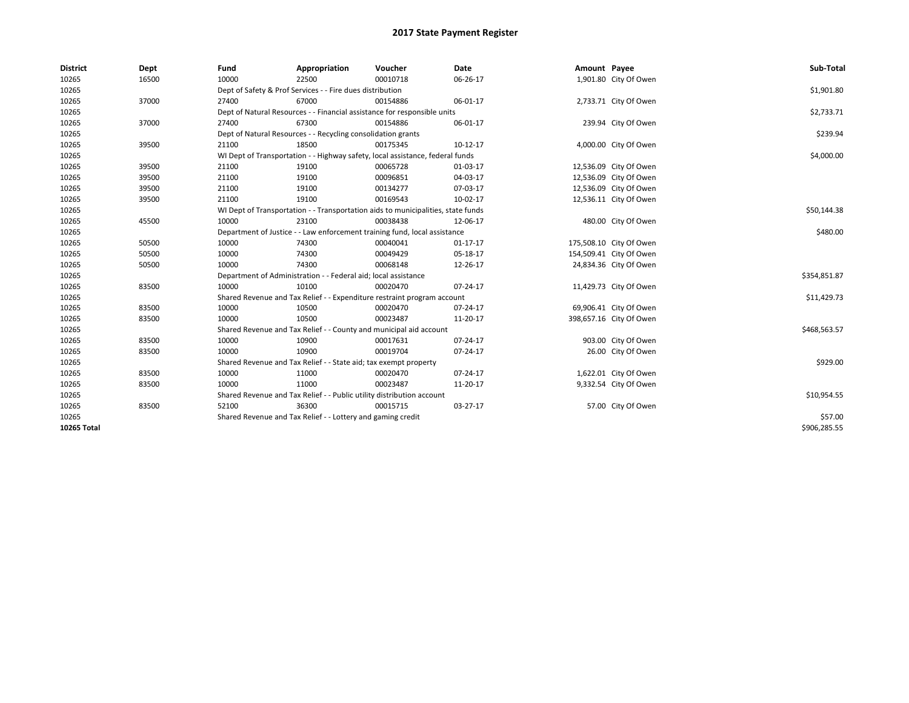# 2017 State Payment Register

| District | Dept | Fund | Appropriation | Voucher | Date | Amount | Payee | Sub-Total |
|---|---|---|---|---|---|---|---|---|
| 10265 | 16500 | 10000 | 22500 | 00010718 | 06-26-17 | 1,901.80 | City Of Owen | |
| 10265 | | Dept of Safety & Prof Services - - Fire dues distribution | | | | | | $1,901.80 |
| 10265 | 37000 | 27400 | 67000 | 00154886 | 06-01-17 | 2,733.71 | City Of Owen | |
| 10265 | | Dept of Natural Resources - - Financial assistance for responsible units | | | | | | $2,733.71 |
| 10265 | 37000 | 27400 | 67300 | 00154886 | 06-01-17 | 239.94 | City Of Owen | |
| 10265 | | Dept of Natural Resources - - Recycling consolidation grants | | | | | | $239.94 |
| 10265 | 39500 | 21100 | 18500 | 00175345 | 10-12-17 | 4,000.00 | City Of Owen | |
| 10265 | | WI Dept of Transportation - - Highway safety, local assistance, federal funds | | | | | | $4,000.00 |
| 10265 | 39500 | 21100 | 19100 | 00065728 | 01-03-17 | 12,536.09 | City Of Owen | |
| 10265 | 39500 | 21100 | 19100 | 00096851 | 04-03-17 | 12,536.09 | City Of Owen | |
| 10265 | 39500 | 21100 | 19100 | 00134277 | 07-03-17 | 12,536.09 | City Of Owen | |
| 10265 | 39500 | 21100 | 19100 | 00169543 | 10-02-17 | 12,536.11 | City Of Owen | |
| 10265 | | WI Dept of Transportation - - Transportation aids to municipalities, state funds | | | | | | $50,144.38 |
| 10265 | 45500 | 10000 | 23100 | 00038438 | 12-06-17 | 480.00 | City Of Owen | |
| 10265 | | Department of Justice - - Law enforcement training fund, local assistance | | | | | | $480.00 |
| 10265 | 50500 | 10000 | 74300 | 00040041 | 01-17-17 | 175,508.10 | City Of Owen | |
| 10265 | 50500 | 10000 | 74300 | 00049429 | 05-18-17 | 154,509.41 | City Of Owen | |
| 10265 | 50500 | 10000 | 74300 | 00068148 | 12-26-17 | 24,834.36 | City Of Owen | |
| 10265 | | Department of Administration - - Federal aid; local assistance | | | | | | $354,851.87 |
| 10265 | 83500 | 10000 | 10100 | 00020470 | 07-24-17 | 11,429.73 | City Of Owen | |
| 10265 | | Shared Revenue and Tax Relief - - Expenditure restraint program account | | | | | | $11,429.73 |
| 10265 | 83500 | 10000 | 10500 | 00020470 | 07-24-17 | 69,906.41 | City Of Owen | |
| 10265 | 83500 | 10000 | 10500 | 00023487 | 11-20-17 | 398,657.16 | City Of Owen | |
| 10265 | | Shared Revenue and Tax Relief - - County and municipal aid account | | | | | | $468,563.57 |
| 10265 | 83500 | 10000 | 10900 | 00017631 | 07-24-17 | 903.00 | City Of Owen | |
| 10265 | 83500 | 10000 | 10900 | 00019704 | 07-24-17 | 26.00 | City Of Owen | |
| 10265 | | Shared Revenue and Tax Relief - - State aid; tax exempt property | | | | | | $929.00 |
| 10265 | 83500 | 10000 | 11000 | 00020470 | 07-24-17 | 1,622.01 | City Of Owen | |
| 10265 | 83500 | 10000 | 11000 | 00023487 | 11-20-17 | 9,332.54 | City Of Owen | |
| 10265 | | Shared Revenue and Tax Relief - - Public utility distribution account | | | | | | $10,954.55 |
| 10265 | 83500 | 52100 | 36300 | 00015715 | 03-27-17 | 57.00 | City Of Owen | |
| 10265 | | Shared Revenue and Tax Relief - - Lottery and gaming credit | | | | | | $57.00 |
| **10265 Total** | | | | | | | | $906,285.55 |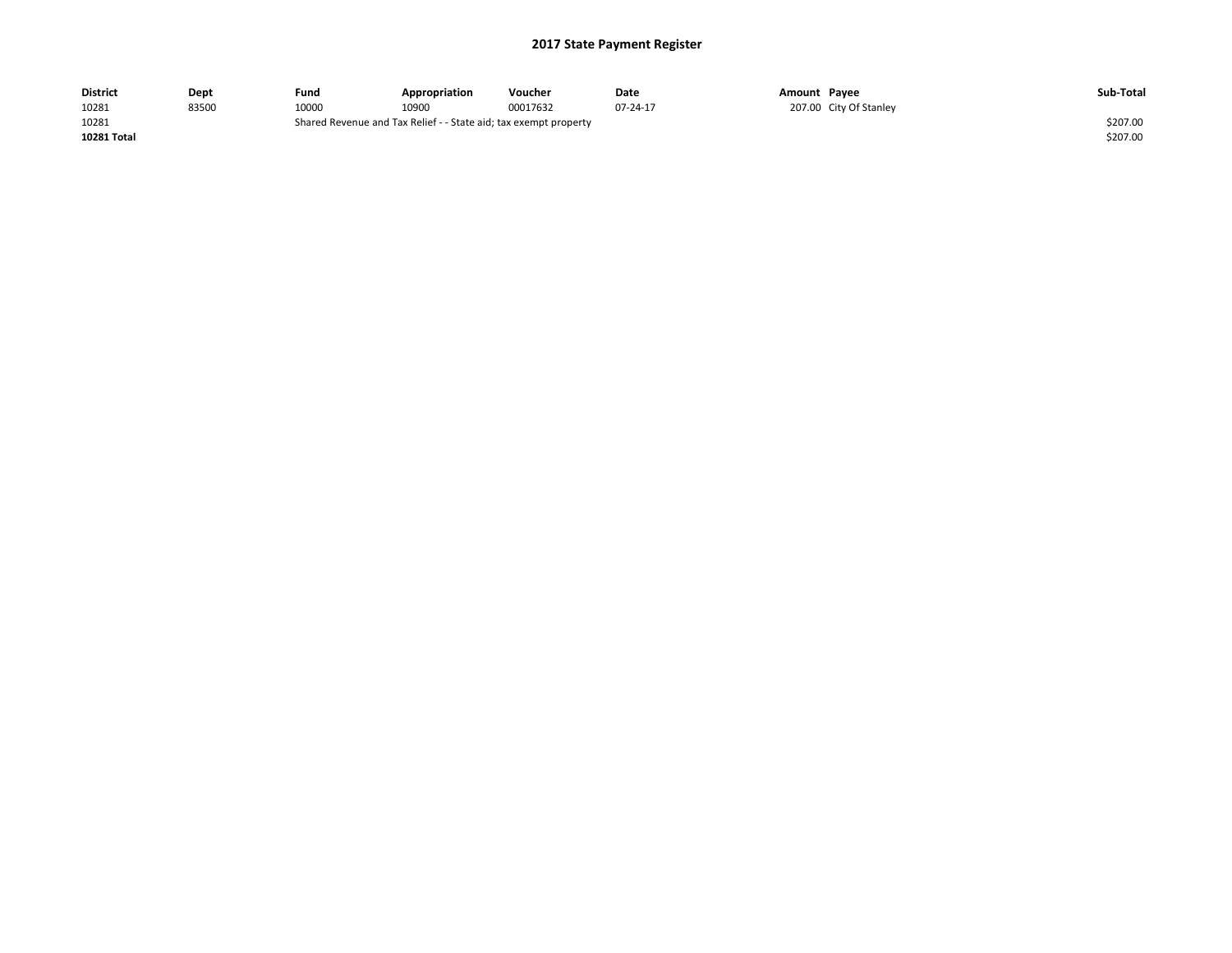# 2017 State Payment Register

| District | Dept | Fund | Appropriation | Voucher | Date | Amount | Payee | Sub-Total |
|---|---|---|---|---|---|---|---|---|
| 10281 | 83500 | 10000 | 10900 | 00017632 | 07-24-17 | 207.00 | City Of Stanley | |
| 10281 | | Shared Revenue and Tax Relief - - State aid; tax exempt property | | | | | | $207.00 |
| **10281 Total** | | | | | | | | $207.00 |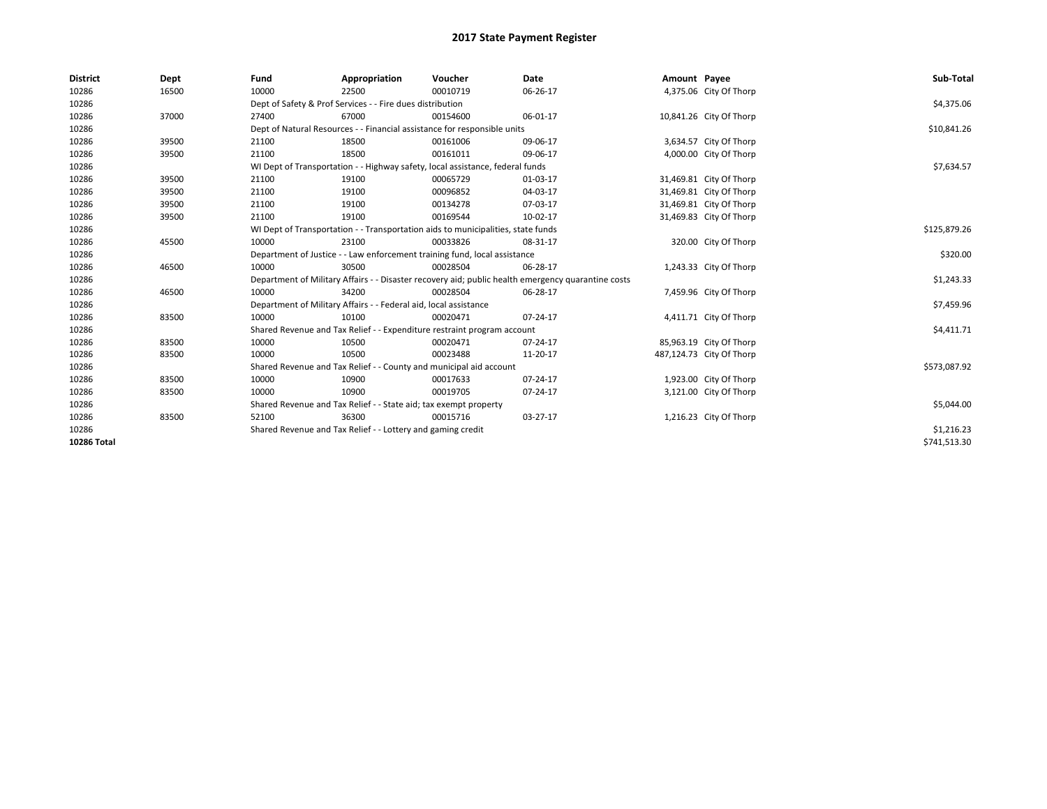# 2017 State Payment Register

| District | Dept | Fund | Appropriation | Voucher | Date | Amount | Payee | Sub-Total |
|---|---|---|---|---|---|---|---|---|
| 10286 | 16500 | 10000 | 22500 | 00010719 | 06-26-17 | 4,375.06 | City Of Thorp | |
| 10286 | | Dept of Safety & Prof Services - - Fire dues distribution | | | | | | $4,375.06 |
| 10286 | 37000 | 27400 | 67000 | 00154600 | 06-01-17 | 10,841.26 | City Of Thorp | |
| 10286 | | Dept of Natural Resources - - Financial assistance for responsible units | | | | | | $10,841.26 |
| 10286 | 39500 | 21100 | 18500 | 00161006 | 09-06-17 | 3,634.57 | City Of Thorp | |
| 10286 | 39500 | 21100 | 18500 | 00161011 | 09-06-17 | 4,000.00 | City Of Thorp | |
| 10286 | | WI Dept of Transportation - - Highway safety, local assistance, federal funds | | | | | | $7,634.57 |
| 10286 | 39500 | 21100 | 19100 | 00065729 | 01-03-17 | 31,469.81 | City Of Thorp | |
| 10286 | 39500 | 21100 | 19100 | 00096852 | 04-03-17 | 31,469.81 | City Of Thorp | |
| 10286 | 39500 | 21100 | 19100 | 00134278 | 07-03-17 | 31,469.81 | City Of Thorp | |
| 10286 | 39500 | 21100 | 19100 | 00169544 | 10-02-17 | 31,469.83 | City Of Thorp | |
| 10286 | | WI Dept of Transportation - - Transportation aids to municipalities, state funds | | | | | | $125,879.26 |
| 10286 | 45500 | 10000 | 23100 | 00033826 | 08-31-17 | 320.00 | City Of Thorp | |
| 10286 | | Department of Justice - - Law enforcement training fund, local assistance | | | | | | $320.00 |
| 10286 | 46500 | 10000 | 30500 | 00028504 | 06-28-17 | 1,243.33 | City Of Thorp | |
| 10286 | | Department of Military Affairs - - Disaster recovery aid; public health emergency quarantine costs | | | | | | $1,243.33 |
| 10286 | 46500 | 10000 | 34200 | 00028504 | 06-28-17 | 7,459.96 | City Of Thorp | |
| 10286 | | Department of Military Affairs - - Federal aid, local assistance | | | | | | $7,459.96 |
| 10286 | 83500 | 10000 | 10100 | 00020471 | 07-24-17 | 4,411.71 | City Of Thorp | |
| 10286 | | Shared Revenue and Tax Relief - - Expenditure restraint program account | | | | | | $4,411.71 |
| 10286 | 83500 | 10000 | 10500 | 00020471 | 07-24-17 | 85,963.19 | City Of Thorp | |
| 10286 | 83500 | 10000 | 10500 | 00023488 | 11-20-17 | 487,124.73 | City Of Thorp | |
| 10286 | | Shared Revenue and Tax Relief - - County and municipal aid account | | | | | | $573,087.92 |
| 10286 | 83500 | 10000 | 10900 | 00017633 | 07-24-17 | 1,923.00 | City Of Thorp | |
| 10286 | 83500 | 10000 | 10900 | 00019705 | 07-24-17 | 3,121.00 | City Of Thorp | |
| 10286 | | Shared Revenue and Tax Relief - - State aid; tax exempt property | | | | | | $5,044.00 |
| 10286 | 83500 | 52100 | 36300 | 00015716 | 03-27-17 | 1,216.23 | City Of Thorp | |
| 10286 | | Shared Revenue and Tax Relief - - Lottery and gaming credit | | | | | | $1,216.23 |
| **10286 Total** | | | | | | | | $741,513.30 |